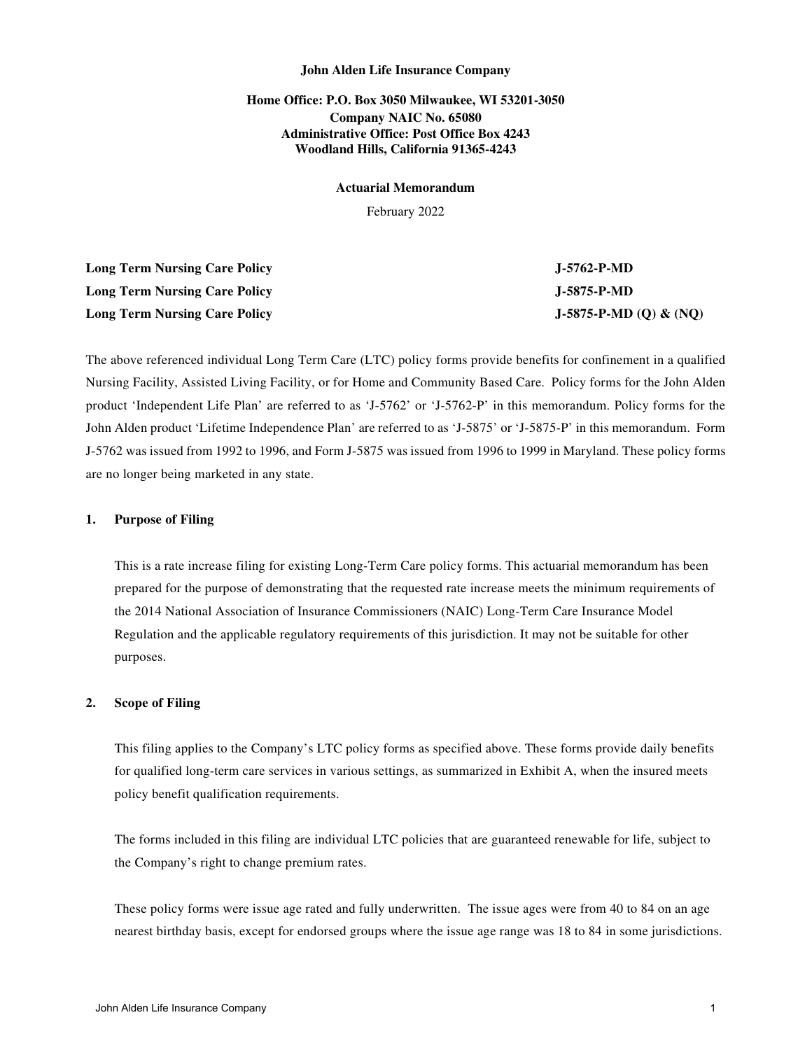**John Alden Life Insurance Company**

**Home Office: P.O. Box 3050 Milwaukee, WI 53201-3050**
**Company NAIC No. 65080**
**Administrative Office: Post Office Box 4243**
**Woodland Hills, California 91365-4243**

**Actuarial Memorandum**

February 2022

| | |
|---|---|
| **Long Term Nursing Care Policy** | **J-5762-P-MD** |
| **Long Term Nursing Care Policy** | **J-5875-P-MD** |
| **Long Term Nursing Care Policy** | **J-5875-P-MD (Q) & (NQ)** |

The above referenced individual Long Term Care (LTC) policy forms provide benefits for confinement in a qualified Nursing Facility, Assisted Living Facility, or for Home and Community Based Care. Policy forms for the John Alden product 'Independent Life Plan' are referred to as 'J-5762' or 'J-5762-P' in this memorandum. Policy forms for the John Alden product 'Lifetime Independence Plan' are referred to as 'J-5875' or 'J-5875-P' in this memorandum. Form J-5762 was issued from 1992 to 1996, and Form J-5875 was issued from 1996 to 1999 in Maryland. These policy forms are no longer being marketed in any state.

## 1. Purpose of Filing

This is a rate increase filing for existing Long-Term Care policy forms. This actuarial memorandum has been prepared for the purpose of demonstrating that the requested rate increase meets the minimum requirements of the 2014 National Association of Insurance Commissioners (NAIC) Long-Term Care Insurance Model Regulation and the applicable regulatory requirements of this jurisdiction. It may not be suitable for other purposes.

## 2. Scope of Filing

This filing applies to the Company's LTC policy forms as specified above. These forms provide daily benefits for qualified long-term care services in various settings, as summarized in Exhibit A, when the insured meets policy benefit qualification requirements.

The forms included in this filing are individual LTC policies that are guaranteed renewable for life, subject to the Company's right to change premium rates.

These policy forms were issue age rated and fully underwritten. The issue ages were from 40 to 84 on an age nearest birthday basis, except for endorsed groups where the issue age range was 18 to 84 in some jurisdictions.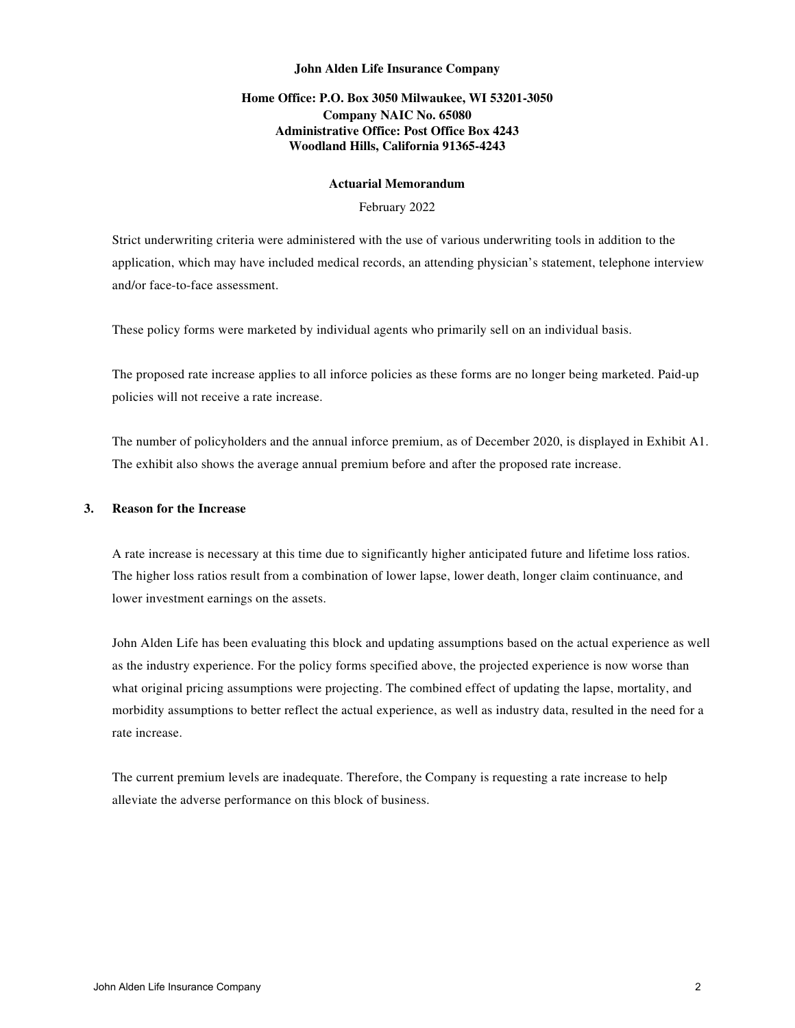**John Alden Life Insurance Company**

**Home Office: P.O. Box 3050 Milwaukee, WI 53201-3050**
**Company NAIC No. 65080**
**Administrative Office: Post Office Box 4243**
**Woodland Hills, California 91365-4243**

**Actuarial Memorandum**

February 2022

Strict underwriting criteria were administered with the use of various underwriting tools in addition to the application, which may have included medical records, an attending physician's statement, telephone interview and/or face-to-face assessment.

These policy forms were marketed by individual agents who primarily sell on an individual basis.

The proposed rate increase applies to all inforce policies as these forms are no longer being marketed. Paid-up policies will not receive a rate increase.

The number of policyholders and the annual inforce premium, as of December 2020, is displayed in Exhibit A1. The exhibit also shows the average annual premium before and after the proposed rate increase.

## 3. Reason for the Increase

A rate increase is necessary at this time due to significantly higher anticipated future and lifetime loss ratios. The higher loss ratios result from a combination of lower lapse, lower death, longer claim continuance, and lower investment earnings on the assets.

John Alden Life has been evaluating this block and updating assumptions based on the actual experience as well as the industry experience. For the policy forms specified above, the projected experience is now worse than what original pricing assumptions were projecting. The combined effect of updating the lapse, mortality, and morbidity assumptions to better reflect the actual experience, as well as industry data, resulted in the need for a rate increase.

The current premium levels are inadequate. Therefore, the Company is requesting a rate increase to help alleviate the adverse performance on this block of business.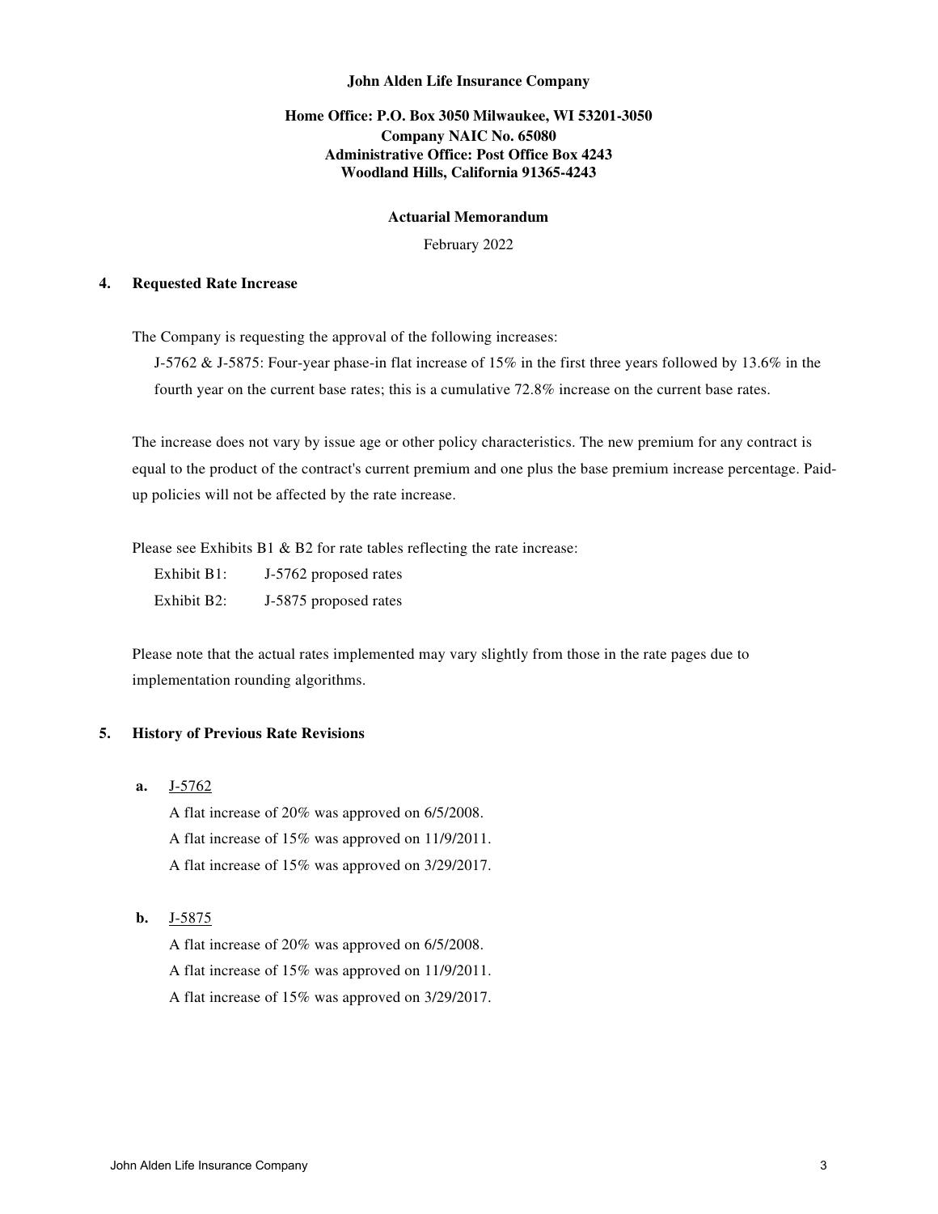**John Alden Life Insurance Company**

**Home Office: P.O. Box 3050 Milwaukee, WI 53201-3050**
**Company NAIC No. 65080**
**Administrative Office: Post Office Box 4243**
**Woodland Hills, California 91365-4243**

**Actuarial Memorandum**

February 2022

## 4. Requested Rate Increase

The Company is requesting the approval of the following increases:

J-5762 & J-5875: Four-year phase-in flat increase of 15% in the first three years followed by 13.6% in the fourth year on the current base rates; this is a cumulative 72.8% increase on the current base rates.

The increase does not vary by issue age or other policy characteristics. The new premium for any contract is equal to the product of the contract's current premium and one plus the base premium increase percentage. Paid-up policies will not be affected by the rate increase.

Please see Exhibits B1 & B2 for rate tables reflecting the rate increase:

Exhibit B1: J-5762 proposed rates
Exhibit B2: J-5875 proposed rates

Please note that the actual rates implemented may vary slightly from those in the rate pages due to implementation rounding algorithms.

## 5. History of Previous Rate Revisions

**a.** J-5762

A flat increase of 20% was approved on 6/5/2008.
A flat increase of 15% was approved on 11/9/2011.
A flat increase of 15% was approved on 3/29/2017.

**b.** J-5875

A flat increase of 20% was approved on 6/5/2008.
A flat increase of 15% was approved on 11/9/2011.
A flat increase of 15% was approved on 3/29/2017.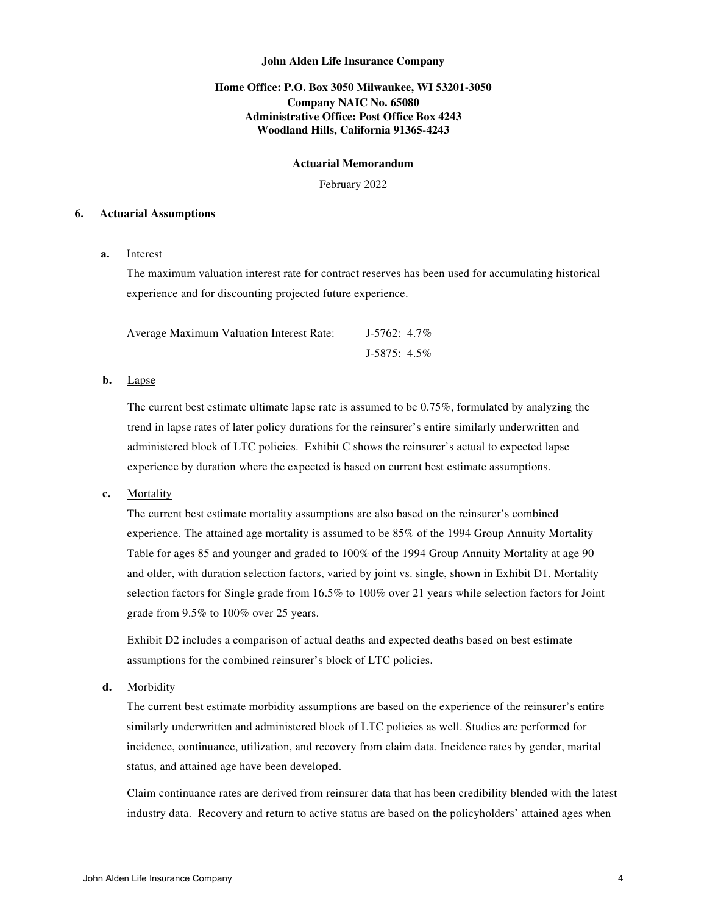**John Alden Life Insurance Company**

**Home Office: P.O. Box 3050 Milwaukee, WI 53201-3050**
**Company NAIC No. 65080**
**Administrative Office: Post Office Box 4243**
**Woodland Hills, California 91365-4243**

**Actuarial Memorandum**

February 2022

## 6. Actuarial Assumptions

**a.** Interest

The maximum valuation interest rate for contract reserves has been used for accumulating historical experience and for discounting projected future experience.

| Average Maximum Valuation Interest Rate: | J-5762: 4.7% |
|---|---|
| | J-5875: 4.5% |

**b.** Lapse

The current best estimate ultimate lapse rate is assumed to be 0.75%, formulated by analyzing the trend in lapse rates of later policy durations for the reinsurer's entire similarly underwritten and administered block of LTC policies. Exhibit C shows the reinsurer's actual to expected lapse experience by duration where the expected is based on current best estimate assumptions.

**c.** Mortality

The current best estimate mortality assumptions are also based on the reinsurer's combined experience. The attained age mortality is assumed to be 85% of the 1994 Group Annuity Mortality Table for ages 85 and younger and graded to 100% of the 1994 Group Annuity Mortality at age 90 and older, with duration selection factors, varied by joint vs. single, shown in Exhibit D1. Mortality selection factors for Single grade from 16.5% to 100% over 21 years while selection factors for Joint grade from 9.5% to 100% over 25 years.

Exhibit D2 includes a comparison of actual deaths and expected deaths based on best estimate assumptions for the combined reinsurer's block of LTC policies.

**d.** Morbidity

The current best estimate morbidity assumptions are based on the experience of the reinsurer's entire similarly underwritten and administered block of LTC policies as well. Studies are performed for incidence, continuance, utilization, and recovery from claim data. Incidence rates by gender, marital status, and attained age have been developed.

Claim continuance rates are derived from reinsurer data that has been credibility blended with the latest industry data. Recovery and return to active status are based on the policyholders' attained ages when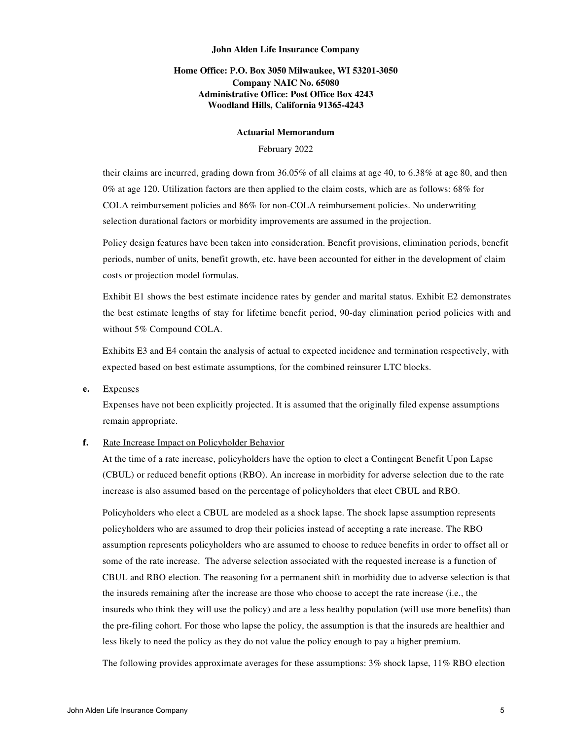their claims are incurred, grading down from 36.05% of all claims at age 40, to 6.38% at age 80, and then 0% at age 120. Utilization factors are then applied to the claim costs, which are as follows: 68% for COLA reimbursement policies and 86% for non-COLA reimbursement policies. No underwriting selection durational factors or morbidity improvements are assumed in the projection.

Policy design features have been taken into consideration. Benefit provisions, elimination periods, benefit periods, number of units, benefit growth, etc. have been accounted for either in the development of claim costs or projection model formulas.

Exhibit E1 shows the best estimate incidence rates by gender and marital status. Exhibit E2 demonstrates the best estimate lengths of stay for lifetime benefit period, 90-day elimination period policies with and without 5% Compound COLA.

Exhibits E3 and E4 contain the analysis of actual to expected incidence and termination respectively, with expected based on best estimate assumptions, for the combined reinsurer LTC blocks.

**e.** Expenses

Expenses have not been explicitly projected. It is assumed that the originally filed expense assumptions remain appropriate.

**f.** Rate Increase Impact on Policyholder Behavior

At the time of a rate increase, policyholders have the option to elect a Contingent Benefit Upon Lapse (CBUL) or reduced benefit options (RBO). An increase in morbidity for adverse selection due to the rate increase is also assumed based on the percentage of policyholders that elect CBUL and RBO.

Policyholders who elect a CBUL are modeled as a shock lapse. The shock lapse assumption represents policyholders who are assumed to drop their policies instead of accepting a rate increase. The RBO assumption represents policyholders who are assumed to choose to reduce benefits in order to offset all or some of the rate increase. The adverse selection associated with the requested increase is a function of CBUL and RBO election. The reasoning for a permanent shift in morbidity due to adverse selection is that the insureds remaining after the increase are those who choose to accept the rate increase (i.e., the insureds who think they will use the policy) and are a less healthy population (will use more benefits) than the pre-filing cohort. For those who lapse the policy, the assumption is that the insureds are healthier and less likely to need the policy as they do not value the policy enough to pay a higher premium.

The following provides approximate averages for these assumptions: 3% shock lapse, 11% RBO election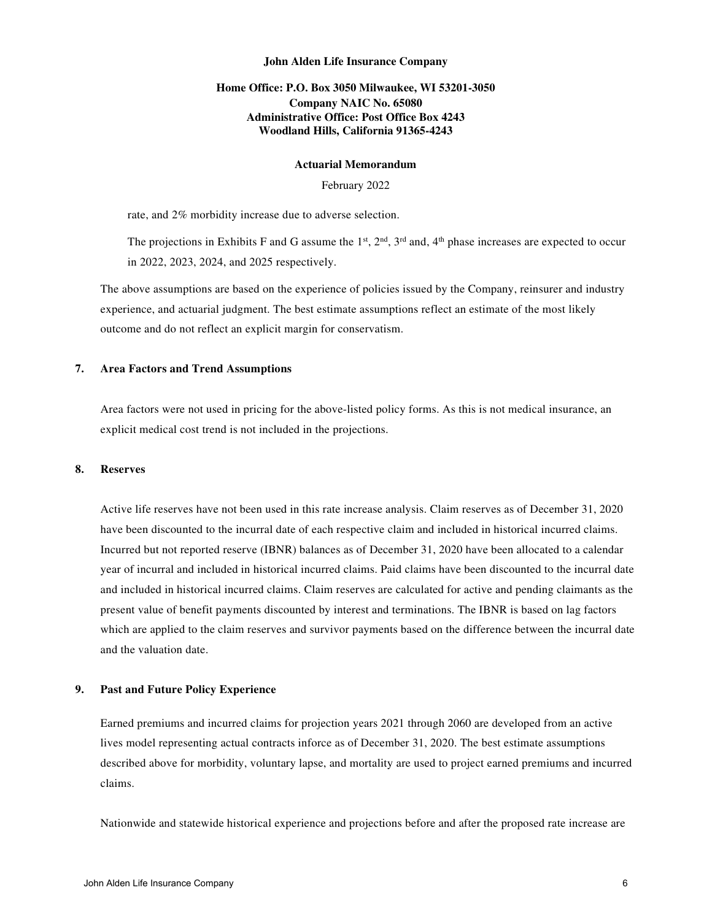rate, and 2% morbidity increase due to adverse selection.

The projections in Exhibits F and G assume the 1st, 2nd, 3rd and, 4th phase increases are expected to occur in 2022, 2023, 2024, and 2025 respectively.

The above assumptions are based on the experience of policies issued by the Company, reinsurer and industry experience, and actuarial judgment. The best estimate assumptions reflect an estimate of the most likely outcome and do not reflect an explicit margin for conservatism.

## 7. Area Factors and Trend Assumptions

Area factors were not used in pricing for the above-listed policy forms. As this is not medical insurance, an explicit medical cost trend is not included in the projections.

## 8. Reserves

Active life reserves have not been used in this rate increase analysis. Claim reserves as of December 31, 2020 have been discounted to the incurral date of each respective claim and included in historical incurred claims. Incurred but not reported reserve (IBNR) balances as of December 31, 2020 have been allocated to a calendar year of incurral and included in historical incurred claims. Paid claims have been discounted to the incurral date and included in historical incurred claims. Claim reserves are calculated for active and pending claimants as the present value of benefit payments discounted by interest and terminations. The IBNR is based on lag factors which are applied to the claim reserves and survivor payments based on the difference between the incurral date and the valuation date.

## 9. Past and Future Policy Experience

Earned premiums and incurred claims for projection years 2021 through 2060 are developed from an active lives model representing actual contracts inforce as of December 31, 2020. The best estimate assumptions described above for morbidity, voluntary lapse, and mortality are used to project earned premiums and incurred claims.

Nationwide and statewide historical experience and projections before and after the proposed rate increase are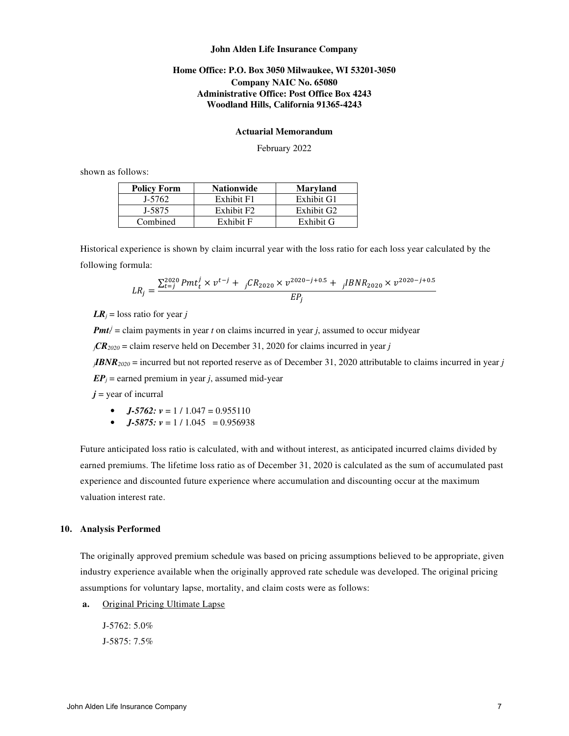**John Alden Life Insurance Company**

**Home Office: P.O. Box 3050 Milwaukee, WI 53201-3050**
**Company NAIC No. 65080**
**Administrative Office: Post Office Box 4243**
**Woodland Hills, California 91365-4243**

**Actuarial Memorandum**

February 2022

shown as follows:

| Policy Form | Nationwide | Maryland |
|---|---|---|
| J-5762 | Exhibit F1 | Exhibit G1 |
| J-5875 | Exhibit F2 | Exhibit G2 |
| Combined | Exhibit F | Exhibit G |

Historical experience is shown by claim incurral year with the loss ratio for each loss year calculated by the following formula:

$$LR_j = \frac{\sum_{t=j}^{2020} Pmt_t^j \times v^{t-j} + {}_jCR_{2020} \times v^{2020-j+0.5} + {}_jIBNR_{2020} \times v^{2020-j+0.5}}{EP_j}$$

$\boldsymbol{LR_j}$ = loss ratio for year $j$

$\boldsymbol{Pmt_t^j}$ = claim payments in year $t$ on claims incurred in year $j$, assumed to occur midyear

$\boldsymbol{{}_jCR_{2020}}$ = claim reserve held on December 31, 2020 for claims incurred in year $j$

$\boldsymbol{{}_jIBNR_{2020}}$ = incurred but not reported reserve as of December 31, 2020 attributable to claims incurred in year $j$

$\boldsymbol{EP_j}$ = earned premium in year $j$, assumed mid-year

$\boldsymbol{j}$ = year of incurral

- ***J-5762:*** $\boldsymbol{v}$ = 1 / 1.047 = 0.955110
- ***J-5875:*** $\boldsymbol{v}$ = 1 / 1.045 = 0.956938

Future anticipated loss ratio is calculated, with and without interest, as anticipated incurred claims divided by earned premiums. The lifetime loss ratio as of December 31, 2020 is calculated as the sum of accumulated past experience and discounted future experience where accumulation and discounting occur at the maximum valuation interest rate.

## 10. Analysis Performed

The originally approved premium schedule was based on pricing assumptions believed to be appropriate, given industry experience available when the originally approved rate schedule was developed. The original pricing assumptions for voluntary lapse, mortality, and claim costs were as follows:

**a.** Original Pricing Ultimate Lapse

J-5762: 5.0%

J-5875: 7.5%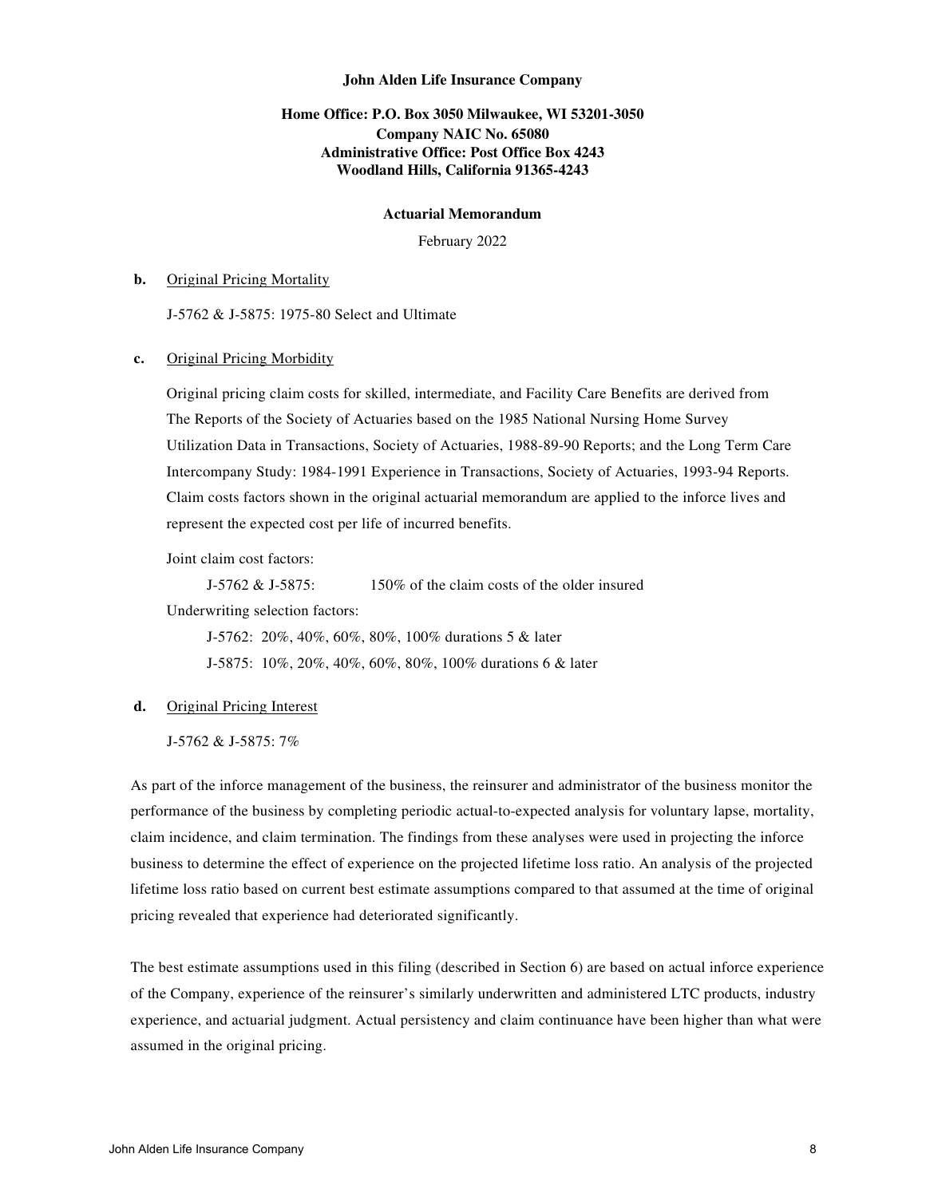**John Alden Life Insurance Company**

**Home Office: P.O. Box 3050 Milwaukee, WI 53201-3050**
**Company NAIC No. 65080**
**Administrative Office: Post Office Box 4243**
**Woodland Hills, California 91365-4243**

**Actuarial Memorandum**

February 2022

**b.** Original Pricing Mortality

J-5762 & J-5875: 1975-80 Select and Ultimate

**c.** Original Pricing Morbidity

Original pricing claim costs for skilled, intermediate, and Facility Care Benefits are derived from The Reports of the Society of Actuaries based on the 1985 National Nursing Home Survey Utilization Data in Transactions, Society of Actuaries, 1988-89-90 Reports; and the Long Term Care Intercompany Study: 1984-1991 Experience in Transactions, Society of Actuaries, 1993-94 Reports. Claim costs factors shown in the original actuarial memorandum are applied to the inforce lives and represent the expected cost per life of incurred benefits.

Joint claim cost factors:

J-5762 & J-5875: 150% of the claim costs of the older insured

Underwriting selection factors:

J-5762: 20%, 40%, 60%, 80%, 100% durations 5 & later

J-5875: 10%, 20%, 40%, 60%, 80%, 100% durations 6 & later

**d.** Original Pricing Interest

J-5762 & J-5875: 7%

As part of the inforce management of the business, the reinsurer and administrator of the business monitor the performance of the business by completing periodic actual-to-expected analysis for voluntary lapse, mortality, claim incidence, and claim termination. The findings from these analyses were used in projecting the inforce business to determine the effect of experience on the projected lifetime loss ratio. An analysis of the projected lifetime loss ratio based on current best estimate assumptions compared to that assumed at the time of original pricing revealed that experience had deteriorated significantly.

The best estimate assumptions used in this filing (described in Section 6) are based on actual inforce experience of the Company, experience of the reinsurer's similarly underwritten and administered LTC products, industry experience, and actuarial judgment. Actual persistency and claim continuance have been higher than what were assumed in the original pricing.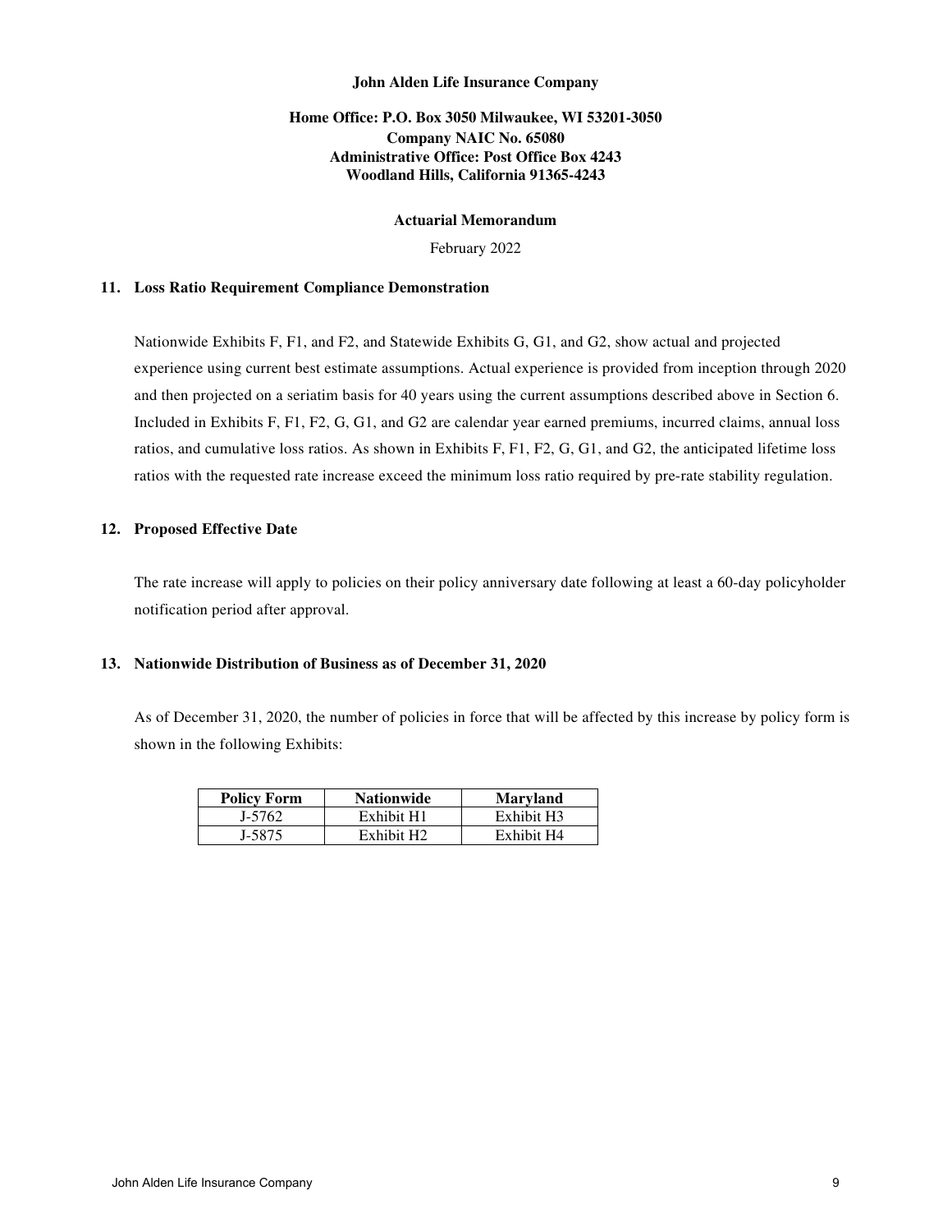**John Alden Life Insurance Company**

**Home Office: P.O. Box 3050 Milwaukee, WI 53201-3050**
**Company NAIC No. 65080**
**Administrative Office: Post Office Box 4243**
**Woodland Hills, California 91365-4243**

**Actuarial Memorandum**

February 2022

## 11. Loss Ratio Requirement Compliance Demonstration

Nationwide Exhibits F, F1, and F2, and Statewide Exhibits G, G1, and G2, show actual and projected experience using current best estimate assumptions. Actual experience is provided from inception through 2020 and then projected on a seriatim basis for 40 years using the current assumptions described above in Section 6. Included in Exhibits F, F1, F2, G, G1, and G2 are calendar year earned premiums, incurred claims, annual loss ratios, and cumulative loss ratios. As shown in Exhibits F, F1, F2, G, G1, and G2, the anticipated lifetime loss ratios with the requested rate increase exceed the minimum loss ratio required by pre-rate stability regulation.

## 12. Proposed Effective Date

The rate increase will apply to policies on their policy anniversary date following at least a 60-day policyholder notification period after approval.

## 13. Nationwide Distribution of Business as of December 31, 2020

As of December 31, 2020, the number of policies in force that will be affected by this increase by policy form is shown in the following Exhibits:

| Policy Form | Nationwide | Maryland |
|---|---|---|
| J-5762 | Exhibit H1 | Exhibit H3 |
| J-5875 | Exhibit H2 | Exhibit H4 |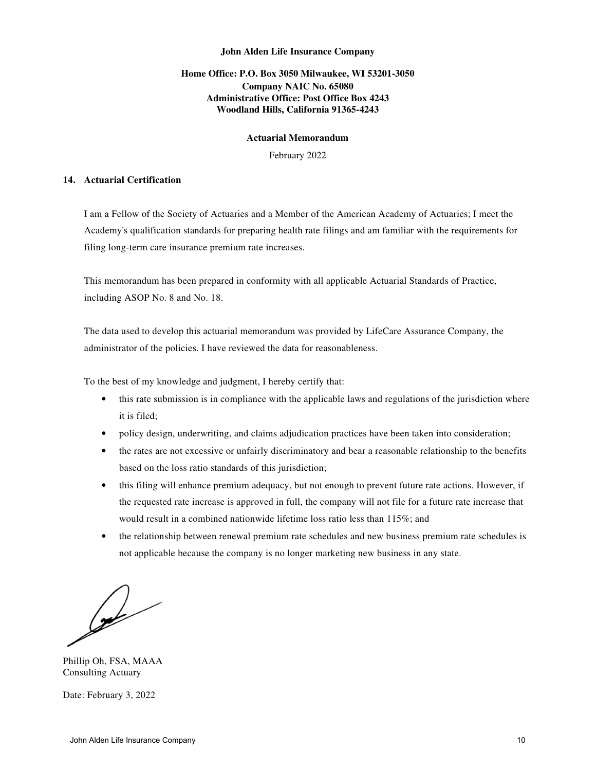**John Alden Life Insurance Company**

**Home Office: P.O. Box 3050 Milwaukee, WI 53201-3050**
**Company NAIC No. 65080**
**Administrative Office: Post Office Box 4243**
**Woodland Hills, California 91365-4243**

**Actuarial Memorandum**

February 2022

## 14. Actuarial Certification

I am a Fellow of the Society of Actuaries and a Member of the American Academy of Actuaries; I meet the Academy's qualification standards for preparing health rate filings and am familiar with the requirements for filing long-term care insurance premium rate increases.

This memorandum has been prepared in conformity with all applicable Actuarial Standards of Practice, including ASOP No. 8 and No. 18.

The data used to develop this actuarial memorandum was provided by LifeCare Assurance Company, the administrator of the policies. I have reviewed the data for reasonableness.

To the best of my knowledge and judgment, I hereby certify that:

- this rate submission is in compliance with the applicable laws and regulations of the jurisdiction where it is filed;
- policy design, underwriting, and claims adjudication practices have been taken into consideration;
- the rates are not excessive or unfairly discriminatory and bear a reasonable relationship to the benefits based on the loss ratio standards of this jurisdiction;
- this filing will enhance premium adequacy, but not enough to prevent future rate actions. However, if the requested rate increase is approved in full, the company will not file for a future rate increase that would result in a combined nationwide lifetime loss ratio less than 115%; and
- the relationship between renewal premium rate schedules and new business premium rate schedules is not applicable because the company is no longer marketing new business in any state.

Phillip Oh, FSA, MAAA
Consulting Actuary

Date: February 3, 2022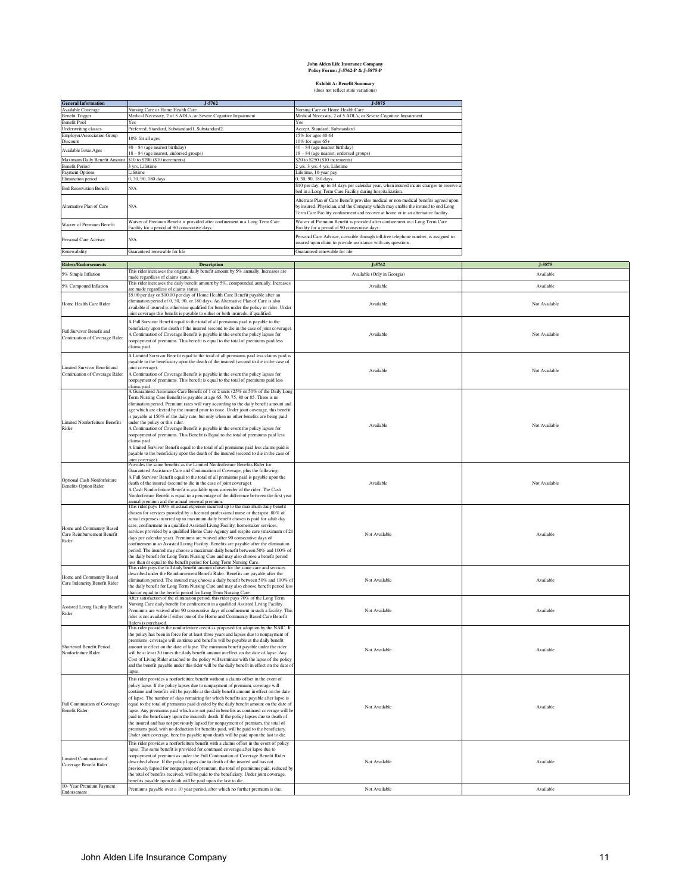**John Alden Life Insurance Company**
**Policy Forms: J-5762-P & J-5875-P**

**Exhibit A: Benefit Summary**
(does not reflect state variations)

| General Information | J-5762 | J-5875 |
|---|---|---|
| Available Coverage | Nursing Care or Home Health Care | Nursing Care or Home Health Care |
| Benefit Trigger | Medical Necessity, 2 of 5 ADL's, or Severe Cognitive Impairment | Medical Necessity, 2 of 5 ADL's, or Severe Cognitive Impairment |
| Benefit Pool | Yes | Yes |
| Underwriting classes | Preferred, Standard, Substandard1, Substandard2 | Accept, Standard, Substandard |
| Employer/Association Group Discount | 10% for all ages | 15% for ages 40-64<br>10% for ages 65+ |
| Available Issue Ages | 40 – 84 (age nearest birthday)<br>18 – 84 (age nearest, endorsed groups) | 40 – 84 (age nearest birthday)<br>18 – 84 (age nearest, endorsed groups) |
| Maximum Daily Benefit Amount | $10 to $200 ($10 increments) | $20 to $250 ($10 increments) |
| Benefit Period | 3 yrs, Lifetime | 2 yrs, 3 yrs, 4 yrs, Lifetime |
| Payment Options | Lifetime | Lifetime, 10-year pay |
| Elimination period | 0, 30, 90, 180 days | 0, 30, 90, 180 days |
| Bed Reservation Benefit | N/A | $10 per day, up to 14 days per calendar year, when insured incurs charges to reserve a bed in a Long Term Care Facility during hospitalization. |
| Alternative Plan of Care | N/A | Alternate Plan of Care Benefit provides medical or non-medical benefits agreed upon by insured, Physician, and the Company which may enable the insured to end Long Term Care Facility confinement and recover at home or in an alternative facility. |
| Waiver of Premium Benefit | Waiver of Premium Benefit is provided after confinement in a Long Term Care Facility for a period of 90 consecutive days. | Waiver of Premium Benefit is provided after confinement in a Long Term Care Facility for a period of 90 consecutive days. |
| Personal Care Advisor | N/A | Personal Care Advisor, ccessible through toll-free telephone number, is assigned to insured upon claim to provide assistance with any questions. |
| Renewability | Guaranteed renewable for life | Guaranteed renewable for life |

| Riders/Endorsements | Description | J-5762 | J-5875 |
|---|---|---|---|
| 5% Simple Inflation | This rider increases the original daily benefit amount by 5% annually. Increases are made regardless of claims status. | Available (Only in Georgia) | Available |
| 5% Compound Inflation | This rider increases the daily benefit amount by 5%, compounded annually. Increases are made regardless of claims status. | Available | Available |
| Home Health Care Rider | $5.00 per day or $10.00 per day of Home Health Care Benefit payable after an elimination period of 0, 30, 90, or 180 days. An Alternative Plan of Care is also available if insured is otherwise qualified for benefits under the policy or rider. Under joint coverage this benefit is payable to either or both insureds, if qualified. | Available | Not Available |
| Full Survivor Benefit and Continuation of Coverage Rider | A Full Survivor Benefit equal to the total of all premiums paid is payable to the beneficiary upon the death of the insured (second to die in the case of joint coverage). A Continuation of Coverage Benefit is payable in the event the policy lapses for nonpayment of premiums. This benefit is equal to the total of premiums paid less claims paid. | Available | Not Available |
| Limited Survivor Benefit and Continuation of Coverage Rider | A Limited Survivor Benefit equal to the total of all premiums paid less claims paid is payable to the beneficiary upon the death of the insured (second to die in the case of joint coverage). A Continuation of Coverage Benefit is payable in the event the policy lapses for nonpayment of premiums. This benefit is equal to the total of premiums paid less claims paid. | Available | Not Available |
| Limited Nonforfeiture Benefits Rider | A Guaranteed Assistance Care Benefit of 1 or 2 units (25% or 50% of the Daily Long Term Nursing Care Benefit) is payable at age 65, 70, 75, 80 or 85. There is no elimination period. Premium rates will vary according to the daily benefit amount and age which are elected by the insured prior to issue. Under joint coverage, this benefit is payable at 150% of the daily rate, but only when no other benefits are being paid under the policy or this rider. A Continuation of Coverage Benefit is payable in the event the policy lapses for nonpayment of premiums. This Benefit is Equal to the total of premiums paid less claims paid. A limited Survivor Benefit equal to the total of all premiums paid less claims paid is payable to the beneficiary upon the death of the insured (second to die in the case of joint coverage). | Available | Not Available |
| Optional Cash Nonforfeiture Benefits Option Rider | Provides the same benefits as the Limited Nonforfeiture Benefits Rider for Guaranteed Assistance Care and Continuation of Coverage, plus the following: A Full Survivor Benefit equal to the total of all premiums paid is payable upon the death of the insured (second to die in the case of joint coverage). A Cash Nonforfeiture Benefit is available upon surrender of the rider. The Cash Nonforfeiture Benefit is equal to a percentage of the difference between the first year annual premium and the annual renewal premium. | Available | Not Available |
| Home and Community Based Care Reimbursement Benefit Rider | This rider pays 100% of actual expenses incurred up to the maximum daily benefit chosen for services provided by a licensed professional nurse or therapist. 80% of actual expenses incurred up to maximum daily benefit chosen is paid for adult day care, confinement in a qualified Assisted Living Facility, homemaker services, services provided by a qualified Home Care Agency and respite care (maximum of 21 days per calendar year). Premiums are waived after 90 consecutive days of confinement in an Assisted Living Facility. Benefits are payable after the elimination period. The insured may choose a maximum daily benefit between 50% and 100% of the daily benefit for Long Term Nursing Care and may also choose a benefit period less than or equal to the benefit period for Long Term Nursing Care. | Not Available | Available |
| Home and Community Based Care Indemnity Benefit Rider | This rider pays the full daily benefit amount chosen for the same care and services described under the Reimbursement Benefit Rider. Benefits are payable after the elimination period. The insured may choose a daily benefit between 50% and 100% of the daily benefit for Long Term Nursing Care and may also choose benefit period less than or equal to the benefit period for Long Term Nursing Care. | Not Available | Available |
| Assisted Living Facility Benefit Rider | After satisfaction of the elimination period, this rider pays 70% of the Long Term Nursing Care daily benefit for confinement in a qualified Assisted Living Facility. Premiums are waived after 90 consecutive days of confinement in such a facility. This rider is not available if either one of the Home and Community Based Care Benefit Riders is purchased. | Not Available | Available |
| Shortened Benefit Period Nonforfeiture Rider | This rider provides the nonforfeiture credit as proposed for adoption by the NAIC. If the policy has been in force for at least three years and lapses due to nonpayment of premiums, coverage will continue and benefits will be payable at the daily benefit amount in effect on the date of lapse. The minimum benefit payable under the rider will be at least 30 times the daily benefit amount in effect on the date of lapse. Any Cost of Living Rider attached to the policy will terminate with the lapse of the policy and the benefit payable under this rider will be the daily benefit in effect on the date of lapse. | Not Available | Available |
| Full Continuation of Coverage Benefit Rider | This rider provides a nonforfeiture benefit without a claims offset in the event of policy lapse. If the policy lapses due to nonpayment of premium, coverage will continue and benefits will be payable at the daily benefit amount in effect on the date of lapse. The number of days remaining for which benefits are payable after lapse is equal to the total of premiums paid divided by the daily benefit amount on the date of lapse. Any premiums paid which are not paid in benefits as continued coverage will be paid to the beneficiary upon the insured's death. If the policy lapses due to death of the insured and has not previously lapsed for nonpayment of premium, the total of premiums paid, with no deduction for benefits paid, will be paid to the beneficiary. Under joint coverage, benefits payable upon death will be paid upon the last to die. | Not Available | Available |
| Limited Continuation of Coverage Benefit Rider | This rider provides a nonforfeiture benefit with a claims offset in the event of policy lapse. The same benefit is provided for continued coverage after lapse due to nonpayment of premium as under the Full Continuation of Coverage Benefit Rider described above. If the policy lapses due to death of the insured and has not previously lapsed for nonpayment of premium, the total of premiums paid, reduced by the total of benefits received, will be paid to the beneficiary. Under joint coverage, benefits payable upon death will be paid upon the last to die. | Not Available | Available |
| 10- Year Premium Payment Endorsement | Premiums payable over a 10 year period, after which no further premium is due. | Not Available | Available |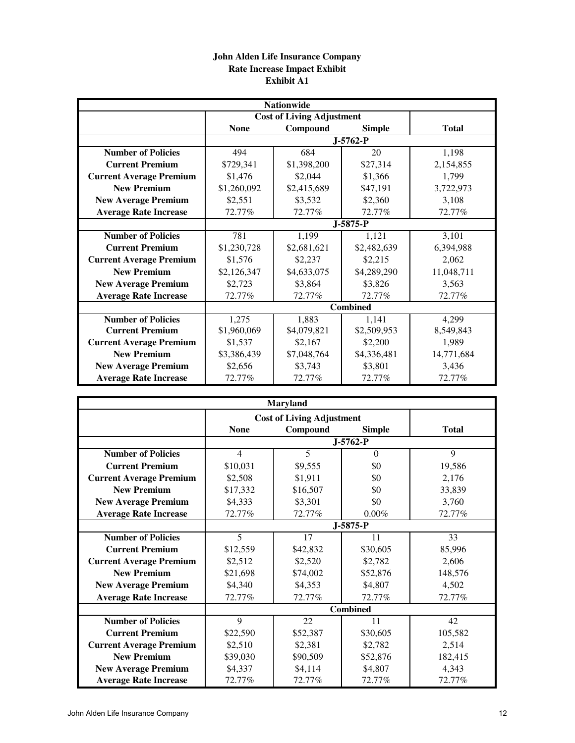**John Alden Life Insurance Company**
**Rate Increase Impact Exhibit**
**Exhibit A1**

| Nationwide | | | | |
|---|---|---|---|---|
| | Cost of Living Adjustment | | | |
| | None | Compound | Simple | Total |
| | J-5762-P | | | |
| Number of Policies | 494 | 684 | 20 | 1,198 |
| Current Premium | $729,341 | $1,398,200 | $27,314 | 2,154,855 |
| Current Average Premium | $1,476 | $2,044 | $1,366 | 1,799 |
| New Premium | $1,260,092 | $2,415,689 | $47,191 | 3,722,973 |
| New Average Premium | $2,551 | $3,532 | $2,360 | 3,108 |
| Average Rate Increase | 72.77% | 72.77% | 72.77% | 72.77% |
| | J-5875-P | | | |
| Number of Policies | 781 | 1,199 | 1,121 | 3,101 |
| Current Premium | $1,230,728 | $2,681,621 | $2,482,639 | 6,394,988 |
| Current Average Premium | $1,576 | $2,237 | $2,215 | 2,062 |
| New Premium | $2,126,347 | $4,633,075 | $4,289,290 | 11,048,711 |
| New Average Premium | $2,723 | $3,864 | $3,826 | 3,563 |
| Average Rate Increase | 72.77% | 72.77% | 72.77% | 72.77% |
| | Combined | | | |
| Number of Policies | 1,275 | 1,883 | 1,141 | 4,299 |
| Current Premium | $1,960,069 | $4,079,821 | $2,509,953 | 8,549,843 |
| Current Average Premium | $1,537 | $2,167 | $2,200 | 1,989 |
| New Premium | $3,386,439 | $7,048,764 | $4,336,481 | 14,771,684 |
| New Average Premium | $2,656 | $3,743 | $3,801 | 3,436 |
| Average Rate Increase | 72.77% | 72.77% | 72.77% | 72.77% |

| Maryland | | | | |
|---|---|---|---|---|
| | Cost of Living Adjustment | | | |
| | None | Compound | Simple | Total |
| | J-5762-P | | | |
| Number of Policies | 4 | 5 | 0 | 9 |
| Current Premium | $10,031 | $9,555 | $0 | 19,586 |
| Current Average Premium | $2,508 | $1,911 | $0 | 2,176 |
| New Premium | $17,332 | $16,507 | $0 | 33,839 |
| New Average Premium | $4,333 | $3,301 | $0 | 3,760 |
| Average Rate Increase | 72.77% | 72.77% | 0.00% | 72.77% |
| | J-5875-P | | | |
| Number of Policies | 5 | 17 | 11 | 33 |
| Current Premium | $12,559 | $42,832 | $30,605 | 85,996 |
| Current Average Premium | $2,512 | $2,520 | $2,782 | 2,606 |
| New Premium | $21,698 | $74,002 | $52,876 | 148,576 |
| New Average Premium | $4,340 | $4,353 | $4,807 | 4,502 |
| Average Rate Increase | 72.77% | 72.77% | 72.77% | 72.77% |
| | Combined | | | |
| Number of Policies | 9 | 22 | 11 | 42 |
| Current Premium | $22,590 | $52,387 | $30,605 | 105,582 |
| Current Average Premium | $2,510 | $2,381 | $2,782 | 2,514 |
| New Premium | $39,030 | $90,509 | $52,876 | 182,415 |
| New Average Premium | $4,337 | $4,114 | $4,807 | 4,343 |
| Average Rate Increase | 72.77% | 72.77% | 72.77% | 72.77% |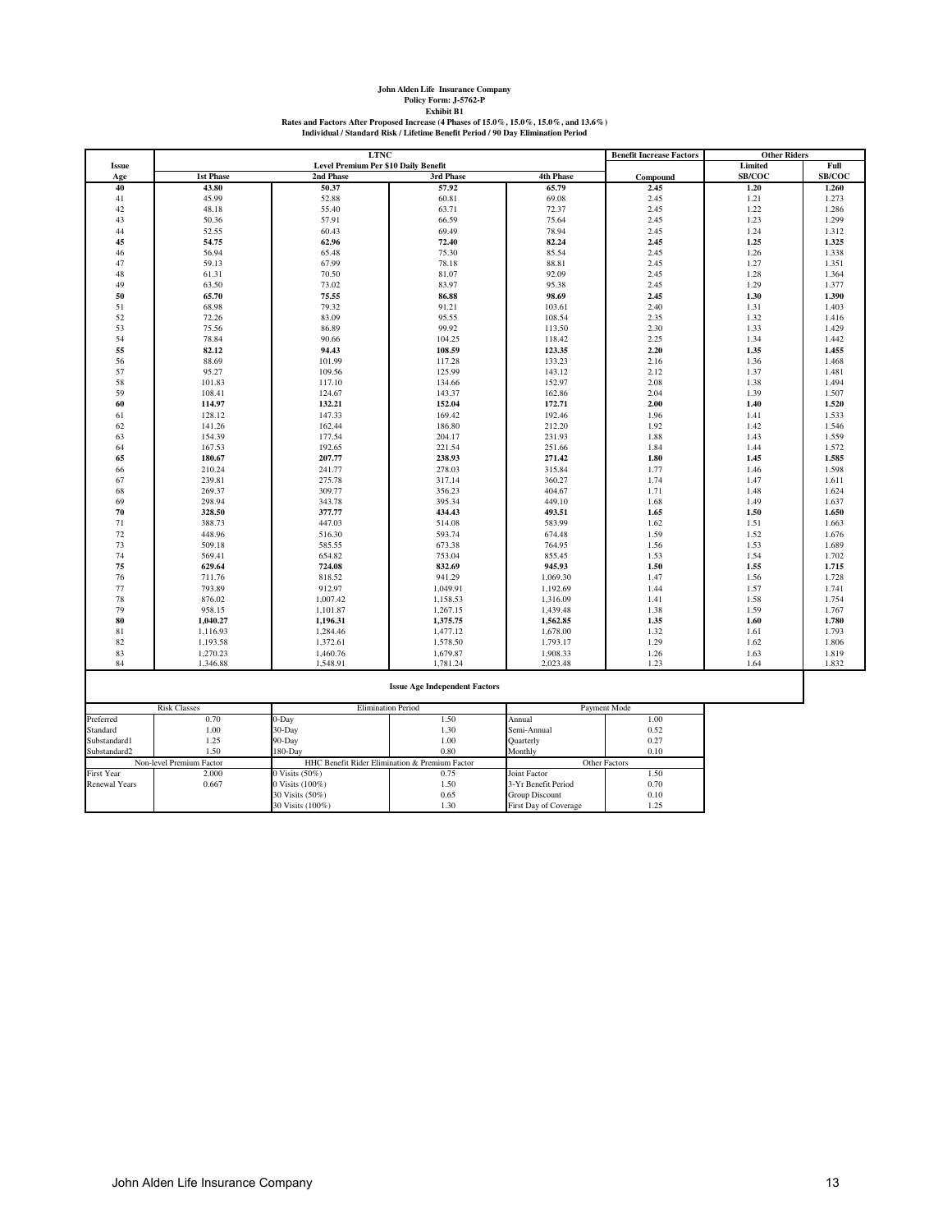**John Alden Life Insurance Company**
**Policy Form: J-5762-P**
**Exhibit B1**
**Rates and Factors After Proposed Increase (4 Phases of 15.0%, 15.0%, 15.0%, and 13.6%)**
**Individual / Standard Risk / Lifetime Benefit Period / 90 Day Elimination Period**

| Issue | LTNC Level Premium Per $10 Daily Benefit | | | | Benefit Increase Factors | Other Riders | |
|---|---|---|---|---|---|---|---|
| Age | 1st Phase | 2nd Phase | 3rd Phase | 4th Phase | Compound | Limited SB/COC | Full SB/COC |
| **40** | **43.80** | **50.37** | **57.92** | **65.79** | **2.45** | **1.20** | **1.260** |
| 41 | 45.99 | 52.88 | 60.81 | 69.08 | 2.45 | 1.21 | 1.273 |
| 42 | 48.18 | 55.40 | 63.71 | 72.37 | 2.45 | 1.22 | 1.286 |
| 43 | 50.36 | 57.91 | 66.59 | 75.64 | 2.45 | 1.23 | 1.299 |
| 44 | 52.55 | 60.43 | 69.49 | 78.94 | 2.45 | 1.24 | 1.312 |
| **45** | **54.75** | **62.96** | **72.40** | **82.24** | **2.45** | **1.25** | **1.325** |
| 46 | 56.94 | 65.48 | 75.30 | 85.54 | 2.45 | 1.26 | 1.338 |
| 47 | 59.13 | 67.99 | 78.18 | 88.81 | 2.45 | 1.27 | 1.351 |
| 48 | 61.31 | 70.50 | 81.07 | 92.09 | 2.45 | 1.28 | 1.364 |
| 49 | 63.50 | 73.02 | 83.97 | 95.38 | 2.45 | 1.29 | 1.377 |
| **50** | **65.70** | **75.55** | **86.88** | **98.69** | **2.45** | **1.30** | **1.390** |
| 51 | 68.98 | 79.32 | 91.21 | 103.61 | 2.40 | 1.31 | 1.403 |
| 52 | 72.26 | 83.09 | 95.55 | 108.54 | 2.35 | 1.32 | 1.416 |
| 53 | 75.56 | 86.89 | 99.92 | 113.50 | 2.30 | 1.33 | 1.429 |
| 54 | 78.84 | 90.66 | 104.25 | 118.42 | 2.25 | 1.34 | 1.442 |
| **55** | **82.12** | **94.43** | **108.59** | **123.35** | **2.20** | **1.35** | **1.455** |
| 56 | 88.69 | 101.99 | 117.28 | 133.23 | 2.16 | 1.36 | 1.468 |
| 57 | 95.27 | 109.56 | 125.99 | 143.12 | 2.12 | 1.37 | 1.481 |
| 58 | 101.83 | 117.10 | 134.66 | 152.97 | 2.08 | 1.38 | 1.494 |
| 59 | 108.41 | 124.67 | 143.37 | 162.86 | 2.04 | 1.39 | 1.507 |
| **60** | **114.97** | **132.21** | **152.04** | **172.71** | **2.00** | **1.40** | **1.520** |
| 61 | 128.12 | 147.33 | 169.42 | 192.46 | 1.96 | 1.41 | 1.533 |
| 62 | 141.26 | 162.44 | 186.80 | 212.20 | 1.92 | 1.42 | 1.546 |
| 63 | 154.39 | 177.54 | 204.17 | 231.93 | 1.88 | 1.43 | 1.559 |
| 64 | 167.53 | 192.65 | 221.54 | 251.66 | 1.84 | 1.44 | 1.572 |
| **65** | **180.67** | **207.77** | **238.93** | **271.42** | **1.80** | **1.45** | **1.585** |
| 66 | 210.24 | 241.77 | 278.03 | 315.84 | 1.77 | 1.46 | 1.598 |
| 67 | 239.81 | 275.78 | 317.14 | 360.27 | 1.74 | 1.47 | 1.611 |
| 68 | 269.37 | 309.77 | 356.23 | 404.67 | 1.71 | 1.48 | 1.624 |
| 69 | 298.94 | 343.78 | 395.34 | 449.10 | 1.68 | 1.49 | 1.637 |
| **70** | **328.50** | **377.77** | **434.43** | **493.51** | **1.65** | **1.50** | **1.650** |
| 71 | 388.73 | 447.03 | 514.08 | 583.99 | 1.62 | 1.51 | 1.663 |
| 72 | 448.96 | 516.30 | 593.74 | 674.48 | 1.59 | 1.52 | 1.676 |
| 73 | 509.18 | 585.55 | 673.38 | 764.95 | 1.56 | 1.53 | 1.689 |
| 74 | 569.41 | 654.82 | 753.04 | 855.45 | 1.53 | 1.54 | 1.702 |
| **75** | **629.64** | **724.08** | **832.69** | **945.93** | **1.50** | **1.55** | **1.715** |
| 76 | 711.76 | 818.52 | 941.29 | 1,069.30 | 1.47 | 1.56 | 1.728 |
| 77 | 793.89 | 912.97 | 1,049.91 | 1,192.69 | 1.44 | 1.57 | 1.741 |
| 78 | 876.02 | 1,007.42 | 1,158.53 | 1,316.09 | 1.41 | 1.58 | 1.754 |
| 79 | 958.15 | 1,101.87 | 1,267.15 | 1,439.48 | 1.38 | 1.59 | 1.767 |
| **80** | **1,040.27** | **1,196.31** | **1,375.75** | **1,562.85** | **1.35** | **1.60** | **1.780** |
| 81 | 1,116.93 | 1,284.46 | 1,477.12 | 1,678.00 | 1.32 | 1.61 | 1.793 |
| 82 | 1,193.58 | 1,372.61 | 1,578.50 | 1,793.17 | 1.29 | 1.62 | 1.806 |
| 83 | 1,270.23 | 1,460.76 | 1,679.87 | 1,908.33 | 1.26 | 1.63 | 1.819 |
| 84 | 1,346.88 | 1,548.91 | 1,781.24 | 2,023.48 | 1.23 | 1.64 | 1.832 |

**Issue Age Independent Factors**

| Risk Classes | | Elimination Period | | Payment Mode | |
|---|---|---|---|---|---|
| Preferred | 0.70 | 0-Day | 1.50 | Annual | 1.00 |
| Standard | 1.00 | 30-Day | 1.30 | Semi-Annual | 0.52 |
| Substandard1 | 1.25 | 90-Day | 1.00 | Quarterly | 0.27 |
| Substandard2 | 1.50 | 180-Day | 0.80 | Monthly | 0.10 |
| **Non-level Premium Factor** | | **HHC Benefit Rider Elimination & Premium Factor** | | **Other Factors** | |
| First Year | 2.000 | 0 Visits (50%) | 0.75 | Joint Factor | 1.50 |
| Renewal Years | 0.667 | 0 Visits (100%) | 1.50 | 3-Yr Benefit Period | 0.70 |
| | | 30 Visits (50%) | 0.65 | Group Discount | 0.10 |
| | | 30 Visits (100%) | 1.30 | First Day of Coverage | 1.25 |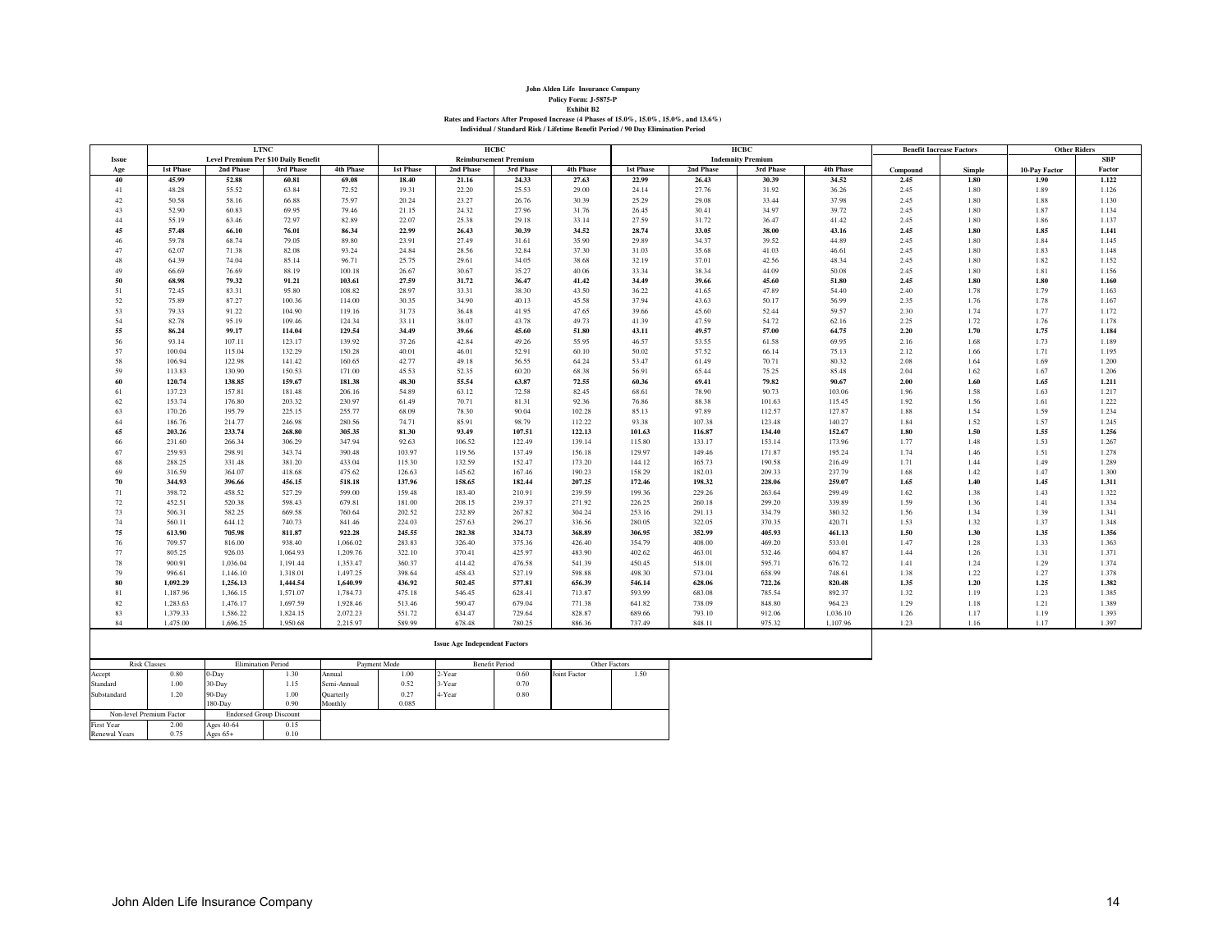**John Alden Life Insurance Company**
**Policy Form: J-5875-P**
**Exhibit B2**
**Rates and Factors After Proposed Increase (4 Phases of 15.0%, 15.0%, 15.0%, and 13.6%)**
**Individual / Standard Risk / Lifetime Benefit Period / 90 Day Elimination Period**

| Issue | LTNC Level Premium Per $10 Daily Benefit | | | | HCBC Reimbursement Premium | | | | HCBC Indemnity Premium | | | | Benefit Increase Factors | | Other Riders | |
|---|---|---|---|---|---|---|---|---|---|---|---|---|---|---|---|---|
| Age | 1st Phase | 2nd Phase | 3rd Phase | 4th Phase | 1st Phase | 2nd Phase | 3rd Phase | 4th Phase | 1st Phase | 2nd Phase | 3rd Phase | 4th Phase | Compound | Simple | 10-Pay Factor | SBP Factor |
| **40** | **45.99** | **52.88** | **60.81** | **69.08** | **18.40** | **21.16** | **24.33** | **27.63** | **22.99** | **26.43** | **30.39** | **34.52** | **2.45** | **1.80** | **1.90** | **1.122** |
| 41 | 48.28 | 55.52 | 63.84 | 72.52 | 19.31 | 22.20 | 25.53 | 29.00 | 24.14 | 27.76 | 31.92 | 36.26 | 2.45 | 1.80 | 1.89 | 1.126 |
| 42 | 50.58 | 58.16 | 66.88 | 75.97 | 20.24 | 23.27 | 26.76 | 30.39 | 25.29 | 29.08 | 33.44 | 37.98 | 2.45 | 1.80 | 1.88 | 1.130 |
| 43 | 52.90 | 60.83 | 69.95 | 79.46 | 21.15 | 24.32 | 27.96 | 31.76 | 26.45 | 30.41 | 34.97 | 39.72 | 2.45 | 1.80 | 1.87 | 1.134 |
| 44 | 55.19 | 63.46 | 72.97 | 82.89 | 22.07 | 25.38 | 29.18 | 33.14 | 27.59 | 31.72 | 36.47 | 41.42 | 2.45 | 1.80 | 1.86 | 1.137 |
| **45** | **57.48** | **66.10** | **76.01** | **86.34** | **22.99** | **26.43** | **30.39** | **34.52** | **28.74** | **33.05** | **38.00** | **43.16** | **2.45** | **1.80** | **1.85** | **1.141** |
| 46 | 59.78 | 68.74 | 79.05 | 89.80 | 23.91 | 27.49 | 31.61 | 35.90 | 29.89 | 34.37 | 39.52 | 44.89 | 2.45 | 1.80 | 1.84 | 1.145 |
| 47 | 62.07 | 71.38 | 82.08 | 93.24 | 24.84 | 28.56 | 32.84 | 37.30 | 31.03 | 35.68 | 41.03 | 46.61 | 2.45 | 1.80 | 1.83 | 1.148 |
| 48 | 64.39 | 74.04 | 85.14 | 96.71 | 25.75 | 29.61 | 34.05 | 38.68 | 32.19 | 37.01 | 42.56 | 48.34 | 2.45 | 1.80 | 1.82 | 1.152 |
| 49 | 66.69 | 76.69 | 88.19 | 100.18 | 26.67 | 30.67 | 35.27 | 40.06 | 33.34 | 38.34 | 44.09 | 50.08 | 2.45 | 1.80 | 1.81 | 1.156 |
| **50** | **68.98** | **79.32** | **91.21** | **103.61** | **27.59** | **31.72** | **36.47** | **41.42** | **34.49** | **39.66** | **45.60** | **51.80** | **2.45** | **1.80** | **1.80** | **1.160** |
| 51 | 72.45 | 83.31 | 95.80 | 108.82 | 28.97 | 33.31 | 38.30 | 43.50 | 36.22 | 41.65 | 47.89 | 54.40 | 2.40 | 1.78 | 1.79 | 1.163 |
| 52 | 75.89 | 87.27 | 100.36 | 114.00 | 30.35 | 34.90 | 40.13 | 45.58 | 37.94 | 43.63 | 50.17 | 56.99 | 2.35 | 1.76 | 1.78 | 1.167 |
| 53 | 79.33 | 91.22 | 104.90 | 119.16 | 31.73 | 36.48 | 41.95 | 47.65 | 39.66 | 45.60 | 52.44 | 59.57 | 2.30 | 1.74 | 1.77 | 1.172 |
| 54 | 82.78 | 95.19 | 109.46 | 124.34 | 33.11 | 38.07 | 43.78 | 49.73 | 41.39 | 47.59 | 54.72 | 62.16 | 2.25 | 1.72 | 1.76 | 1.178 |
| **55** | **86.24** | **99.17** | **114.04** | **129.54** | **34.49** | **39.66** | **45.60** | **51.80** | **43.11** | **49.57** | **57.00** | **64.75** | **2.20** | **1.70** | **1.75** | **1.184** |
| 56 | 93.14 | 107.11 | 123.17 | 139.92 | 37.26 | 42.84 | 49.26 | 55.95 | 46.57 | 53.55 | 61.58 | 69.95 | 2.16 | 1.68 | 1.73 | 1.189 |
| 57 | 100.04 | 115.04 | 132.29 | 150.28 | 40.01 | 46.01 | 52.91 | 60.10 | 50.02 | 57.52 | 66.14 | 75.13 | 2.12 | 1.66 | 1.71 | 1.195 |
| 58 | 106.94 | 122.98 | 141.42 | 160.65 | 42.77 | 49.18 | 56.55 | 64.24 | 53.47 | 61.49 | 70.71 | 80.32 | 2.08 | 1.64 | 1.69 | 1.200 |
| 59 | 113.83 | 130.90 | 150.53 | 171.00 | 45.53 | 52.35 | 60.20 | 68.38 | 56.91 | 65.44 | 75.25 | 85.48 | 2.04 | 1.62 | 1.67 | 1.206 |
| **60** | **120.74** | **138.85** | **159.67** | **181.38** | **48.30** | **55.54** | **63.87** | **72.55** | **60.36** | **69.41** | **79.82** | **90.67** | **2.00** | **1.60** | **1.65** | **1.211** |
| 61 | 137.23 | 157.81 | 181.48 | 206.16 | 54.89 | 63.12 | 72.58 | 82.45 | 68.61 | 78.90 | 90.73 | 103.06 | 1.96 | 1.58 | 1.63 | 1.217 |
| 62 | 153.74 | 176.80 | 203.32 | 230.97 | 61.49 | 70.71 | 81.31 | 92.36 | 76.86 | 88.38 | 101.63 | 115.45 | 1.92 | 1.56 | 1.61 | 1.222 |
| 63 | 170.26 | 195.79 | 225.15 | 255.77 | 68.09 | 78.30 | 90.04 | 102.28 | 85.13 | 97.89 | 112.57 | 127.87 | 1.88 | 1.54 | 1.59 | 1.234 |
| 64 | 186.76 | 214.77 | 246.98 | 280.56 | 74.71 | 85.91 | 98.79 | 112.22 | 93.38 | 107.38 | 123.48 | 140.27 | 1.84 | 1.52 | 1.57 | 1.245 |
| **65** | **203.26** | **233.74** | **268.80** | **305.35** | **81.30** | **93.49** | **107.51** | **122.13** | **101.63** | **116.87** | **134.40** | **152.67** | **1.80** | **1.50** | **1.55** | **1.256** |
| 66 | 231.60 | 266.34 | 306.29 | 347.94 | 92.63 | 106.52 | 122.49 | 139.14 | 115.80 | 133.17 | 153.14 | 173.96 | 1.77 | 1.48 | 1.53 | 1.267 |
| 67 | 259.93 | 298.91 | 343.74 | 390.48 | 103.97 | 119.56 | 137.49 | 156.18 | 129.97 | 149.46 | 171.87 | 195.24 | 1.74 | 1.46 | 1.51 | 1.278 |
| 68 | 288.25 | 331.48 | 381.20 | 433.04 | 115.30 | 132.59 | 152.47 | 173.20 | 144.12 | 165.73 | 190.58 | 216.49 | 1.71 | 1.44 | 1.49 | 1.289 |
| 69 | 316.59 | 364.07 | 418.68 | 475.62 | 126.63 | 145.62 | 167.46 | 190.23 | 158.29 | 182.03 | 209.33 | 237.79 | 1.68 | 1.42 | 1.47 | 1.300 |
| **70** | **344.93** | **396.66** | **456.15** | **518.18** | **137.96** | **158.65** | **182.44** | **207.25** | **172.46** | **198.32** | **228.06** | **259.07** | **1.65** | **1.40** | **1.45** | **1.311** |
| 71 | 398.72 | 458.52 | 527.29 | 599.00 | 159.48 | 183.40 | 210.91 | 239.59 | 199.36 | 229.26 | 263.64 | 299.49 | 1.62 | 1.38 | 1.43 | 1.322 |
| 72 | 452.51 | 520.38 | 598.43 | 679.81 | 181.00 | 208.15 | 239.37 | 271.92 | 226.25 | 260.18 | 299.20 | 339.89 | 1.59 | 1.36 | 1.41 | 1.334 |
| 73 | 506.31 | 582.25 | 669.58 | 760.64 | 202.52 | 232.89 | 267.82 | 304.24 | 253.16 | 291.13 | 334.79 | 380.32 | 1.56 | 1.34 | 1.39 | 1.341 |
| 74 | 560.11 | 644.12 | 740.73 | 841.46 | 224.03 | 257.63 | 296.27 | 336.56 | 280.05 | 322.05 | 370.35 | 420.71 | 1.53 | 1.32 | 1.37 | 1.348 |
| **75** | **613.90** | **705.98** | **811.87** | **922.28** | **245.55** | **282.38** | **324.73** | **368.89** | **306.95** | **352.99** | **405.93** | **461.13** | **1.50** | **1.30** | **1.35** | **1.356** |
| 76 | 709.57 | 816.00 | 938.40 | 1,066.02 | 283.83 | 326.40 | 375.36 | 426.40 | 354.79 | 408.00 | 469.20 | 533.01 | 1.47 | 1.28 | 1.33 | 1.363 |
| 77 | 805.25 | 926.03 | 1,064.93 | 1,209.76 | 322.10 | 370.41 | 425.97 | 483.90 | 402.62 | 463.01 | 532.46 | 604.87 | 1.44 | 1.26 | 1.31 | 1.371 |
| 78 | 900.91 | 1,036.04 | 1,191.44 | 1,353.47 | 360.37 | 414.42 | 476.58 | 541.39 | 450.45 | 518.01 | 595.71 | 676.72 | 1.41 | 1.24 | 1.29 | 1.374 |
| 79 | 996.61 | 1,146.10 | 1,318.01 | 1,497.25 | 398.64 | 458.43 | 527.19 | 598.88 | 498.30 | 573.04 | 658.99 | 748.61 | 1.38 | 1.22 | 1.27 | 1.378 |
| **80** | **1,092.29** | **1,256.13** | **1,444.54** | **1,640.99** | **436.92** | **502.45** | **577.81** | **656.39** | **546.14** | **628.06** | **722.26** | **820.48** | **1.35** | **1.20** | **1.25** | **1.382** |
| 81 | 1,187.96 | 1,366.15 | 1,571.07 | 1,784.73 | 475.18 | 546.45 | 628.41 | 713.87 | 593.99 | 683.08 | 785.54 | 892.37 | 1.32 | 1.19 | 1.23 | 1.385 |
| 82 | 1,283.63 | 1,476.17 | 1,697.59 | 1,928.46 | 513.46 | 590.47 | 679.04 | 771.38 | 641.82 | 738.09 | 848.80 | 964.23 | 1.29 | 1.18 | 1.21 | 1.389 |
| 83 | 1,379.33 | 1,586.22 | 1,824.15 | 2,072.23 | 551.72 | 634.47 | 729.64 | 828.87 | 689.66 | 793.10 | 912.06 | 1,036.10 | 1.26 | 1.17 | 1.19 | 1.393 |
| 84 | 1,475.00 | 1,696.25 | 1,950.68 | 2,215.97 | 589.99 | 678.48 | 780.25 | 886.36 | 737.49 | 848.11 | 975.32 | 1,107.96 | 1.23 | 1.16 | 1.17 | 1.397 |

**Issue Age Independent Factors**

| Risk Classes | | Elimination Period | | Payment Mode | | Benefit Period | | Other Factors | |
|---|---|---|---|---|---|---|---|---|---|
| Accept | 0.80 | 0-Day | 1.30 | Annual | 1.00 | 2-Year | 0.60 | Joint Factor | 1.50 |
| Standard | 1.00 | 30-Day | 1.15 | Semi-Annual | 0.52 | 3-Year | 0.70 | | |
| Substandard | 1.20 | 90-Day | 1.00 | Quarterly | 0.27 | 4-Year | 0.80 | | |
| | | 180-Day | 0.90 | Monthly | 0.085 | | | | |
| Non-level Premium Factor | | Endorsed Group Discount | | | | | | | |
| First Year | 2.00 | Ages 40-64 | 0.15 | | | | | | |
| Renewal Years | 0.75 | Ages 65+ | 0.10 | | | | | | |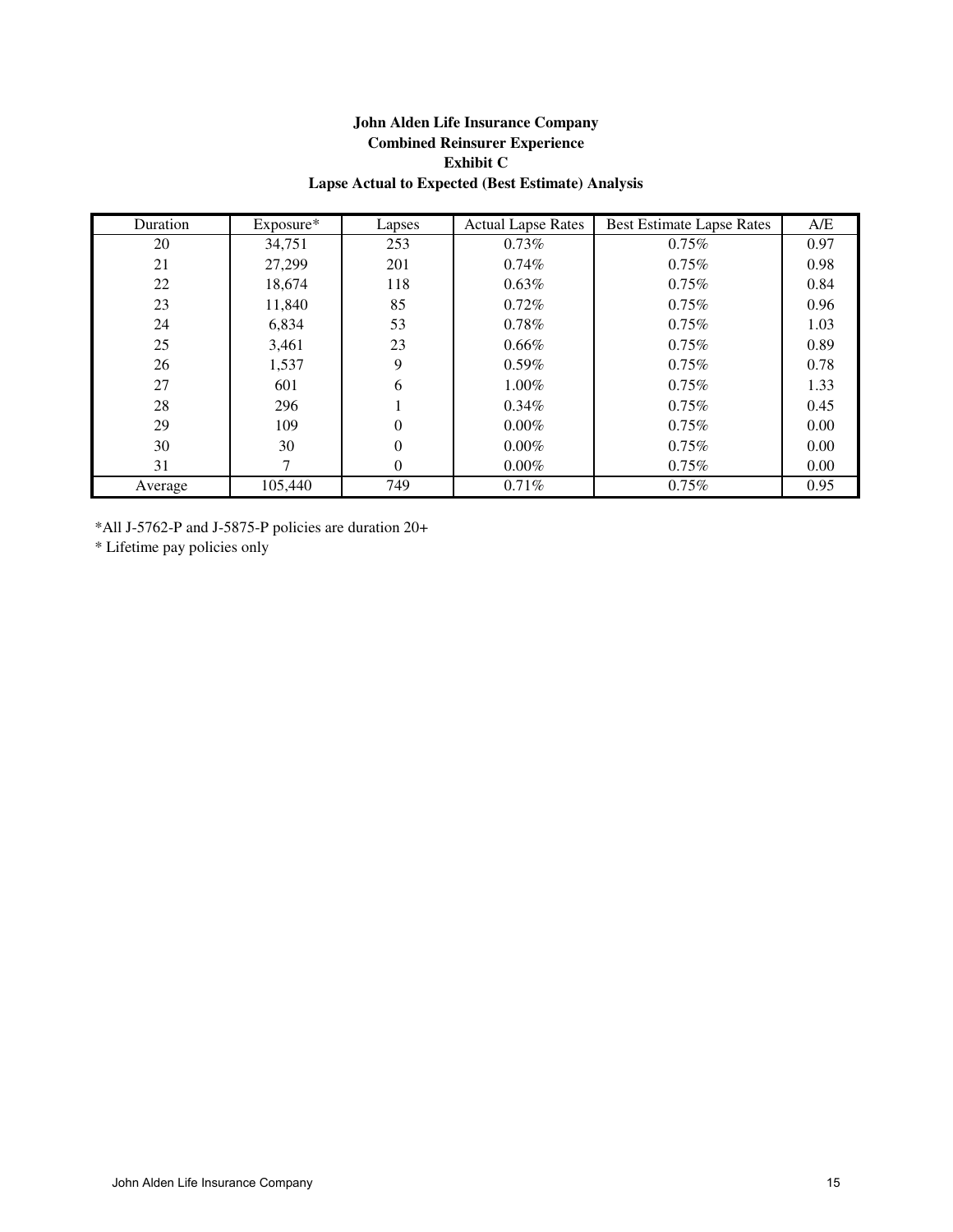**John Alden Life Insurance Company**
**Combined Reinsurer Experience**
**Exhibit C**
**Lapse Actual to Expected (Best Estimate) Analysis**

| Duration | Exposure* | Lapses | Actual Lapse Rates | Best Estimate Lapse Rates | A/E |
|---|---|---|---|---|---|
| 20 | 34,751 | 253 | 0.73% | 0.75% | 0.97 |
| 21 | 27,299 | 201 | 0.74% | 0.75% | 0.98 |
| 22 | 18,674 | 118 | 0.63% | 0.75% | 0.84 |
| 23 | 11,840 | 85 | 0.72% | 0.75% | 0.96 |
| 24 | 6,834 | 53 | 0.78% | 0.75% | 1.03 |
| 25 | 3,461 | 23 | 0.66% | 0.75% | 0.89 |
| 26 | 1,537 | 9 | 0.59% | 0.75% | 0.78 |
| 27 | 601 | 6 | 1.00% | 0.75% | 1.33 |
| 28 | 296 | 1 | 0.34% | 0.75% | 0.45 |
| 29 | 109 | 0 | 0.00% | 0.75% | 0.00 |
| 30 | 30 | 0 | 0.00% | 0.75% | 0.00 |
| 31 | 7 | 0 | 0.00% | 0.75% | 0.00 |
| Average | 105,440 | 749 | 0.71% | 0.75% | 0.95 |

*All J-5762-P and J-5875-P policies are duration 20+

* Lifetime pay policies only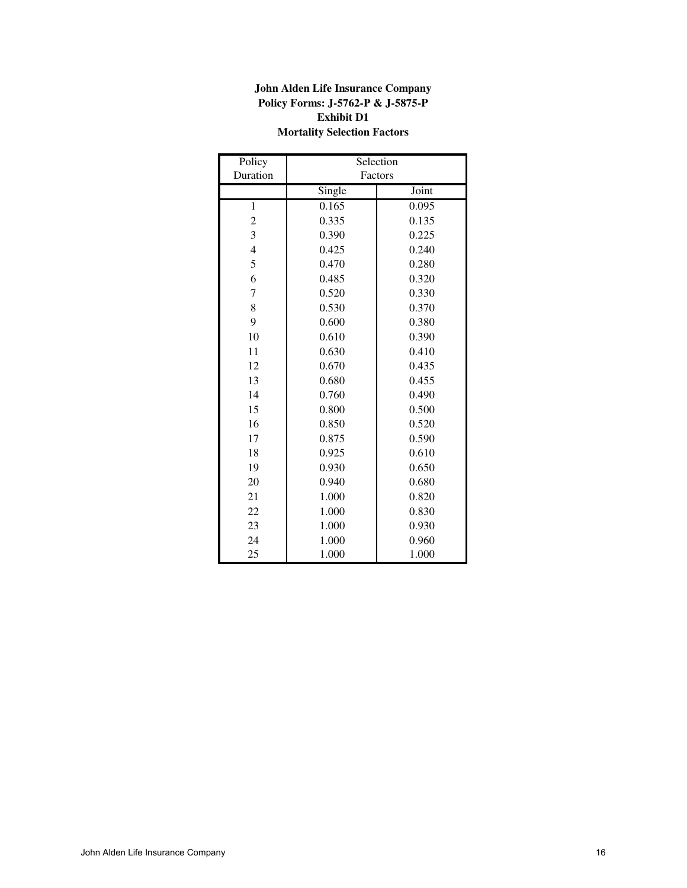**John Alden Life Insurance Company**
**Policy Forms: J-5762-P & J-5875-P**
**Exhibit D1**
**Mortality Selection Factors**

| Policy Duration | Selection Factors | |
|---|---|---|
| | Single | Joint |
| 1 | 0.165 | 0.095 |
| 2 | 0.335 | 0.135 |
| 3 | 0.390 | 0.225 |
| 4 | 0.425 | 0.240 |
| 5 | 0.470 | 0.280 |
| 6 | 0.485 | 0.320 |
| 7 | 0.520 | 0.330 |
| 8 | 0.530 | 0.370 |
| 9 | 0.600 | 0.380 |
| 10 | 0.610 | 0.390 |
| 11 | 0.630 | 0.410 |
| 12 | 0.670 | 0.435 |
| 13 | 0.680 | 0.455 |
| 14 | 0.760 | 0.490 |
| 15 | 0.800 | 0.500 |
| 16 | 0.850 | 0.520 |
| 17 | 0.875 | 0.590 |
| 18 | 0.925 | 0.610 |
| 19 | 0.930 | 0.650 |
| 20 | 0.940 | 0.680 |
| 21 | 1.000 | 0.820 |
| 22 | 1.000 | 0.830 |
| 23 | 1.000 | 0.930 |
| 24 | 1.000 | 0.960 |
| 25 | 1.000 | 1.000 |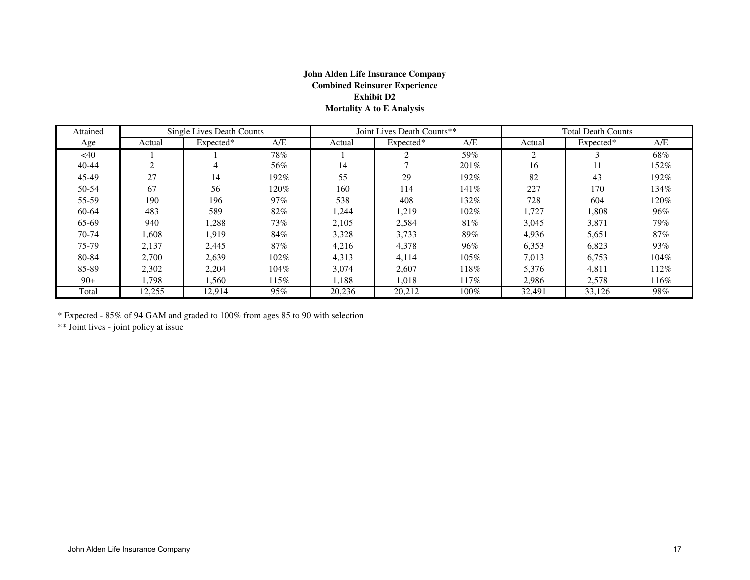**John Alden Life Insurance Company**
**Combined Reinsurer Experience**
**Exhibit D2**
**Mortality A to E Analysis**

| Attained | Single Lives Death Counts | | | Joint Lives Death Counts** | | | Total Death Counts | | |
|---|---|---|---|---|---|---|---|---|---|
| Age | Actual | Expected* | A/E | Actual | Expected* | A/E | Actual | Expected* | A/E |
| <40 | 1 | 1 | 78% | 1 | 2 | 59% | 2 | 3 | 68% |
| 40-44 | 2 | 4 | 56% | 14 | 7 | 201% | 16 | 11 | 152% |
| 45-49 | 27 | 14 | 192% | 55 | 29 | 192% | 82 | 43 | 192% |
| 50-54 | 67 | 56 | 120% | 160 | 114 | 141% | 227 | 170 | 134% |
| 55-59 | 190 | 196 | 97% | 538 | 408 | 132% | 728 | 604 | 120% |
| 60-64 | 483 | 589 | 82% | 1,244 | 1,219 | 102% | 1,727 | 1,808 | 96% |
| 65-69 | 940 | 1,288 | 73% | 2,105 | 2,584 | 81% | 3,045 | 3,871 | 79% |
| 70-74 | 1,608 | 1,919 | 84% | 3,328 | 3,733 | 89% | 4,936 | 5,651 | 87% |
| 75-79 | 2,137 | 2,445 | 87% | 4,216 | 4,378 | 96% | 6,353 | 6,823 | 93% |
| 80-84 | 2,700 | 2,639 | 102% | 4,313 | 4,114 | 105% | 7,013 | 6,753 | 104% |
| 85-89 | 2,302 | 2,204 | 104% | 3,074 | 2,607 | 118% | 5,376 | 4,811 | 112% |
| 90+ | 1,798 | 1,560 | 115% | 1,188 | 1,018 | 117% | 2,986 | 2,578 | 116% |
| Total | 12,255 | 12,914 | 95% | 20,236 | 20,212 | 100% | 32,491 | 33,126 | 98% |

* Expected - 85% of 94 GAM and graded to 100% from ages 85 to 90 with selection

** Joint lives - joint policy at issue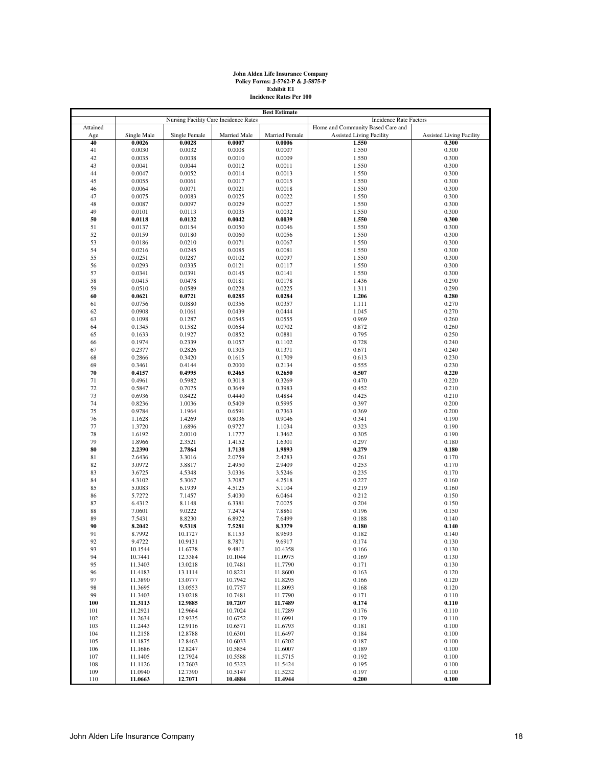**John Alden Life Insurance Company**
**Policy Forms: J-5762-P & J-5875-P**
**Exhibit E1**
**Incidence Rates Per 100**

| **Best Estimate** | | | | | | |
|---|---|---|---|---|---|---|
| | Nursing Facility Care Incidence Rates | | | | Incidence Rate Factors | |
| Attained Age | Single Male | Single Female | Married Male | Married Female | Home and Community Based Care and Assisted Living Facility | Assisted Living Facility |
| **40** | **0.0026** | **0.0028** | **0.0007** | **0.0006** | **1.550** | **0.300** |
| 41 | 0.0030 | 0.0032 | 0.0008 | 0.0007 | 1.550 | 0.300 |
| 42 | 0.0035 | 0.0038 | 0.0010 | 0.0009 | 1.550 | 0.300 |
| 43 | 0.0041 | 0.0044 | 0.0012 | 0.0011 | 1.550 | 0.300 |
| 44 | 0.0047 | 0.0052 | 0.0014 | 0.0013 | 1.550 | 0.300 |
| 45 | 0.0055 | 0.0061 | 0.0017 | 0.0015 | 1.550 | 0.300 |
| 46 | 0.0064 | 0.0071 | 0.0021 | 0.0018 | 1.550 | 0.300 |
| 47 | 0.0075 | 0.0083 | 0.0025 | 0.0022 | 1.550 | 0.300 |
| 48 | 0.0087 | 0.0097 | 0.0029 | 0.0027 | 1.550 | 0.300 |
| 49 | 0.0101 | 0.0113 | 0.0035 | 0.0032 | 1.550 | 0.300 |
| **50** | **0.0118** | **0.0132** | **0.0042** | **0.0039** | **1.550** | **0.300** |
| 51 | 0.0137 | 0.0154 | 0.0050 | 0.0046 | 1.550 | 0.300 |
| 52 | 0.0159 | 0.0180 | 0.0060 | 0.0056 | 1.550 | 0.300 |
| 53 | 0.0186 | 0.0210 | 0.0071 | 0.0067 | 1.550 | 0.300 |
| 54 | 0.0216 | 0.0245 | 0.0085 | 0.0081 | 1.550 | 0.300 |
| 55 | 0.0251 | 0.0287 | 0.0102 | 0.0097 | 1.550 | 0.300 |
| 56 | 0.0293 | 0.0335 | 0.0121 | 0.0117 | 1.550 | 0.300 |
| 57 | 0.0341 | 0.0391 | 0.0145 | 0.0141 | 1.550 | 0.300 |
| 58 | 0.0415 | 0.0478 | 0.0181 | 0.0178 | 1.436 | 0.290 |
| 59 | 0.0510 | 0.0589 | 0.0228 | 0.0225 | 1.311 | 0.290 |
| **60** | **0.0621** | **0.0721** | **0.0285** | **0.0284** | **1.206** | **0.280** |
| 61 | 0.0756 | 0.0880 | 0.0356 | 0.0357 | 1.111 | 0.270 |
| 62 | 0.0908 | 0.1061 | 0.0439 | 0.0444 | 1.045 | 0.270 |
| 63 | 0.1098 | 0.1287 | 0.0545 | 0.0555 | 0.969 | 0.260 |
| 64 | 0.1345 | 0.1582 | 0.0684 | 0.0702 | 0.872 | 0.260 |
| 65 | 0.1633 | 0.1927 | 0.0852 | 0.0881 | 0.795 | 0.250 |
| 66 | 0.1974 | 0.2339 | 0.1057 | 0.1102 | 0.728 | 0.240 |
| 67 | 0.2377 | 0.2826 | 0.1305 | 0.1371 | 0.671 | 0.240 |
| 68 | 0.2866 | 0.3420 | 0.1615 | 0.1709 | 0.613 | 0.230 |
| 69 | 0.3461 | 0.4144 | 0.2000 | 0.2134 | 0.555 | 0.230 |
| **70** | **0.4157** | **0.4995** | **0.2465** | **0.2650** | **0.507** | **0.220** |
| 71 | 0.4961 | 0.5982 | 0.3018 | 0.3269 | 0.470 | 0.220 |
| 72 | 0.5847 | 0.7075 | 0.3649 | 0.3983 | 0.452 | 0.210 |
| 73 | 0.6936 | 0.8422 | 0.4440 | 0.4884 | 0.425 | 0.210 |
| 74 | 0.8236 | 1.0036 | 0.5409 | 0.5995 | 0.397 | 0.200 |
| 75 | 0.9784 | 1.1964 | 0.6591 | 0.7363 | 0.369 | 0.200 |
| 76 | 1.1628 | 1.4269 | 0.8036 | 0.9046 | 0.341 | 0.190 |
| 77 | 1.3720 | 1.6896 | 0.9727 | 1.1034 | 0.323 | 0.190 |
| 78 | 1.6192 | 2.0010 | 1.1777 | 1.3462 | 0.305 | 0.190 |
| 79 | 1.8966 | 2.3521 | 1.4152 | 1.6301 | 0.297 | 0.180 |
| **80** | **2.2390** | **2.7864** | **1.7138** | **1.9893** | **0.279** | **0.180** |
| 81 | 2.6436 | 3.3016 | 2.0759 | 2.4283 | 0.261 | 0.170 |
| 82 | 3.0972 | 3.8817 | 2.4950 | 2.9409 | 0.253 | 0.170 |
| 83 | 3.6725 | 4.5348 | 3.0336 | 3.5246 | 0.235 | 0.170 |
| 84 | 4.3102 | 5.3067 | 3.7087 | 4.2518 | 0.227 | 0.160 |
| 85 | 5.0083 | 6.1939 | 4.5125 | 5.1104 | 0.219 | 0.160 |
| 86 | 5.7272 | 7.1457 | 5.4030 | 6.0464 | 0.212 | 0.150 |
| 87 | 6.4312 | 8.1148 | 6.3381 | 7.0025 | 0.204 | 0.150 |
| 88 | 7.0601 | 9.0222 | 7.2474 | 7.8861 | 0.196 | 0.150 |
| 89 | 7.5431 | 8.8230 | 6.8922 | 7.6499 | 0.188 | 0.140 |
| **90** | **8.2042** | **9.5318** | **7.5281** | **8.3379** | **0.180** | **0.140** |
| 91 | 8.7992 | 10.1727 | 8.1153 | 8.9693 | 0.182 | 0.140 |
| 92 | 9.4722 | 10.9131 | 8.7871 | 9.6917 | 0.174 | 0.130 |
| 93 | 10.1544 | 11.6738 | 9.4817 | 10.4358 | 0.166 | 0.130 |
| 94 | 10.7441 | 12.3384 | 10.1044 | 11.0975 | 0.169 | 0.130 |
| 95 | 11.3403 | 13.0218 | 10.7481 | 11.7790 | 0.171 | 0.130 |
| 96 | 11.4183 | 13.1114 | 10.8221 | 11.8600 | 0.163 | 0.120 |
| 97 | 11.3890 | 13.0777 | 10.7942 | 11.8295 | 0.166 | 0.120 |
| 98 | 11.3695 | 13.0553 | 10.7757 | 11.8093 | 0.168 | 0.120 |
| 99 | 11.3403 | 13.0218 | 10.7481 | 11.7790 | 0.171 | 0.110 |
| **100** | **11.3113** | **12.9885** | **10.7207** | **11.7489** | **0.174** | **0.110** |
| 101 | 11.2921 | 12.9664 | 10.7024 | 11.7289 | 0.176 | 0.110 |
| 102 | 11.2634 | 12.9335 | 10.6752 | 11.6991 | 0.179 | 0.110 |
| 103 | 11.2443 | 12.9116 | 10.6571 | 11.6793 | 0.181 | 0.100 |
| 104 | 11.2158 | 12.8788 | 10.6301 | 11.6497 | 0.184 | 0.100 |
| 105 | 11.1875 | 12.8463 | 10.6033 | 11.6202 | 0.187 | 0.100 |
| 106 | 11.1686 | 12.8247 | 10.5854 | 11.6007 | 0.189 | 0.100 |
| 107 | 11.1405 | 12.7924 | 10.5588 | 11.5715 | 0.192 | 0.100 |
| 108 | 11.1126 | 12.7603 | 10.5323 | 11.5424 | 0.195 | 0.100 |
| 109 | 11.0940 | 12.7390 | 10.5147 | 11.5232 | 0.197 | 0.100 |
| 110 | **11.0663** | **12.7071** | **10.4884** | **11.4944** | **0.200** | **0.100** |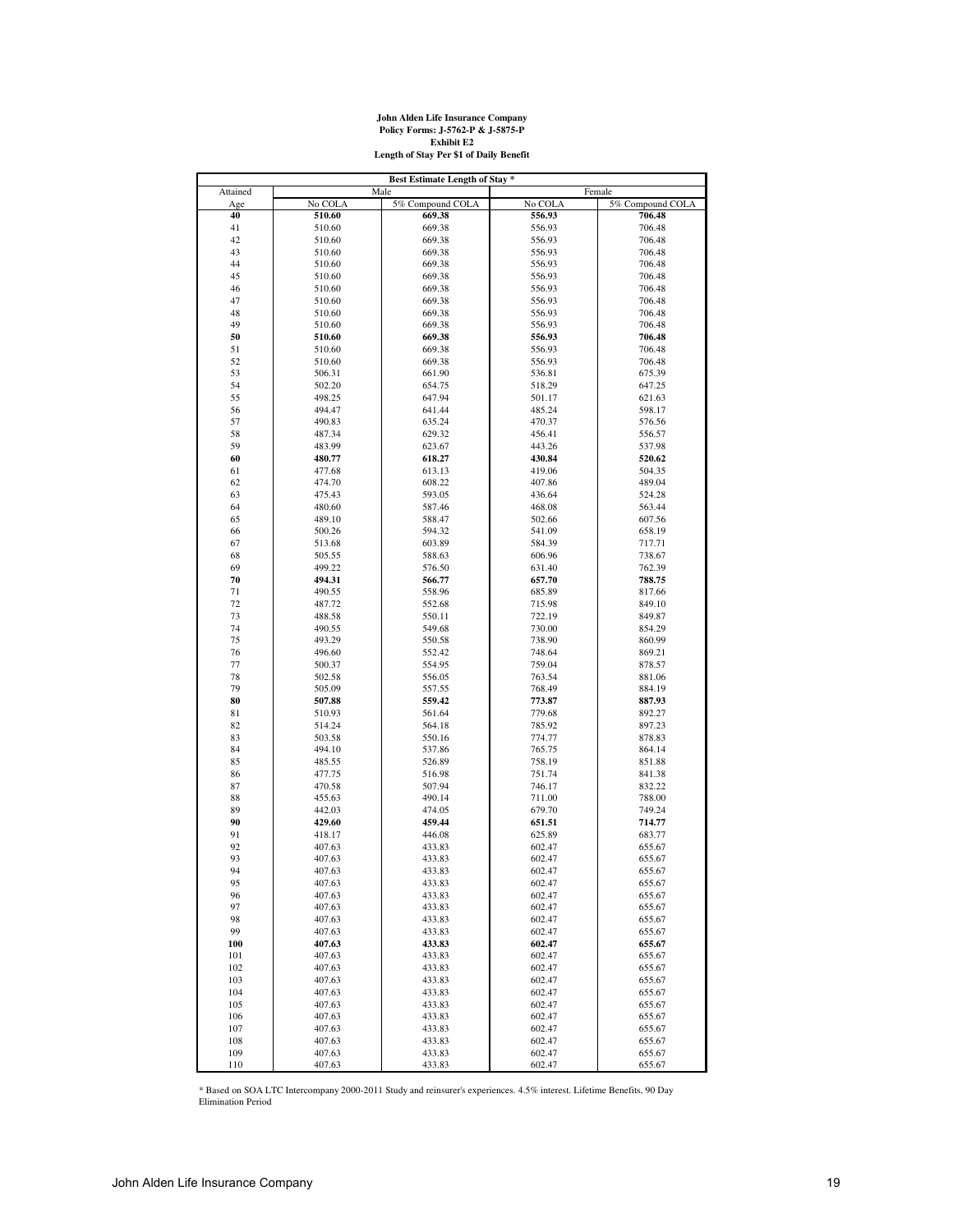**John Alden Life Insurance Company**
**Policy Forms: J-5762-P & J-5875-P**
**Exhibit E2**
**Length of Stay Per $1 of Daily Benefit**

| Best Estimate Length of Stay * | | | | |
|---|---|---|---|---|
| Attained | Male | | Female | |
| Age | No COLA | 5% Compound COLA | No COLA | 5% Compound COLA |
| **40** | **510.60** | **669.38** | **556.93** | **706.48** |
| 41 | 510.60 | 669.38 | 556.93 | 706.48 |
| 42 | 510.60 | 669.38 | 556.93 | 706.48 |
| 43 | 510.60 | 669.38 | 556.93 | 706.48 |
| 44 | 510.60 | 669.38 | 556.93 | 706.48 |
| 45 | 510.60 | 669.38 | 556.93 | 706.48 |
| 46 | 510.60 | 669.38 | 556.93 | 706.48 |
| 47 | 510.60 | 669.38 | 556.93 | 706.48 |
| 48 | 510.60 | 669.38 | 556.93 | 706.48 |
| 49 | 510.60 | 669.38 | 556.93 | 706.48 |
| **50** | **510.60** | **669.38** | **556.93** | **706.48** |
| 51 | 510.60 | 669.38 | 556.93 | 706.48 |
| 52 | 510.60 | 669.38 | 556.93 | 706.48 |
| 53 | 506.31 | 661.90 | 536.81 | 675.39 |
| 54 | 502.20 | 654.75 | 518.29 | 647.25 |
| 55 | 498.25 | 647.94 | 501.17 | 621.63 |
| 56 | 494.47 | 641.44 | 485.24 | 598.17 |
| 57 | 490.83 | 635.24 | 470.37 | 576.56 |
| 58 | 487.34 | 629.32 | 456.41 | 556.57 |
| 59 | 483.99 | 623.67 | 443.26 | 537.98 |
| **60** | **480.77** | **618.27** | **430.84** | **520.62** |
| 61 | 477.68 | 613.13 | 419.06 | 504.35 |
| 62 | 474.70 | 608.22 | 407.86 | 489.04 |
| 63 | 475.43 | 593.05 | 436.64 | 524.28 |
| 64 | 480.60 | 587.46 | 468.08 | 563.44 |
| 65 | 489.10 | 588.47 | 502.66 | 607.56 |
| 66 | 500.26 | 594.32 | 541.09 | 658.19 |
| 67 | 513.68 | 603.89 | 584.39 | 717.71 |
| 68 | 505.55 | 588.63 | 606.96 | 738.67 |
| 69 | 499.22 | 576.50 | 631.40 | 762.39 |
| **70** | **494.31** | **566.77** | **657.70** | **788.75** |
| 71 | 490.55 | 558.96 | 685.89 | 817.66 |
| 72 | 487.72 | 552.68 | 715.98 | 849.10 |
| 73 | 488.58 | 550.11 | 722.19 | 849.87 |
| 74 | 490.55 | 549.68 | 730.00 | 854.29 |
| 75 | 493.29 | 550.58 | 738.90 | 860.99 |
| 76 | 496.60 | 552.42 | 748.64 | 869.21 |
| 77 | 500.37 | 554.95 | 759.04 | 878.57 |
| 78 | 502.58 | 556.05 | 763.54 | 881.06 |
| 79 | 505.09 | 557.55 | 768.49 | 884.19 |
| **80** | **507.88** | **559.42** | **773.87** | **887.93** |
| 81 | 510.93 | 561.64 | 779.68 | 892.27 |
| 82 | 514.24 | 564.18 | 785.92 | 897.23 |
| 83 | 503.58 | 550.16 | 774.77 | 878.83 |
| 84 | 494.10 | 537.86 | 765.75 | 864.14 |
| 85 | 485.55 | 526.89 | 758.19 | 851.88 |
| 86 | 477.75 | 516.98 | 751.74 | 841.38 |
| 87 | 470.58 | 507.94 | 746.17 | 832.22 |
| 88 | 455.63 | 490.14 | 711.00 | 788.00 |
| 89 | 442.03 | 474.05 | 679.70 | 749.24 |
| **90** | **429.60** | **459.44** | **651.51** | **714.77** |
| 91 | 418.17 | 446.08 | 625.89 | 683.77 |
| 92 | 407.63 | 433.83 | 602.47 | 655.67 |
| 93 | 407.63 | 433.83 | 602.47 | 655.67 |
| 94 | 407.63 | 433.83 | 602.47 | 655.67 |
| 95 | 407.63 | 433.83 | 602.47 | 655.67 |
| 96 | 407.63 | 433.83 | 602.47 | 655.67 |
| 97 | 407.63 | 433.83 | 602.47 | 655.67 |
| 98 | 407.63 | 433.83 | 602.47 | 655.67 |
| 99 | 407.63 | 433.83 | 602.47 | 655.67 |
| **100** | **407.63** | **433.83** | **602.47** | **655.67** |
| 101 | 407.63 | 433.83 | 602.47 | 655.67 |
| 102 | 407.63 | 433.83 | 602.47 | 655.67 |
| 103 | 407.63 | 433.83 | 602.47 | 655.67 |
| 104 | 407.63 | 433.83 | 602.47 | 655.67 |
| 105 | 407.63 | 433.83 | 602.47 | 655.67 |
| 106 | 407.63 | 433.83 | 602.47 | 655.67 |
| 107 | 407.63 | 433.83 | 602.47 | 655.67 |
| 108 | 407.63 | 433.83 | 602.47 | 655.67 |
| 109 | 407.63 | 433.83 | 602.47 | 655.67 |
| 110 | 407.63 | 433.83 | 602.47 | 655.67 |

* Based on SOA LTC Intercompany 2000-2011 Study and reinsurer's experiences. 4.5% interest. Lifetime Benefits, 90 Day Elimination Period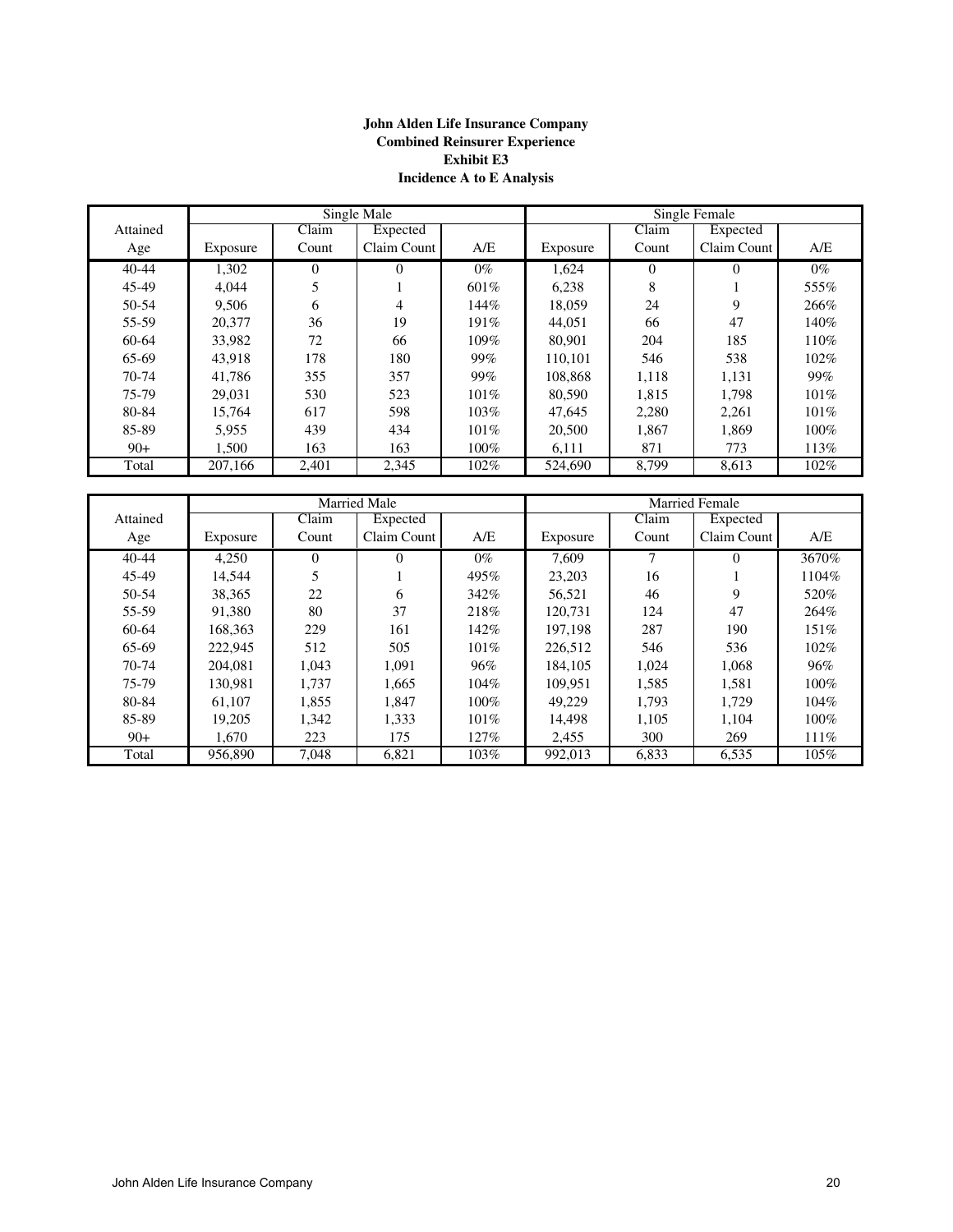**John Alden Life Insurance Company**
**Combined Reinsurer Experience**
**Exhibit E3**
**Incidence A to E Analysis**

| | Single Male | | | | Single Female | | | |
|---|---|---|---|---|---|---|---|---|
| Attained Age | Exposure | Claim Count | Expected Claim Count | A/E | Exposure | Claim Count | Expected Claim Count | A/E |
| 40-44 | 1,302 | 0 | 0 | 0% | 1,624 | 0 | 0 | 0% |
| 45-49 | 4,044 | 5 | 1 | 601% | 6,238 | 8 | 1 | 555% |
| 50-54 | 9,506 | 6 | 4 | 144% | 18,059 | 24 | 9 | 266% |
| 55-59 | 20,377 | 36 | 19 | 191% | 44,051 | 66 | 47 | 140% |
| 60-64 | 33,982 | 72 | 66 | 109% | 80,901 | 204 | 185 | 110% |
| 65-69 | 43,918 | 178 | 180 | 99% | 110,101 | 546 | 538 | 102% |
| 70-74 | 41,786 | 355 | 357 | 99% | 108,868 | 1,118 | 1,131 | 99% |
| 75-79 | 29,031 | 530 | 523 | 101% | 80,590 | 1,815 | 1,798 | 101% |
| 80-84 | 15,764 | 617 | 598 | 103% | 47,645 | 2,280 | 2,261 | 101% |
| 85-89 | 5,955 | 439 | 434 | 101% | 20,500 | 1,867 | 1,869 | 100% |
| 90+ | 1,500 | 163 | 163 | 100% | 6,111 | 871 | 773 | 113% |
| Total | 207,166 | 2,401 | 2,345 | 102% | 524,690 | 8,799 | 8,613 | 102% |

| | Married Male | | | | Married Female | | | |
|---|---|---|---|---|---|---|---|---|
| Attained Age | Exposure | Claim Count | Expected Claim Count | A/E | Exposure | Claim Count | Expected Claim Count | A/E |
| 40-44 | 4,250 | 0 | 0 | 0% | 7,609 | 7 | 0 | 3670% |
| 45-49 | 14,544 | 5 | 1 | 495% | 23,203 | 16 | 1 | 1104% |
| 50-54 | 38,365 | 22 | 6 | 342% | 56,521 | 46 | 9 | 520% |
| 55-59 | 91,380 | 80 | 37 | 218% | 120,731 | 124 | 47 | 264% |
| 60-64 | 168,363 | 229 | 161 | 142% | 197,198 | 287 | 190 | 151% |
| 65-69 | 222,945 | 512 | 505 | 101% | 226,512 | 546 | 536 | 102% |
| 70-74 | 204,081 | 1,043 | 1,091 | 96% | 184,105 | 1,024 | 1,068 | 96% |
| 75-79 | 130,981 | 1,737 | 1,665 | 104% | 109,951 | 1,585 | 1,581 | 100% |
| 80-84 | 61,107 | 1,855 | 1,847 | 100% | 49,229 | 1,793 | 1,729 | 104% |
| 85-89 | 19,205 | 1,342 | 1,333 | 101% | 14,498 | 1,105 | 1,104 | 100% |
| 90+ | 1,670 | 223 | 175 | 127% | 2,455 | 300 | 269 | 111% |
| Total | 956,890 | 7,048 | 6,821 | 103% | 992,013 | 6,833 | 6,535 | 105% |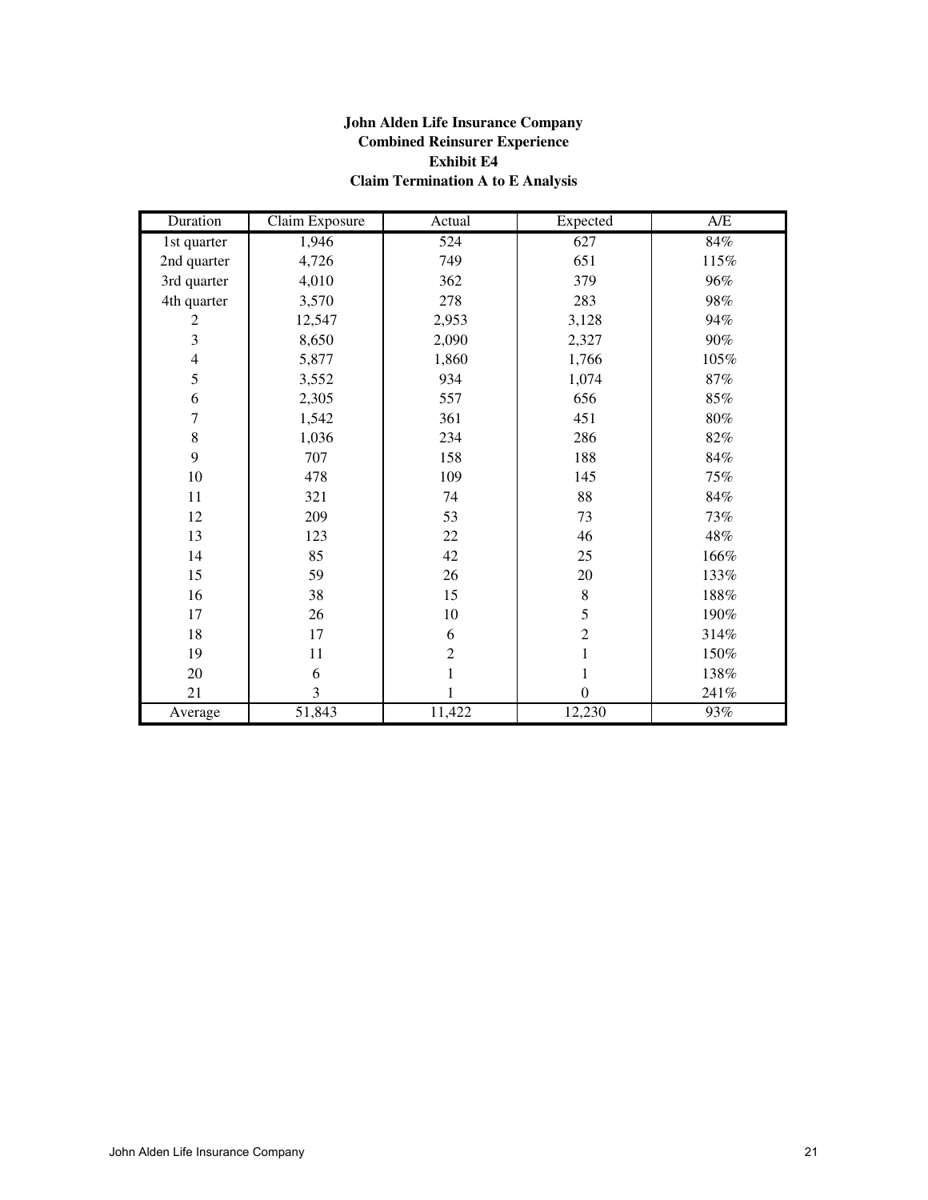**John Alden Life Insurance Company**
**Combined Reinsurer Experience**
**Exhibit E4**
**Claim Termination A to E Analysis**

| Duration | Claim Exposure | Actual | Expected | A/E |
|---|---|---|---|---|
| 1st quarter | 1,946 | 524 | 627 | 84% |
| 2nd quarter | 4,726 | 749 | 651 | 115% |
| 3rd quarter | 4,010 | 362 | 379 | 96% |
| 4th quarter | 3,570 | 278 | 283 | 98% |
| 2 | 12,547 | 2,953 | 3,128 | 94% |
| 3 | 8,650 | 2,090 | 2,327 | 90% |
| 4 | 5,877 | 1,860 | 1,766 | 105% |
| 5 | 3,552 | 934 | 1,074 | 87% |
| 6 | 2,305 | 557 | 656 | 85% |
| 7 | 1,542 | 361 | 451 | 80% |
| 8 | 1,036 | 234 | 286 | 82% |
| 9 | 707 | 158 | 188 | 84% |
| 10 | 478 | 109 | 145 | 75% |
| 11 | 321 | 74 | 88 | 84% |
| 12 | 209 | 53 | 73 | 73% |
| 13 | 123 | 22 | 46 | 48% |
| 14 | 85 | 42 | 25 | 166% |
| 15 | 59 | 26 | 20 | 133% |
| 16 | 38 | 15 | 8 | 188% |
| 17 | 26 | 10 | 5 | 190% |
| 18 | 17 | 6 | 2 | 314% |
| 19 | 11 | 2 | 1 | 150% |
| 20 | 6 | 1 | 1 | 138% |
| 21 | 3 | 1 | 0 | 241% |
| Average | 51,843 | 11,422 | 12,230 | 93% |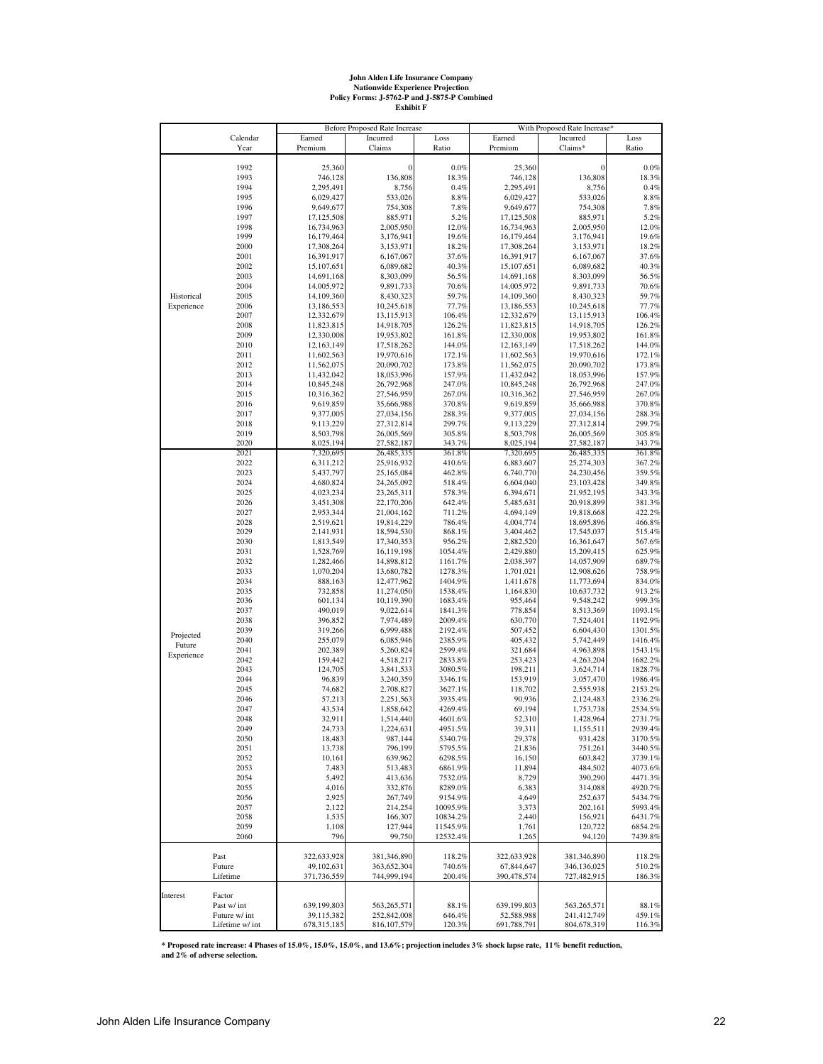**John Alden Life Insurance Company**
**Nationwide Experience Projection**
**Policy Forms: J-5762-P and J-5875-P Combined**
**Exhibit F**

| | | Before Proposed Rate Increase | | | With Proposed Rate Increase* | | |
|---|---|---|---|---|---|---|---|
| | Calendar Year | Earned Premium | Incurred Claims | Loss Ratio | Earned Premium | Incurred Claims* | Loss Ratio |
| Historical Experience | 1992 | 25,360 | 0 | 0.0% | 25,360 | 0 | 0.0% |
| | 1993 | 746,128 | 136,808 | 18.3% | 746,128 | 136,808 | 18.3% |
| | 1994 | 2,295,491 | 8,756 | 0.4% | 2,295,491 | 8,756 | 0.4% |
| | 1995 | 6,029,427 | 533,026 | 8.8% | 6,029,427 | 533,026 | 8.8% |
| | 1996 | 9,649,677 | 754,308 | 7.8% | 9,649,677 | 754,308 | 7.8% |
| | 1997 | 17,125,508 | 885,971 | 5.2% | 17,125,508 | 885,971 | 5.2% |
| | 1998 | 16,734,963 | 2,005,950 | 12.0% | 16,734,963 | 2,005,950 | 12.0% |
| | 1999 | 16,179,464 | 3,176,941 | 19.6% | 16,179,464 | 3,176,941 | 19.6% |
| | 2000 | 17,308,264 | 3,153,971 | 18.2% | 17,308,264 | 3,153,971 | 18.2% |
| | 2001 | 16,391,917 | 6,167,067 | 37.6% | 16,391,917 | 6,167,067 | 37.6% |
| | 2002 | 15,107,651 | 6,089,682 | 40.3% | 15,107,651 | 6,089,682 | 40.3% |
| | 2003 | 14,691,168 | 8,303,099 | 56.5% | 14,691,168 | 8,303,099 | 56.5% |
| | 2004 | 14,005,972 | 9,891,733 | 70.6% | 14,005,972 | 9,891,733 | 70.6% |
| | 2005 | 14,109,360 | 8,430,323 | 59.7% | 14,109,360 | 8,430,323 | 59.7% |
| | 2006 | 13,186,553 | 10,245,618 | 77.7% | 13,186,553 | 10,245,618 | 77.7% |
| | 2007 | 12,332,679 | 13,115,913 | 106.4% | 12,332,679 | 13,115,913 | 106.4% |
| | 2008 | 11,823,815 | 14,918,705 | 126.2% | 11,823,815 | 14,918,705 | 126.2% |
| | 2009 | 12,330,008 | 19,953,802 | 161.8% | 12,330,008 | 19,953,802 | 161.8% |
| | 2010 | 12,163,149 | 17,518,262 | 144.0% | 12,163,149 | 17,518,262 | 144.0% |
| | 2011 | 11,602,563 | 19,970,616 | 172.1% | 11,602,563 | 19,970,616 | 172.1% |
| | 2012 | 11,562,075 | 20,090,702 | 173.8% | 11,562,075 | 20,090,702 | 173.8% |
| | 2013 | 11,432,042 | 18,053,996 | 157.9% | 11,432,042 | 18,053,996 | 157.9% |
| | 2014 | 10,845,248 | 26,792,968 | 247.0% | 10,845,248 | 26,792,968 | 247.0% |
| | 2015 | 10,316,362 | 27,546,959 | 267.0% | 10,316,362 | 27,546,959 | 267.0% |
| | 2016 | 9,619,859 | 35,666,988 | 370.8% | 9,619,859 | 35,666,988 | 370.8% |
| | 2017 | 9,377,005 | 27,034,156 | 288.3% | 9,377,005 | 27,034,156 | 288.3% |
| | 2018 | 9,113,229 | 27,312,814 | 299.7% | 9,113,229 | 27,312,814 | 299.7% |
| | 2019 | 8,503,798 | 26,005,569 | 305.8% | 8,503,798 | 26,005,569 | 305.8% |
| | 2020 | 8,025,194 | 27,582,187 | 343.7% | 8,025,194 | 27,582,187 | 343.7% |
| Projected Future Experience | 2021 | 7,320,695 | 26,485,335 | 361.8% | 7,320,695 | 26,485,335 | 361.8% |
| | 2022 | 6,311,212 | 25,916,932 | 410.6% | 6,883,607 | 25,274,303 | 367.2% |
| | 2023 | 5,437,797 | 25,165,084 | 462.8% | 6,740,770 | 24,230,456 | 359.5% |
| | 2024 | 4,680,824 | 24,265,092 | 518.4% | 6,604,040 | 23,103,428 | 349.8% |
| | 2025 | 4,023,234 | 23,265,311 | 578.3% | 6,394,671 | 21,952,195 | 343.3% |
| | 2026 | 3,451,308 | 22,170,206 | 642.4% | 5,485,631 | 20,918,899 | 381.3% |
| | 2027 | 2,953,344 | 21,004,162 | 711.2% | 4,694,149 | 19,818,668 | 422.2% |
| | 2028 | 2,519,621 | 19,814,229 | 786.4% | 4,004,774 | 18,695,896 | 466.8% |
| | 2029 | 2,141,931 | 18,594,530 | 868.1% | 3,404,462 | 17,545,037 | 515.4% |
| | 2030 | 1,813,549 | 17,340,353 | 956.2% | 2,882,520 | 16,361,647 | 567.6% |
| | 2031 | 1,528,769 | 16,119,198 | 1054.4% | 2,429,880 | 15,209,415 | 625.9% |
| | 2032 | 1,282,466 | 14,898,812 | 1161.7% | 2,038,397 | 14,057,909 | 689.7% |
| | 2033 | 1,070,204 | 13,680,782 | 1278.3% | 1,701,021 | 12,908,626 | 758.9% |
| | 2034 | 888,163 | 12,477,962 | 1404.9% | 1,411,678 | 11,773,694 | 834.0% |
| | 2035 | 732,858 | 11,274,050 | 1538.4% | 1,164,830 | 10,637,732 | 913.2% |
| | 2036 | 601,134 | 10,119,390 | 1683.4% | 955,464 | 9,548,242 | 999.3% |
| | 2037 | 490,019 | 9,022,614 | 1841.3% | 778,854 | 8,513,369 | 1093.1% |
| | 2038 | 396,852 | 7,974,489 | 2009.4% | 630,770 | 7,524,401 | 1192.9% |
| | 2039 | 319,266 | 6,999,488 | 2192.4% | 507,452 | 6,604,430 | 1301.5% |
| | 2040 | 255,079 | 6,085,946 | 2385.9% | 405,432 | 5,742,449 | 1416.4% |
| | 2041 | 202,389 | 5,260,824 | 2599.4% | 321,684 | 4,963,898 | 1543.1% |
| | 2042 | 159,442 | 4,518,217 | 2833.8% | 253,423 | 4,263,204 | 1682.2% |
| | 2043 | 124,705 | 3,841,533 | 3080.5% | 198,211 | 3,624,714 | 1828.7% |
| | 2044 | 96,839 | 3,240,359 | 3346.1% | 153,919 | 3,057,470 | 1986.4% |
| | 2045 | 74,682 | 2,708,827 | 3627.1% | 118,702 | 2,555,938 | 2153.2% |
| | 2046 | 57,213 | 2,251,563 | 3935.4% | 90,936 | 2,124,483 | 2336.2% |
| | 2047 | 43,534 | 1,858,642 | 4269.4% | 69,194 | 1,753,738 | 2534.5% |
| | 2048 | 32,911 | 1,514,440 | 4601.6% | 52,310 | 1,428,964 | 2731.7% |
| | 2049 | 24,733 | 1,224,631 | 4951.5% | 39,311 | 1,155,511 | 2939.4% |
| | 2050 | 18,483 | 987,144 | 5340.7% | 29,378 | 931,428 | 3170.5% |
| | 2051 | 13,738 | 796,199 | 5795.5% | 21,836 | 751,261 | 3440.5% |
| | 2052 | 10,161 | 639,962 | 6298.5% | 16,150 | 603,842 | 3739.1% |
| | 2053 | 7,483 | 513,483 | 6861.9% | 11,894 | 484,502 | 4073.6% |
| | 2054 | 5,492 | 413,636 | 7532.0% | 8,729 | 390,290 | 4471.3% |
| | 2055 | 4,016 | 332,876 | 8289.0% | 6,383 | 314,088 | 4920.7% |
| | 2056 | 2,925 | 267,749 | 9154.9% | 4,649 | 252,637 | 5434.7% |
| | 2057 | 2,122 | 214,254 | 10095.9% | 3,373 | 202,161 | 5993.4% |
| | 2058 | 1,535 | 166,307 | 10834.2% | 2,440 | 156,921 | 6431.7% |
| | 2059 | 1,108 | 127,944 | 11545.9% | 1,761 | 120,722 | 6854.2% |
| | 2060 | 796 | 99,750 | 12532.4% | 1,265 | 94,120 | 7439.8% |
| | Past | 322,633,928 | 381,346,890 | 118.2% | 322,633,928 | 381,346,890 | 118.2% |
| | Future | 49,102,631 | 363,652,304 | 740.6% | 67,844,647 | 346,136,025 | 510.2% |
| | Lifetime | 371,736,559 | 744,999,194 | 200.4% | 390,478,574 | 727,482,915 | 186.3% |
| Interest | Factor | | | | | | |
| | Past w/ int | 639,199,803 | 563,265,571 | 88.1% | 639,199,803 | 563,265,571 | 88.1% |
| | Future w/ int | 39,115,382 | 252,842,008 | 646.4% | 52,588,988 | 241,412,749 | 459.1% |
| | Lifetime w/ int | 678,315,185 | 816,107,579 | 120.3% | 691,788,791 | 804,678,319 | 116.3% |

**\* Proposed rate increase: 4 Phases of 15.0%, 15.0%, 15.0%, and 13.6%; projection includes 3% shock lapse rate, 11% benefit reduction, and 2% of adverse selection.**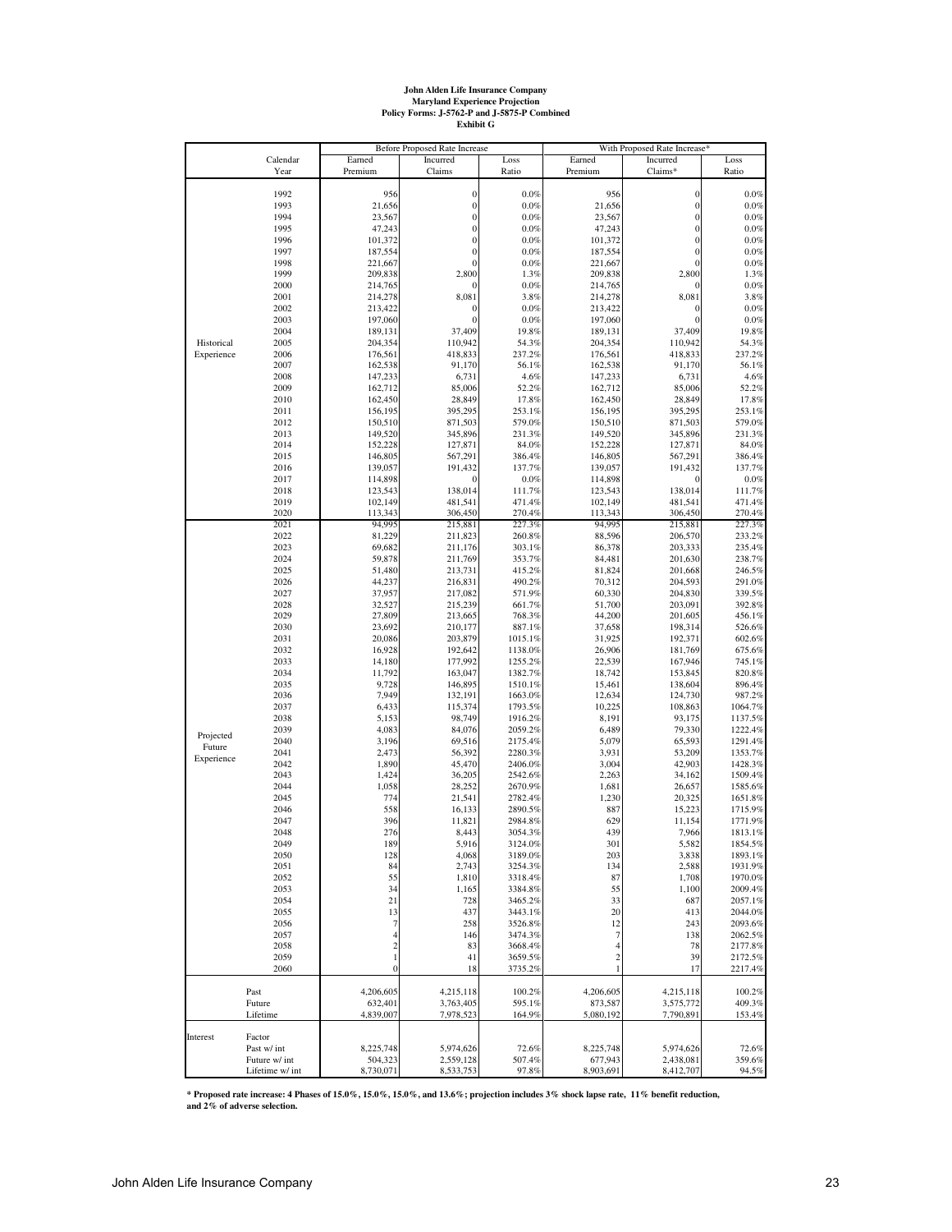**John Alden Life Insurance Company**
**Maryland Experience Projection**
**Policy Forms: J-5762-P and J-5875-P Combined**
**Exhibit G**

| | Calendar Year | Before Proposed Rate Increase Earned Premium | Incurred Claims | Loss Ratio | With Proposed Rate Increase* Earned Premium | Incurred Claims* | Loss Ratio |
|---|---|---|---|---|---|---|---|
| Historical Experience | 1992 | 956 | 0 | 0.0% | 956 | 0 | 0.0% |
| | 1993 | 21,656 | 0 | 0.0% | 21,656 | 0 | 0.0% |
| | 1994 | 23,567 | 0 | 0.0% | 23,567 | 0 | 0.0% |
| | 1995 | 47,243 | 0 | 0.0% | 47,243 | 0 | 0.0% |
| | 1996 | 101,372 | 0 | 0.0% | 101,372 | 0 | 0.0% |
| | 1997 | 187,554 | 0 | 0.0% | 187,554 | 0 | 0.0% |
| | 1998 | 221,667 | 0 | 0.0% | 221,667 | 0 | 0.0% |
| | 1999 | 209,838 | 2,800 | 1.3% | 209,838 | 2,800 | 1.3% |
| | 2000 | 214,765 | 0 | 0.0% | 214,765 | 0 | 0.0% |
| | 2001 | 214,278 | 8,081 | 3.8% | 214,278 | 8,081 | 3.8% |
| | 2002 | 213,422 | 0 | 0.0% | 213,422 | 0 | 0.0% |
| | 2003 | 197,060 | 0 | 0.0% | 197,060 | 0 | 0.0% |
| | 2004 | 189,131 | 37,409 | 19.8% | 189,131 | 37,409 | 19.8% |
| | 2005 | 204,354 | 110,942 | 54.3% | 204,354 | 110,942 | 54.3% |
| | 2006 | 176,561 | 418,833 | 237.2% | 176,561 | 418,833 | 237.2% |
| | 2007 | 162,538 | 91,170 | 56.1% | 162,538 | 91,170 | 56.1% |
| | 2008 | 147,233 | 6,731 | 4.6% | 147,233 | 6,731 | 4.6% |
| | 2009 | 162,712 | 85,006 | 52.2% | 162,712 | 85,006 | 52.2% |
| | 2010 | 162,450 | 28,849 | 17.8% | 162,450 | 28,849 | 17.8% |
| | 2011 | 156,195 | 395,295 | 253.1% | 156,195 | 395,295 | 253.1% |
| | 2012 | 150,510 | 871,503 | 579.0% | 150,510 | 871,503 | 579.0% |
| | 2013 | 149,520 | 345,896 | 231.3% | 149,520 | 345,896 | 231.3% |
| | 2014 | 152,228 | 127,871 | 84.0% | 152,228 | 127,871 | 84.0% |
| | 2015 | 146,805 | 567,291 | 386.4% | 146,805 | 567,291 | 386.4% |
| | 2016 | 139,057 | 191,432 | 137.7% | 139,057 | 191,432 | 137.7% |
| | 2017 | 114,898 | 0 | 0.0% | 114,898 | 0 | 0.0% |
| | 2018 | 123,543 | 138,014 | 111.7% | 123,543 | 138,014 | 111.7% |
| | 2019 | 102,149 | 481,541 | 471.4% | 102,149 | 481,541 | 471.4% |
| | 2020 | 113,343 | 306,450 | 270.4% | 113,343 | 306,450 | 270.4% |
| Projected Future Experience | 2021 | 94,995 | 215,881 | 227.3% | 94,995 | 215,881 | 227.3% |
| | 2022 | 81,229 | 211,823 | 260.8% | 88,596 | 206,570 | 233.2% |
| | 2023 | 69,682 | 211,176 | 303.1% | 86,378 | 203,333 | 235.4% |
| | 2024 | 59,878 | 211,769 | 353.7% | 84,481 | 201,630 | 238.7% |
| | 2025 | 51,480 | 213,731 | 415.2% | 81,824 | 201,668 | 246.5% |
| | 2026 | 44,237 | 216,831 | 490.2% | 70,312 | 204,593 | 291.0% |
| | 2027 | 37,957 | 217,082 | 571.9% | 60,330 | 204,830 | 339.5% |
| | 2028 | 32,527 | 215,239 | 661.7% | 51,700 | 203,091 | 392.8% |
| | 2029 | 27,809 | 213,665 | 768.3% | 44,200 | 201,605 | 456.1% |
| | 2030 | 23,692 | 210,177 | 887.1% | 37,658 | 198,314 | 526.6% |
| | 2031 | 20,086 | 203,879 | 1015.1% | 31,925 | 192,371 | 602.6% |
| | 2032 | 16,928 | 192,642 | 1138.0% | 26,906 | 181,769 | 675.6% |
| | 2033 | 14,180 | 177,992 | 1255.2% | 22,539 | 167,946 | 745.1% |
| | 2034 | 11,792 | 163,047 | 1382.7% | 18,742 | 153,845 | 820.8% |
| | 2035 | 9,728 | 146,895 | 1510.1% | 15,461 | 138,604 | 896.4% |
| | 2036 | 7,949 | 132,191 | 1663.0% | 12,634 | 124,730 | 987.2% |
| | 2037 | 6,433 | 115,374 | 1793.5% | 10,225 | 108,863 | 1064.7% |
| | 2038 | 5,153 | 98,749 | 1916.2% | 8,191 | 93,175 | 1137.5% |
| | 2039 | 4,083 | 84,076 | 2059.2% | 6,489 | 79,330 | 1222.4% |
| | 2040 | 3,196 | 69,516 | 2175.4% | 5,079 | 65,593 | 1291.4% |
| | 2041 | 2,473 | 56,392 | 2280.3% | 3,931 | 53,209 | 1353.7% |
| | 2042 | 1,890 | 45,470 | 2406.0% | 3,004 | 42,903 | 1428.3% |
| | 2043 | 1,424 | 36,205 | 2542.6% | 2,263 | 34,162 | 1509.4% |
| | 2044 | 1,058 | 28,252 | 2670.9% | 1,681 | 26,657 | 1585.6% |
| | 2045 | 774 | 21,541 | 2782.4% | 1,230 | 20,325 | 1651.8% |
| | 2046 | 558 | 16,133 | 2890.5% | 887 | 15,223 | 1715.9% |
| | 2047 | 396 | 11,821 | 2984.8% | 629 | 11,154 | 1771.9% |
| | 2048 | 276 | 8,443 | 3054.3% | 439 | 7,966 | 1813.1% |
| | 2049 | 189 | 5,916 | 3124.0% | 301 | 5,582 | 1854.5% |
| | 2050 | 128 | 4,068 | 3189.0% | 203 | 3,838 | 1893.1% |
| | 2051 | 84 | 2,743 | 3254.3% | 134 | 2,588 | 1931.9% |
| | 2052 | 55 | 1,810 | 3318.4% | 87 | 1,708 | 1970.0% |
| | 2053 | 34 | 1,165 | 3384.8% | 55 | 1,100 | 2009.4% |
| | 2054 | 21 | 728 | 3465.2% | 33 | 687 | 2057.1% |
| | 2055 | 13 | 437 | 3443.1% | 20 | 413 | 2044.0% |
| | 2056 | 7 | 258 | 3526.8% | 12 | 243 | 2093.6% |
| | 2057 | 4 | 146 | 3474.3% | 7 | 138 | 2062.5% |
| | 2058 | 2 | 83 | 3668.4% | 4 | 78 | 2177.8% |
| | 2059 | 1 | 41 | 3659.5% | 2 | 39 | 2172.5% |
| | 2060 | 0 | 18 | 3735.2% | 1 | 17 | 2217.4% |
| | Past | 4,206,605 | 4,215,118 | 100.2% | 4,206,605 | 4,215,118 | 100.2% |
| | Future | 632,401 | 3,763,405 | 595.1% | 873,587 | 3,575,772 | 409.3% |
| | Lifetime | 4,839,007 | 7,978,523 | 164.9% | 5,080,192 | 7,790,891 | 153.4% |
| Interest | Factor | | | | | | |
| | Past w/ int | 8,225,748 | 5,974,626 | 72.6% | 8,225,748 | 5,974,626 | 72.6% |
| | Future w/ int | 504,323 | 2,559,128 | 507.4% | 677,943 | 2,438,081 | 359.6% |
| | Lifetime w/ int | 8,730,071 | 8,533,753 | 97.8% | 8,903,691 | 8,412,707 | 94.5% |

**\* Proposed rate increase: 4 Phases of 15.0%, 15.0%, 15.0%, and 13.6%; projection includes 3% shock lapse rate, 11% benefit reduction, and 2% of adverse selection.**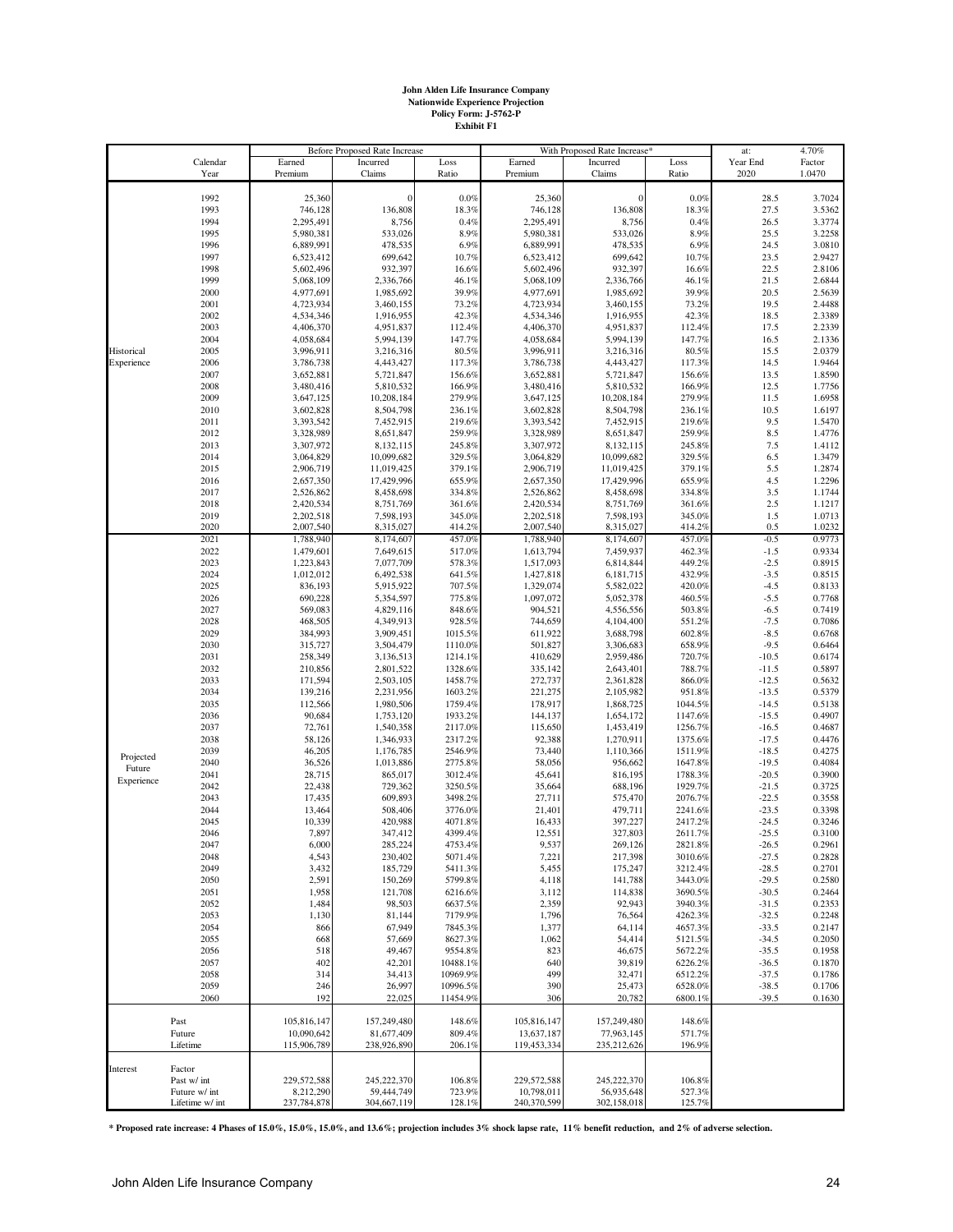**John Alden Life Insurance Company**
**Nationwide Experience Projection**
**Policy Form: J-5762-P**
**Exhibit F1**

| | Calendar Year | Before Proposed Rate Increase Earned Premium | Incurred Claims | Loss Ratio | With Proposed Rate Increase* Earned Premium | Incurred Claims | Loss Ratio | at: Year End 2020 | 4.70% Factor 1.0470 |
|---|---|---|---|---|---|---|---|---|---|
| Historical Experience | 1992 | 25,360 | 0 | 0.0% | 25,360 | 0 | 0.0% | 28.5 | 3.7024 |
| | 1993 | 746,128 | 136,808 | 18.3% | 746,128 | 136,808 | 18.3% | 27.5 | 3.5362 |
| | 1994 | 2,295,491 | 8,756 | 0.4% | 2,295,491 | 8,756 | 0.4% | 26.5 | 3.3774 |
| | 1995 | 5,980,381 | 533,026 | 8.9% | 5,980,381 | 533,026 | 8.9% | 25.5 | 3.2258 |
| | 1996 | 6,889,991 | 478,535 | 6.9% | 6,889,991 | 478,535 | 6.9% | 24.5 | 3.0810 |
| | 1997 | 6,523,412 | 699,642 | 10.7% | 6,523,412 | 699,642 | 10.7% | 23.5 | 2.9427 |
| | 1998 | 5,602,496 | 932,397 | 16.6% | 5,602,496 | 932,397 | 16.6% | 22.5 | 2.8106 |
| | 1999 | 5,068,109 | 2,336,766 | 46.1% | 5,068,109 | 2,336,766 | 46.1% | 21.5 | 2.6844 |
| | 2000 | 4,977,691 | 1,985,692 | 39.9% | 4,977,691 | 1,985,692 | 39.9% | 20.5 | 2.5639 |
| | 2001 | 4,723,934 | 3,460,155 | 73.2% | 4,723,934 | 3,460,155 | 73.2% | 19.5 | 2.4488 |
| | 2002 | 4,534,346 | 1,916,955 | 42.3% | 4,534,346 | 1,916,955 | 42.3% | 18.5 | 2.3389 |
| | 2003 | 4,406,370 | 4,951,837 | 112.4% | 4,406,370 | 4,951,837 | 112.4% | 17.5 | 2.2339 |
| | 2004 | 4,058,684 | 5,994,139 | 147.7% | 4,058,684 | 5,994,139 | 147.7% | 16.5 | 2.1336 |
| | 2005 | 3,996,911 | 3,216,316 | 80.5% | 3,996,911 | 3,216,316 | 80.5% | 15.5 | 2.0379 |
| | 2006 | 3,786,738 | 4,443,427 | 117.3% | 3,786,738 | 4,443,427 | 117.3% | 14.5 | 1.9464 |
| | 2007 | 3,652,881 | 5,721,847 | 156.6% | 3,652,881 | 5,721,847 | 156.6% | 13.5 | 1.8590 |
| | 2008 | 3,480,416 | 5,810,532 | 166.9% | 3,480,416 | 5,810,532 | 166.9% | 12.5 | 1.7756 |
| | 2009 | 3,647,125 | 10,208,184 | 279.9% | 3,647,125 | 10,208,184 | 279.9% | 11.5 | 1.6958 |
| | 2010 | 3,602,828 | 8,504,798 | 236.1% | 3,602,828 | 8,504,798 | 236.1% | 10.5 | 1.6197 |
| | 2011 | 3,393,542 | 7,452,915 | 219.6% | 3,393,542 | 7,452,915 | 219.6% | 9.5 | 1.5470 |
| | 2012 | 3,328,989 | 8,651,847 | 259.9% | 3,328,989 | 8,651,847 | 259.9% | 8.5 | 1.4776 |
| | 2013 | 3,307,972 | 8,132,115 | 245.8% | 3,307,972 | 8,132,115 | 245.8% | 7.5 | 1.4112 |
| | 2014 | 3,064,829 | 10,099,682 | 329.5% | 3,064,829 | 10,099,682 | 329.5% | 6.5 | 1.3479 |
| | 2015 | 2,906,719 | 11,019,425 | 379.1% | 2,906,719 | 11,019,425 | 379.1% | 5.5 | 1.2874 |
| | 2016 | 2,657,350 | 17,429,996 | 655.9% | 2,657,350 | 17,429,996 | 655.9% | 4.5 | 1.2296 |
| | 2017 | 2,526,862 | 8,458,698 | 334.8% | 2,526,862 | 8,458,698 | 334.8% | 3.5 | 1.1744 |
| | 2018 | 2,420,534 | 8,751,769 | 361.6% | 2,420,534 | 8,751,769 | 361.6% | 2.5 | 1.1217 |
| | 2019 | 2,202,518 | 7,598,193 | 345.0% | 2,202,518 | 7,598,193 | 345.0% | 1.5 | 1.0713 |
| | 2020 | 2,007,540 | 8,315,027 | 414.2% | 2,007,540 | 8,315,027 | 414.2% | 0.5 | 1.0232 |
| Projected Future Experience | 2021 | 1,788,940 | 8,174,607 | 457.0% | 1,788,940 | 8,174,607 | 457.0% | -0.5 | 0.9773 |
| | 2022 | 1,479,601 | 7,649,615 | 517.0% | 1,613,794 | 7,459,937 | 462.3% | -1.5 | 0.9334 |
| | 2023 | 1,223,843 | 7,077,709 | 578.3% | 1,517,093 | 6,814,844 | 449.2% | -2.5 | 0.8915 |
| | 2024 | 1,012,012 | 6,492,538 | 641.5% | 1,427,818 | 6,181,715 | 432.9% | -3.5 | 0.8515 |
| | 2025 | 836,193 | 5,915,922 | 707.5% | 1,329,074 | 5,582,022 | 420.0% | -4.5 | 0.8133 |
| | 2026 | 690,228 | 5,354,597 | 775.8% | 1,097,072 | 5,052,378 | 460.5% | -5.5 | 0.7768 |
| | 2027 | 569,083 | 4,829,116 | 848.6% | 904,521 | 4,556,556 | 503.8% | -6.5 | 0.7419 |
| | 2028 | 468,505 | 4,349,913 | 928.5% | 744,659 | 4,104,400 | 551.2% | -7.5 | 0.7086 |
| | 2029 | 384,993 | 3,909,451 | 1015.5% | 611,922 | 3,688,798 | 602.8% | -8.5 | 0.6768 |
| | 2030 | 315,727 | 3,504,479 | 1110.0% | 501,827 | 3,306,683 | 658.9% | -9.5 | 0.6464 |
| | 2031 | 258,349 | 3,136,513 | 1214.1% | 410,629 | 2,959,486 | 720.7% | -10.5 | 0.6174 |
| | 2032 | 210,856 | 2,801,522 | 1328.6% | 335,142 | 2,643,401 | 788.7% | -11.5 | 0.5897 |
| | 2033 | 171,594 | 2,503,105 | 1458.7% | 272,737 | 2,361,828 | 866.0% | -12.5 | 0.5632 |
| | 2034 | 139,216 | 2,231,956 | 1603.2% | 221,275 | 2,105,982 | 951.8% | -13.5 | 0.5379 |
| | 2035 | 112,566 | 1,980,506 | 1759.4% | 178,917 | 1,868,725 | 1044.5% | -14.5 | 0.5138 |
| | 2036 | 90,684 | 1,753,120 | 1933.2% | 144,137 | 1,654,172 | 1147.6% | -15.5 | 0.4907 |
| | 2037 | 72,761 | 1,540,358 | 2117.0% | 115,650 | 1,453,419 | 1256.7% | -16.5 | 0.4687 |
| | 2038 | 58,126 | 1,346,933 | 2317.2% | 92,388 | 1,270,911 | 1375.6% | -17.5 | 0.4476 |
| | 2039 | 46,205 | 1,176,785 | 2546.9% | 73,440 | 1,110,366 | 1511.9% | -18.5 | 0.4275 |
| | 2040 | 36,526 | 1,013,886 | 2775.8% | 58,056 | 956,662 | 1647.8% | -19.5 | 0.4084 |
| | 2041 | 28,715 | 865,017 | 3012.4% | 45,641 | 816,195 | 1788.3% | -20.5 | 0.3900 |
| | 2042 | 22,438 | 729,362 | 3250.5% | 35,664 | 688,196 | 1929.7% | -21.5 | 0.3725 |
| | 2043 | 17,435 | 609,893 | 3498.2% | 27,711 | 575,470 | 2076.7% | -22.5 | 0.3558 |
| | 2044 | 13,464 | 508,406 | 3776.0% | 21,401 | 479,711 | 2241.6% | -23.5 | 0.3398 |
| | 2045 | 10,339 | 420,988 | 4071.8% | 16,433 | 397,227 | 2417.2% | -24.5 | 0.3246 |
| | 2046 | 7,897 | 347,412 | 4399.4% | 12,551 | 327,803 | 2611.7% | -25.5 | 0.3100 |
| | 2047 | 6,000 | 285,224 | 4753.4% | 9,537 | 269,126 | 2821.8% | -26.5 | 0.2961 |
| | 2048 | 4,543 | 230,402 | 5071.4% | 7,221 | 217,398 | 3010.6% | -27.5 | 0.2828 |
| | 2049 | 3,432 | 185,729 | 5411.3% | 5,455 | 175,247 | 3212.4% | -28.5 | 0.2701 |
| | 2050 | 2,591 | 150,269 | 5799.8% | 4,118 | 141,788 | 3443.0% | -29.5 | 0.2580 |
| | 2051 | 1,958 | 121,708 | 6216.6% | 3,112 | 114,838 | 3690.5% | -30.5 | 0.2464 |
| | 2052 | 1,484 | 98,503 | 6637.5% | 2,359 | 92,943 | 3940.3% | -31.5 | 0.2353 |
| | 2053 | 1,130 | 81,144 | 7179.9% | 1,796 | 76,564 | 4262.3% | -32.5 | 0.2248 |
| | 2054 | 866 | 67,949 | 7845.3% | 1,377 | 64,114 | 4657.3% | -33.5 | 0.2147 |
| | 2055 | 668 | 57,669 | 8627.3% | 1,062 | 54,414 | 5121.5% | -34.5 | 0.2050 |
| | 2056 | 518 | 49,467 | 9554.8% | 823 | 46,675 | 5672.2% | -35.5 | 0.1958 |
| | 2057 | 402 | 42,201 | 10488.1% | 640 | 39,819 | 6226.2% | -36.5 | 0.1870 |
| | 2058 | 314 | 34,413 | 10969.9% | 499 | 32,471 | 6512.2% | -37.5 | 0.1786 |
| | 2059 | 246 | 26,997 | 10996.5% | 390 | 25,473 | 6528.0% | -38.5 | 0.1706 |
| | 2060 | 192 | 22,025 | 11454.9% | 306 | 20,782 | 6800.1% | -39.5 | 0.1630 |
| | Past | 105,816,147 | 157,249,480 | 148.6% | 105,816,147 | 157,249,480 | 148.6% | | |
| | Future | 10,090,642 | 81,677,409 | 809.4% | 13,637,187 | 77,963,145 | 571.7% | | |
| | Lifetime | 115,906,789 | 238,926,890 | 206.1% | 119,453,334 | 235,212,626 | 196.9% | | |
| Interest | Factor | | | | | | | | |
| | Past w/ int | 229,572,588 | 245,222,370 | 106.8% | 229,572,588 | 245,222,370 | 106.8% | | |
| | Future w/ int | 8,212,290 | 59,444,749 | 723.9% | 10,798,011 | 56,935,648 | 527.3% | | |
| | Lifetime w/ int | 237,784,878 | 304,667,119 | 128.1% | 240,370,599 | 302,158,018 | 125.7% | | |

**\* Proposed rate increase: 4 Phases of 15.0%, 15.0%, 15.0%, and 13.6%; projection includes 3% shock lapse rate, 11% benefit reduction, and 2% of adverse selection.**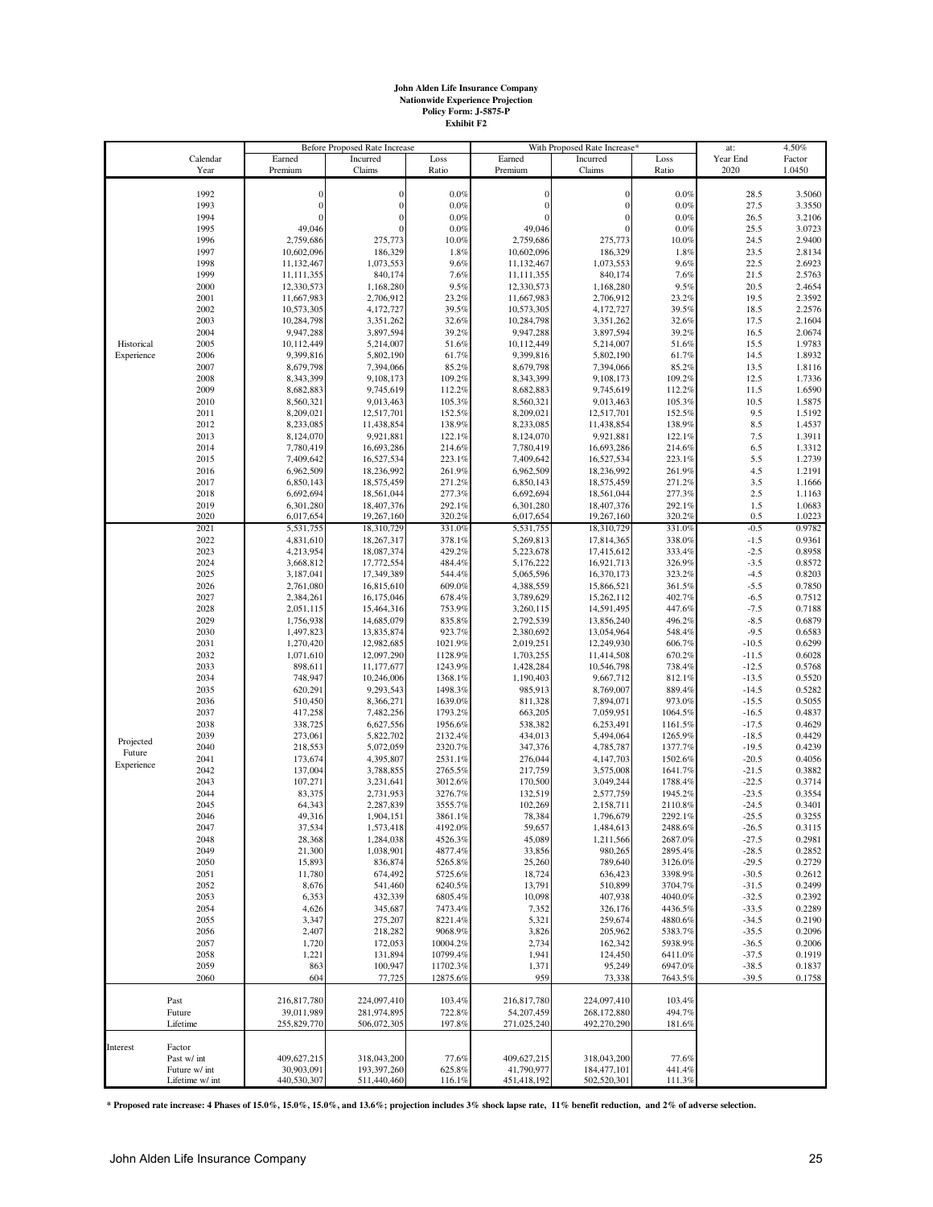**John Alden Life Insurance Company**
**Nationwide Experience Projection**
**Policy Form: J-5875-P**
**Exhibit F2**

| | Calendar Year | Before Proposed Rate Increase Earned Premium | Incurred Claims | Loss Ratio | With Proposed Rate Increase* Earned Premium | Incurred Claims | Loss Ratio | at: Year End 2020 | 4.50% Factor 1.0450 |
|---|---|---|---|---|---|---|---|---|---|
| Historical Experience | 1992 | 0 | 0 | 0.0% | 0 | 0 | 0.0% | 28.5 | 3.5060 |
| | 1993 | 0 | 0 | 0.0% | 0 | 0 | 0.0% | 27.5 | 3.3550 |
| | 1994 | 0 | 0 | 0.0% | 0 | 0 | 0.0% | 26.5 | 3.2106 |
| | 1995 | 49,046 | 0 | 0.0% | 49,046 | 0 | 0.0% | 25.5 | 3.0723 |
| | 1996 | 2,759,686 | 275,773 | 10.0% | 2,759,686 | 275,773 | 10.0% | 24.5 | 2.9400 |
| | 1997 | 10,602,096 | 186,329 | 1.8% | 10,602,096 | 186,329 | 1.8% | 23.5 | 2.8134 |
| | 1998 | 11,132,467 | 1,073,553 | 9.6% | 11,132,467 | 1,073,553 | 9.6% | 22.5 | 2.6923 |
| | 1999 | 11,111,355 | 840,174 | 7.6% | 11,111,355 | 840,174 | 7.6% | 21.5 | 2.5763 |
| | 2000 | 12,330,573 | 1,168,280 | 9.5% | 12,330,573 | 1,168,280 | 9.5% | 20.5 | 2.4654 |
| | 2001 | 11,667,983 | 2,706,912 | 23.2% | 11,667,983 | 2,706,912 | 23.2% | 19.5 | 2.3592 |
| | 2002 | 10,573,305 | 4,172,727 | 39.5% | 10,573,305 | 4,172,727 | 39.5% | 18.5 | 2.2576 |
| | 2003 | 10,284,798 | 3,351,262 | 32.6% | 10,284,798 | 3,351,262 | 32.6% | 17.5 | 2.1604 |
| | 2004 | 9,947,288 | 3,897,594 | 39.2% | 9,947,288 | 3,897,594 | 39.2% | 16.5 | 2.0674 |
| | 2005 | 10,112,449 | 5,214,007 | 51.6% | 10,112,449 | 5,214,007 | 51.6% | 15.5 | 1.9783 |
| | 2006 | 9,399,816 | 5,802,190 | 61.7% | 9,399,816 | 5,802,190 | 61.7% | 14.5 | 1.8932 |
| | 2007 | 8,679,798 | 7,394,066 | 85.2% | 8,679,798 | 7,394,066 | 85.2% | 13.5 | 1.8116 |
| | 2008 | 8,343,399 | 9,108,173 | 109.2% | 8,343,399 | 9,108,173 | 109.2% | 12.5 | 1.7336 |
| | 2009 | 8,682,883 | 9,745,619 | 112.2% | 8,682,883 | 9,745,619 | 112.2% | 11.5 | 1.6590 |
| | 2010 | 8,560,321 | 9,013,463 | 105.3% | 8,560,321 | 9,013,463 | 105.3% | 10.5 | 1.5875 |
| | 2011 | 8,209,021 | 12,517,701 | 152.5% | 8,209,021 | 12,517,701 | 152.5% | 9.5 | 1.5192 |
| | 2012 | 8,233,085 | 11,438,854 | 138.9% | 8,233,085 | 11,438,854 | 138.9% | 8.5 | 1.4537 |
| | 2013 | 8,124,070 | 9,921,881 | 122.1% | 8,124,070 | 9,921,881 | 122.1% | 7.5 | 1.3911 |
| | 2014 | 7,780,419 | 16,693,286 | 214.6% | 7,780,419 | 16,693,286 | 214.6% | 6.5 | 1.3312 |
| | 2015 | 7,409,642 | 16,527,534 | 223.1% | 7,409,642 | 16,527,534 | 223.1% | 5.5 | 1.2739 |
| | 2016 | 6,962,509 | 18,236,992 | 261.9% | 6,962,509 | 18,236,992 | 261.9% | 4.5 | 1.2191 |
| | 2017 | 6,850,143 | 18,575,459 | 271.2% | 6,850,143 | 18,575,459 | 271.2% | 3.5 | 1.1666 |
| | 2018 | 6,692,694 | 18,561,044 | 277.3% | 6,692,694 | 18,561,044 | 277.3% | 2.5 | 1.1163 |
| | 2019 | 6,301,280 | 18,407,376 | 292.1% | 6,301,280 | 18,407,376 | 292.1% | 1.5 | 1.0683 |
| | 2020 | 6,017,654 | 19,267,160 | 320.2% | 6,017,654 | 19,267,160 | 320.2% | 0.5 | 1.0223 |
| Projected Future Experience | 2021 | 5,531,755 | 18,310,729 | 331.0% | 5,531,755 | 18,310,729 | 331.0% | -0.5 | 0.9782 |
| | 2022 | 4,831,610 | 18,267,317 | 378.1% | 5,269,813 | 17,814,365 | 338.0% | -1.5 | 0.9361 |
| | 2023 | 4,213,954 | 18,087,374 | 429.2% | 5,223,678 | 17,415,612 | 333.4% | -2.5 | 0.8958 |
| | 2024 | 3,668,812 | 17,772,554 | 484.4% | 5,176,222 | 16,921,713 | 326.9% | -3.5 | 0.8572 |
| | 2025 | 3,187,041 | 17,349,389 | 544.4% | 5,065,596 | 16,370,173 | 323.2% | -4.5 | 0.8203 |
| | 2026 | 2,761,080 | 16,815,610 | 609.0% | 4,388,559 | 15,866,521 | 361.5% | -5.5 | 0.7850 |
| | 2027 | 2,384,261 | 16,175,046 | 678.4% | 3,789,629 | 15,262,112 | 402.7% | -6.5 | 0.7512 |
| | 2028 | 2,051,115 | 15,464,316 | 753.9% | 3,260,115 | 14,591,495 | 447.6% | -7.5 | 0.7188 |
| | 2029 | 1,756,938 | 14,685,079 | 835.8% | 2,792,539 | 13,856,240 | 496.2% | -8.5 | 0.6879 |
| | 2030 | 1,497,823 | 13,835,874 | 923.7% | 2,380,692 | 13,054,964 | 548.4% | -9.5 | 0.6583 |
| | 2031 | 1,270,420 | 12,982,685 | 1021.9% | 2,019,251 | 12,249,930 | 606.7% | -10.5 | 0.6299 |
| | 2032 | 1,071,610 | 12,097,290 | 1128.9% | 1,703,255 | 11,414,508 | 670.2% | -11.5 | 0.6028 |
| | 2033 | 898,611 | 11,177,677 | 1243.9% | 1,428,284 | 10,546,798 | 738.4% | -12.5 | 0.5768 |
| | 2034 | 748,947 | 10,246,006 | 1368.1% | 1,190,403 | 9,667,712 | 812.1% | -13.5 | 0.5520 |
| | 2035 | 620,291 | 9,293,543 | 1498.3% | 985,913 | 8,769,007 | 889.4% | -14.5 | 0.5282 |
| | 2036 | 510,450 | 8,366,271 | 1639.0% | 811,328 | 7,894,071 | 973.0% | -15.5 | 0.5055 |
| | 2037 | 417,258 | 7,482,256 | 1793.2% | 663,205 | 7,059,951 | 1064.5% | -16.5 | 0.4837 |
| | 2038 | 338,725 | 6,627,556 | 1956.6% | 538,382 | 6,253,491 | 1161.5% | -17.5 | 0.4629 |
| | 2039 | 273,061 | 5,822,702 | 2132.4% | 434,013 | 5,494,064 | 1265.9% | -18.5 | 0.4429 |
| | 2040 | 218,553 | 5,072,059 | 2320.7% | 347,376 | 4,785,787 | 1377.7% | -19.5 | 0.4239 |
| | 2041 | 173,674 | 4,395,807 | 2531.1% | 276,044 | 4,147,703 | 1502.6% | -20.5 | 0.4056 |
| | 2042 | 137,004 | 3,788,855 | 2765.5% | 217,759 | 3,575,008 | 1641.7% | -21.5 | 0.3882 |
| | 2043 | 107,271 | 3,231,641 | 3012.6% | 170,500 | 3,049,244 | 1788.4% | -22.5 | 0.3714 |
| | 2044 | 83,375 | 2,731,953 | 3276.7% | 132,519 | 2,577,759 | 1945.2% | -23.5 | 0.3554 |
| | 2045 | 64,343 | 2,287,839 | 3555.7% | 102,269 | 2,158,711 | 2110.8% | -24.5 | 0.3401 |
| | 2046 | 49,316 | 1,904,151 | 3861.1% | 78,384 | 1,796,679 | 2292.1% | -25.5 | 0.3255 |
| | 2047 | 37,534 | 1,573,418 | 4192.0% | 59,657 | 1,484,613 | 2488.6% | -26.5 | 0.3115 |
| | 2048 | 28,368 | 1,284,038 | 4526.3% | 45,089 | 1,211,566 | 2687.0% | -27.5 | 0.2981 |
| | 2049 | 21,300 | 1,038,901 | 4877.4% | 33,856 | 980,265 | 2895.4% | -28.5 | 0.2852 |
| | 2050 | 15,893 | 836,874 | 5265.8% | 25,260 | 789,640 | 3126.0% | -29.5 | 0.2729 |
| | 2051 | 11,780 | 674,492 | 5725.6% | 18,724 | 636,423 | 3398.9% | -30.5 | 0.2612 |
| | 2052 | 8,676 | 541,460 | 6240.5% | 13,791 | 510,899 | 3704.7% | -31.5 | 0.2499 |
| | 2053 | 6,353 | 432,339 | 6805.4% | 10,098 | 407,938 | 4040.0% | -32.5 | 0.2392 |
| | 2054 | 4,626 | 345,687 | 7473.4% | 7,352 | 326,176 | 4436.5% | -33.5 | 0.2289 |
| | 2055 | 3,347 | 275,207 | 8221.4% | 5,321 | 259,674 | 4880.6% | -34.5 | 0.2190 |
| | 2056 | 2,407 | 218,282 | 9068.9% | 3,826 | 205,962 | 5383.7% | -35.5 | 0.2096 |
| | 2057 | 1,720 | 172,053 | 10004.2% | 2,734 | 162,342 | 5938.9% | -36.5 | 0.2006 |
| | 2058 | 1,221 | 131,894 | 10799.4% | 1,941 | 124,450 | 6411.0% | -37.5 | 0.1919 |
| | 2059 | 863 | 100,947 | 11702.3% | 1,371 | 95,249 | 6947.0% | -38.5 | 0.1837 |
| | 2060 | 604 | 77,725 | 12875.6% | 959 | 73,338 | 7643.5% | -39.5 | 0.1758 |
| | Past | 216,817,780 | 224,097,410 | 103.4% | 216,817,780 | 224,097,410 | 103.4% | | |
| | Future | 39,011,989 | 281,974,895 | 722.8% | 54,207,459 | 268,172,880 | 494.7% | | |
| | Lifetime | 255,829,770 | 506,072,305 | 197.8% | 271,025,240 | 492,270,290 | 181.6% | | |
| Interest | Factor | | | | | | | | |
| | Past w/ int | 409,627,215 | 318,043,200 | 77.6% | 409,627,215 | 318,043,200 | 77.6% | | |
| | Future w/ int | 30,903,091 | 193,397,260 | 625.8% | 41,790,977 | 184,477,101 | 441.4% | | |
| | Lifetime w/ int | 440,530,307 | 511,440,460 | 116.1% | 451,418,192 | 502,520,301 | 111.3% | | |

**\* Proposed rate increase: 4 Phases of 15.0%, 15.0%, 15.0%, and 13.6%; projection includes 3% shock lapse rate, 11% benefit reduction, and 2% of adverse selection.**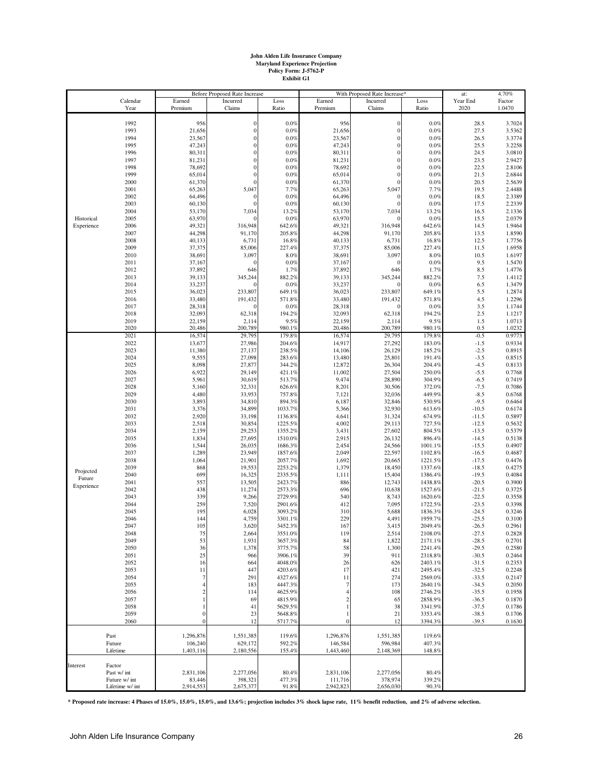**John Alden Life Insurance Company**
**Maryland Experience Projection**
**Policy Form: J-5762-P**
**Exhibit G1**

| | Calendar Year | Before Proposed Rate Increase Earned Premium | Incurred Claims | Loss Ratio | With Proposed Rate Increase* Earned Premium | Incurred Claims | Loss Ratio | at: Year End 2020 | 4.70% Factor 1.0470 |
|---|---|---|---|---|---|---|---|---|---|
| Historical Experience | 1992 | 956 | 0 | 0.0% | 956 | 0 | 0.0% | 28.5 | 3.7024 |
| | 1993 | 21,656 | 0 | 0.0% | 21,656 | 0 | 0.0% | 27.5 | 3.5362 |
| | 1994 | 23,567 | 0 | 0.0% | 23,567 | 0 | 0.0% | 26.5 | 3.3774 |
| | 1995 | 47,243 | 0 | 0.0% | 47,243 | 0 | 0.0% | 25.5 | 3.2258 |
| | 1996 | 80,311 | 0 | 0.0% | 80,311 | 0 | 0.0% | 24.5 | 3.0810 |
| | 1997 | 81,231 | 0 | 0.0% | 81,231 | 0 | 0.0% | 23.5 | 2.9427 |
| | 1998 | 78,692 | 0 | 0.0% | 78,692 | 0 | 0.0% | 22.5 | 2.8106 |
| | 1999 | 65,014 | 0 | 0.0% | 65,014 | 0 | 0.0% | 21.5 | 2.6844 |
| | 2000 | 61,370 | 0 | 0.0% | 61,370 | 0 | 0.0% | 20.5 | 2.5639 |
| | 2001 | 65,263 | 5,047 | 7.7% | 65,263 | 5,047 | 7.7% | 19.5 | 2.4488 |
| | 2002 | 64,496 | 0 | 0.0% | 64,496 | 0 | 0.0% | 18.5 | 2.3389 |
| | 2003 | 60,130 | 0 | 0.0% | 60,130 | 0 | 0.0% | 17.5 | 2.2339 |
| | 2004 | 53,170 | 7,034 | 13.2% | 53,170 | 7,034 | 13.2% | 16.5 | 2.1336 |
| | 2005 | 63,970 | 0 | 0.0% | 63,970 | 0 | 0.0% | 15.5 | 2.0379 |
| | 2006 | 49,321 | 316,948 | 642.6% | 49,321 | 316,948 | 642.6% | 14.5 | 1.9464 |
| | 2007 | 44,298 | 91,170 | 205.8% | 44,298 | 91,170 | 205.8% | 13.5 | 1.8590 |
| | 2008 | 40,133 | 6,731 | 16.8% | 40,133 | 6,731 | 16.8% | 12.5 | 1.7756 |
| | 2009 | 37,375 | 85,006 | 227.4% | 37,375 | 85,006 | 227.4% | 11.5 | 1.6958 |
| | 2010 | 38,691 | 3,097 | 8.0% | 38,691 | 3,097 | 8.0% | 10.5 | 1.6197 |
| | 2011 | 37,167 | 0 | 0.0% | 37,167 | 0 | 0.0% | 9.5 | 1.5470 |
| | 2012 | 37,892 | 646 | 1.7% | 37,892 | 646 | 1.7% | 8.5 | 1.4776 |
| | 2013 | 39,133 | 345,244 | 882.2% | 39,133 | 345,244 | 882.2% | 7.5 | 1.4112 |
| | 2014 | 33,237 | 0 | 0.0% | 33,237 | 0 | 0.0% | 6.5 | 1.3479 |
| | 2015 | 36,023 | 233,807 | 649.1% | 36,023 | 233,807 | 649.1% | 5.5 | 1.2874 |
| | 2016 | 33,480 | 191,432 | 571.8% | 33,480 | 191,432 | 571.8% | 4.5 | 1.2296 |
| | 2017 | 28,318 | 0 | 0.0% | 28,318 | 0 | 0.0% | 3.5 | 1.1744 |
| | 2018 | 32,093 | 62,318 | 194.2% | 32,093 | 62,318 | 194.2% | 2.5 | 1.1217 |
| | 2019 | 22,159 | 2,114 | 9.5% | 22,159 | 2,114 | 9.5% | 1.5 | 1.0713 |
| | 2020 | 20,486 | 200,789 | 980.1% | 20,486 | 200,789 | 980.1% | 0.5 | 1.0232 |
| Projected Future Experience | 2021 | 16,574 | 29,795 | 179.8% | 16,574 | 29,795 | 179.8% | -0.5 | 0.9773 |
| | 2022 | 13,677 | 27,986 | 204.6% | 14,917 | 27,292 | 183.0% | -1.5 | 0.9334 |
| | 2023 | 11,380 | 27,137 | 238.5% | 14,106 | 26,129 | 185.2% | -2.5 | 0.8915 |
| | 2024 | 9,555 | 27,098 | 283.6% | 13,480 | 25,801 | 191.4% | -3.5 | 0.8515 |
| | 2025 | 8,098 | 27,877 | 344.2% | 12,872 | 26,304 | 204.4% | -4.5 | 0.8133 |
| | 2026 | 6,922 | 29,149 | 421.1% | 11,002 | 27,504 | 250.0% | -5.5 | 0.7768 |
| | 2027 | 5,961 | 30,619 | 513.7% | 9,474 | 28,890 | 304.9% | -6.5 | 0.7419 |
| | 2028 | 5,160 | 32,331 | 626.6% | 8,201 | 30,506 | 372.0% | -7.5 | 0.7086 |
| | 2029 | 4,480 | 33,953 | 757.8% | 7,121 | 32,036 | 449.9% | -8.5 | 0.6768 |
| | 2030 | 3,893 | 34,810 | 894.3% | 6,187 | 32,846 | 530.9% | -9.5 | 0.6464 |
| | 2031 | 3,376 | 34,899 | 1033.7% | 5,366 | 32,930 | 613.6% | -10.5 | 0.6174 |
| | 2032 | 2,920 | 33,198 | 1136.8% | 4,641 | 31,324 | 674.9% | -11.5 | 0.5897 |
| | 2033 | 2,518 | 30,854 | 1225.5% | 4,002 | 29,113 | 727.5% | -12.5 | 0.5632 |
| | 2034 | 2,159 | 29,253 | 1355.2% | 3,431 | 27,602 | 804.5% | -13.5 | 0.5379 |
| | 2035 | 1,834 | 27,695 | 1510.0% | 2,915 | 26,132 | 896.4% | -14.5 | 0.5138 |
| | 2036 | 1,544 | 26,035 | 1686.3% | 2,454 | 24,566 | 1001.1% | -15.5 | 0.4907 |
| | 2037 | 1,289 | 23,949 | 1857.6% | 2,049 | 22,597 | 1102.8% | -16.5 | 0.4687 |
| | 2038 | 1,064 | 21,901 | 2057.7% | 1,692 | 20,665 | 1221.5% | -17.5 | 0.4476 |
| | 2039 | 868 | 19,553 | 2253.2% | 1,379 | 18,450 | 1337.6% | -18.5 | 0.4275 |
| | 2040 | 699 | 16,325 | 2335.5% | 1,111 | 15,404 | 1386.4% | -19.5 | 0.4084 |
| | 2041 | 557 | 13,505 | 2423.7% | 886 | 12,743 | 1438.8% | -20.5 | 0.3900 |
| | 2042 | 438 | 11,274 | 2573.3% | 696 | 10,638 | 1527.6% | -21.5 | 0.3725 |
| | 2043 | 339 | 9,266 | 2729.9% | 540 | 8,743 | 1620.6% | -22.5 | 0.3558 |
| | 2044 | 259 | 7,520 | 2901.6% | 412 | 7,095 | 1722.5% | -23.5 | 0.3398 |
| | 2045 | 195 | 6,028 | 3093.2% | 310 | 5,688 | 1836.3% | -24.5 | 0.3246 |
| | 2046 | 144 | 4,759 | 3301.1% | 229 | 4,491 | 1959.7% | -25.5 | 0.3100 |
| | 2047 | 105 | 3,620 | 3452.3% | 167 | 3,415 | 2049.4% | -26.5 | 0.2961 |
| | 2048 | 75 | 2,664 | 3551.0% | 119 | 2,514 | 2108.0% | -27.5 | 0.2828 |
| | 2049 | 53 | 1,931 | 3657.3% | 84 | 1,822 | 2171.1% | -28.5 | 0.2701 |
| | 2050 | 36 | 1,378 | 3775.7% | 58 | 1,300 | 2241.4% | -29.5 | 0.2580 |
| | 2051 | 25 | 966 | 3906.1% | 39 | 911 | 2318.8% | -30.5 | 0.2464 |
| | 2052 | 16 | 664 | 4048.0% | 26 | 626 | 2403.1% | -31.5 | 0.2353 |
| | 2053 | 11 | 447 | 4203.6% | 17 | 421 | 2495.4% | -32.5 | 0.2248 |
| | 2054 | 7 | 291 | 4327.6% | 11 | 274 | 2569.0% | -33.5 | 0.2147 |
| | 2055 | 4 | 183 | 4447.3% | 7 | 173 | 2640.1% | -34.5 | 0.2050 |
| | 2056 | 2 | 114 | 4625.9% | 4 | 108 | 2746.2% | -35.5 | 0.1958 |
| | 2057 | 1 | 69 | 4815.9% | 2 | 65 | 2858.9% | -36.5 | 0.1870 |
| | 2058 | 1 | 41 | 5629.5% | 1 | 38 | 3341.9% | -37.5 | 0.1786 |
| | 2059 | 0 | 23 | 5648.8% | 1 | 21 | 3353.4% | -38.5 | 0.1706 |
| | 2060 | 0 | 12 | 5717.7% | 0 | 12 | 3394.3% | -39.5 | 0.1630 |
| | Past | 1,296,876 | 1,551,385 | 119.6% | 1,296,876 | 1,551,385 | 119.6% | | |
| | Future | 106,240 | 629,172 | 592.2% | 146,584 | 596,984 | 407.3% | | |
| | Lifetime | 1,403,116 | 2,180,556 | 155.4% | 1,443,460 | 2,148,369 | 148.8% | | |
| Interest | Factor | | | | | | | | |
| | Past w/ int | 2,831,106 | 2,277,056 | 80.4% | 2,831,106 | 2,277,056 | 80.4% | | |
| | Future w/ int | 83,446 | 398,321 | 477.3% | 111,716 | 378,974 | 339.2% | | |
| | Lifetime w/ int | 2,914,553 | 2,675,377 | 91.8% | 2,942,823 | 2,656,030 | 90.3% | | |

**\* Proposed rate increase: 4 Phases of 15.0%, 15.0%, 15.0%, and 13.6%; projection includes 3% shock lapse rate, 11% benefit reduction, and 2% of adverse selection.**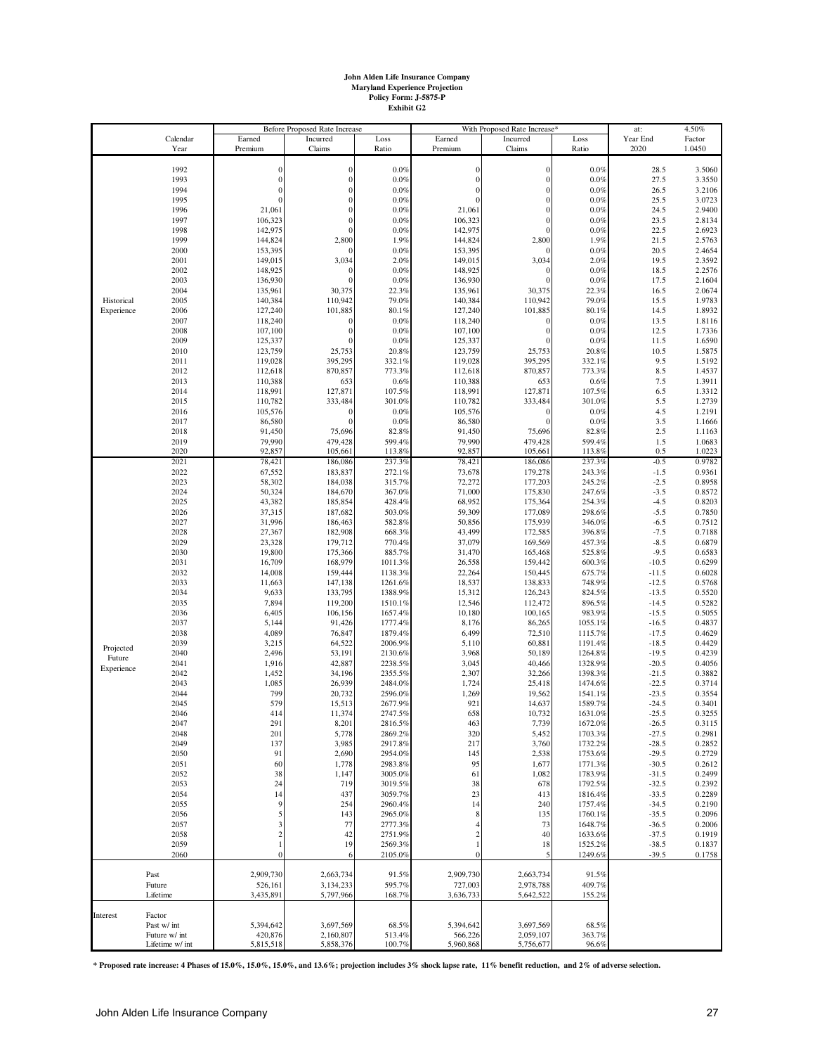**John Alden Life Insurance Company**
**Maryland Experience Projection**
**Policy Form: J-5875-P**
**Exhibit G2**

| | Calendar Year | Before Proposed Rate Increase Earned Premium | Incurred Claims | Loss Ratio | With Proposed Rate Increase* Earned Premium | Incurred Claims | Loss Ratio | at: Year End 2020 | 4.50% Factor 1.0450 |
|---|---|---|---|---|---|---|---|---|---|
| Historical Experience | 1992 | 0 | 0 | 0.0% | 0 | 0 | 0.0% | 28.5 | 3.5060 |
| | 1993 | 0 | 0 | 0.0% | 0 | 0 | 0.0% | 27.5 | 3.3550 |
| | 1994 | 0 | 0 | 0.0% | 0 | 0 | 0.0% | 26.5 | 3.2106 |
| | 1995 | 0 | 0 | 0.0% | 0 | 0 | 0.0% | 25.5 | 3.0723 |
| | 1996 | 21,061 | 0 | 0.0% | 21,061 | 0 | 0.0% | 24.5 | 2.9400 |
| | 1997 | 106,323 | 0 | 0.0% | 106,323 | 0 | 0.0% | 23.5 | 2.8134 |
| | 1998 | 142,975 | 0 | 0.0% | 142,975 | 0 | 0.0% | 22.5 | 2.6923 |
| | 1999 | 144,824 | 2,800 | 1.9% | 144,824 | 2,800 | 1.9% | 21.5 | 2.5763 |
| | 2000 | 153,395 | 0 | 0.0% | 153,395 | 0 | 0.0% | 20.5 | 2.4654 |
| | 2001 | 149,015 | 3,034 | 2.0% | 149,015 | 3,034 | 2.0% | 19.5 | 2.3592 |
| | 2002 | 148,925 | 0 | 0.0% | 148,925 | 0 | 0.0% | 18.5 | 2.2576 |
| | 2003 | 136,930 | 0 | 0.0% | 136,930 | 0 | 0.0% | 17.5 | 2.1604 |
| | 2004 | 135,961 | 30,375 | 22.3% | 135,961 | 30,375 | 22.3% | 16.5 | 2.0674 |
| | 2005 | 140,384 | 110,942 | 79.0% | 140,384 | 110,942 | 79.0% | 15.5 | 1.9783 |
| | 2006 | 127,240 | 101,885 | 80.1% | 127,240 | 101,885 | 80.1% | 14.5 | 1.8932 |
| | 2007 | 118,240 | 0 | 0.0% | 118,240 | 0 | 0.0% | 13.5 | 1.8116 |
| | 2008 | 107,100 | 0 | 0.0% | 107,100 | 0 | 0.0% | 12.5 | 1.7336 |
| | 2009 | 125,337 | 0 | 0.0% | 125,337 | 0 | 0.0% | 11.5 | 1.6590 |
| | 2010 | 123,759 | 25,753 | 20.8% | 123,759 | 25,753 | 20.8% | 10.5 | 1.5875 |
| | 2011 | 119,028 | 395,295 | 332.1% | 119,028 | 395,295 | 332.1% | 9.5 | 1.5192 |
| | 2012 | 112,618 | 870,857 | 773.3% | 112,618 | 870,857 | 773.3% | 8.5 | 1.4537 |
| | 2013 | 110,388 | 653 | 0.6% | 110,388 | 653 | 0.6% | 7.5 | 1.3911 |
| | 2014 | 118,991 | 127,871 | 107.5% | 118,991 | 127,871 | 107.5% | 6.5 | 1.3312 |
| | 2015 | 110,782 | 333,484 | 301.0% | 110,782 | 333,484 | 301.0% | 5.5 | 1.2739 |
| | 2016 | 105,576 | 0 | 0.0% | 105,576 | 0 | 0.0% | 4.5 | 1.2191 |
| | 2017 | 86,580 | 0 | 0.0% | 86,580 | 0 | 0.0% | 3.5 | 1.1666 |
| | 2018 | 91,450 | 75,696 | 82.8% | 91,450 | 75,696 | 82.8% | 2.5 | 1.1163 |
| | 2019 | 79,990 | 479,428 | 599.4% | 79,990 | 479,428 | 599.4% | 1.5 | 1.0683 |
| | 2020 | 92,857 | 105,661 | 113.8% | 92,857 | 105,661 | 113.8% | 0.5 | 1.0223 |
| Projected Future Experience | 2021 | 78,421 | 186,086 | 237.3% | 78,421 | 186,086 | 237.3% | -0.5 | 0.9782 |
| | 2022 | 67,552 | 183,837 | 272.1% | 73,678 | 179,278 | 243.3% | -1.5 | 0.9361 |
| | 2023 | 58,302 | 184,038 | 315.7% | 72,272 | 177,203 | 245.2% | -2.5 | 0.8958 |
| | 2024 | 50,324 | 184,670 | 367.0% | 71,000 | 175,830 | 247.6% | -3.5 | 0.8572 |
| | 2025 | 43,382 | 185,854 | 428.4% | 68,952 | 175,364 | 254.3% | -4.5 | 0.8203 |
| | 2026 | 37,315 | 187,682 | 503.0% | 59,309 | 177,089 | 298.6% | -5.5 | 0.7850 |
| | 2027 | 31,996 | 186,463 | 582.8% | 50,856 | 175,939 | 346.0% | -6.5 | 0.7512 |
| | 2028 | 27,367 | 182,908 | 668.3% | 43,499 | 172,585 | 396.8% | -7.5 | 0.7188 |
| | 2029 | 23,328 | 179,712 | 770.4% | 37,079 | 169,569 | 457.3% | -8.5 | 0.6879 |
| | 2030 | 19,800 | 175,366 | 885.7% | 31,470 | 165,468 | 525.8% | -9.5 | 0.6583 |
| | 2031 | 16,709 | 168,979 | 1011.3% | 26,558 | 159,442 | 600.3% | -10.5 | 0.6299 |
| | 2032 | 14,008 | 159,444 | 1138.3% | 22,264 | 150,445 | 675.7% | -11.5 | 0.6028 |
| | 2033 | 11,663 | 147,138 | 1261.6% | 18,537 | 138,833 | 748.9% | -12.5 | 0.5768 |
| | 2034 | 9,633 | 133,795 | 1388.9% | 15,312 | 126,243 | 824.5% | -13.5 | 0.5520 |
| | 2035 | 7,894 | 119,200 | 1510.1% | 12,546 | 112,472 | 896.5% | -14.5 | 0.5282 |
| | 2036 | 6,405 | 106,156 | 1657.4% | 10,180 | 100,165 | 983.9% | -15.5 | 0.5055 |
| | 2037 | 5,144 | 91,426 | 1777.4% | 8,176 | 86,265 | 1055.1% | -16.5 | 0.4837 |
| | 2038 | 4,089 | 76,847 | 1879.4% | 6,499 | 72,510 | 1115.7% | -17.5 | 0.4629 |
| | 2039 | 3,215 | 64,522 | 2006.9% | 5,110 | 60,881 | 1191.4% | -18.5 | 0.4429 |
| | 2040 | 2,496 | 53,191 | 2130.6% | 3,968 | 50,189 | 1264.8% | -19.5 | 0.4239 |
| | 2041 | 1,916 | 42,887 | 2238.5% | 3,045 | 40,466 | 1328.9% | -20.5 | 0.4056 |
| | 2042 | 1,452 | 34,196 | 2355.5% | 2,307 | 32,266 | 1398.3% | -21.5 | 0.3882 |
| | 2043 | 1,085 | 26,939 | 2484.0% | 1,724 | 25,418 | 1474.6% | -22.5 | 0.3714 |
| | 2044 | 799 | 20,732 | 2596.0% | 1,269 | 19,562 | 1541.1% | -23.5 | 0.3554 |
| | 2045 | 579 | 15,513 | 2677.9% | 921 | 14,637 | 1589.7% | -24.5 | 0.3401 |
| | 2046 | 414 | 11,374 | 2747.5% | 658 | 10,732 | 1631.0% | -25.5 | 0.3255 |
| | 2047 | 291 | 8,201 | 2816.5% | 463 | 7,739 | 1672.0% | -26.5 | 0.3115 |
| | 2048 | 201 | 5,778 | 2869.2% | 320 | 5,452 | 1703.3% | -27.5 | 0.2981 |
| | 2049 | 137 | 3,985 | 2917.8% | 217 | 3,760 | 1732.2% | -28.5 | 0.2852 |
| | 2050 | 91 | 2,690 | 2954.0% | 145 | 2,538 | 1753.6% | -29.5 | 0.2729 |
| | 2051 | 60 | 1,778 | 2983.8% | 95 | 1,677 | 1771.3% | -30.5 | 0.2612 |
| | 2052 | 38 | 1,147 | 3005.0% | 61 | 1,082 | 1783.9% | -31.5 | 0.2499 |
| | 2053 | 24 | 719 | 3019.5% | 38 | 678 | 1792.5% | -32.5 | 0.2392 |
| | 2054 | 14 | 437 | 3059.7% | 23 | 413 | 1816.4% | -33.5 | 0.2289 |
| | 2055 | 9 | 254 | 2960.4% | 14 | 240 | 1757.4% | -34.5 | 0.2190 |
| | 2056 | 5 | 143 | 2965.0% | 8 | 135 | 1760.1% | -35.5 | 0.2096 |
| | 2057 | 3 | 77 | 2777.3% | 4 | 73 | 1648.7% | -36.5 | 0.2006 |
| | 2058 | 2 | 42 | 2751.9% | 2 | 40 | 1633.6% | -37.5 | 0.1919 |
| | 2059 | 1 | 19 | 2569.3% | 1 | 18 | 1525.2% | -38.5 | 0.1837 |
| | 2060 | 0 | 6 | 2105.0% | 0 | 5 | 1249.6% | -39.5 | 0.1758 |
| | Past | 2,909,730 | 2,663,734 | 91.5% | 2,909,730 | 2,663,734 | 91.5% | | |
| | Future | 526,161 | 3,134,233 | 595.7% | 727,003 | 2,978,788 | 409.7% | | |
| | Lifetime | 3,435,891 | 5,797,966 | 168.7% | 3,636,733 | 5,642,522 | 155.2% | | |
| Interest | Factor | | | | | | | | |
| | Past w/ int | 5,394,642 | 3,697,569 | 68.5% | 5,394,642 | 3,697,569 | 68.5% | | |
| | Future w/ int | 420,876 | 2,160,807 | 513.4% | 566,226 | 2,059,107 | 363.7% | | |
| | Lifetime w/ int | 5,815,518 | 5,858,376 | 100.7% | 5,960,868 | 5,756,677 | 96.6% | | |

**\* Proposed rate increase: 4 Phases of 15.0%, 15.0%, 15.0%, and 13.6%; projection includes 3% shock lapse rate, 11% benefit reduction, and 2% of adverse selection.**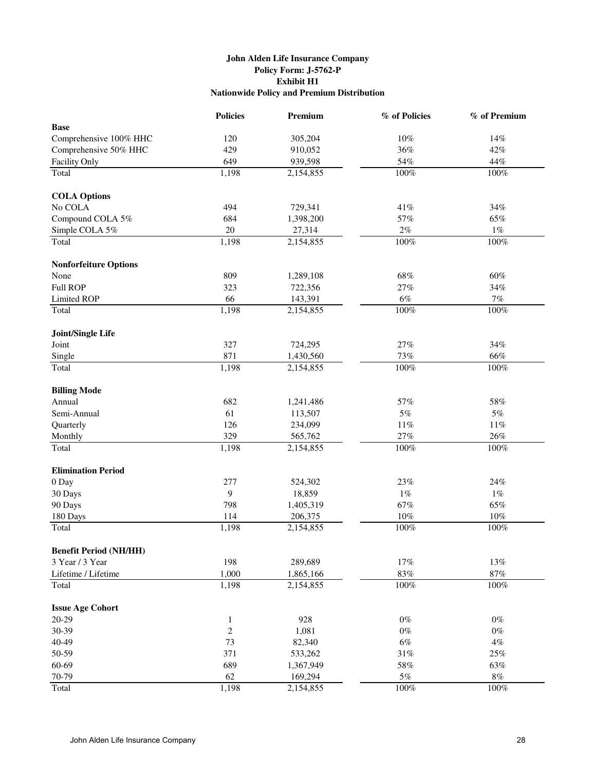**John Alden Life Insurance Company**
**Policy Form: J-5762-P**
**Exhibit H1**
**Nationwide Policy and Premium Distribution**

| | Policies | Premium | % of Policies | % of Premium |
|---|---|---|---|---|
| **Base** | | | | |
| Comprehensive 100% HHC | 120 | 305,204 | 10% | 14% |
| Comprehensive 50% HHC | 429 | 910,052 | 36% | 42% |
| Facility Only | 649 | 939,598 | 54% | 44% |
| Total | 1,198 | 2,154,855 | 100% | 100% |
| **COLA Options** | | | | |
| No COLA | 494 | 729,341 | 41% | 34% |
| Compound COLA 5% | 684 | 1,398,200 | 57% | 65% |
| Simple COLA 5% | 20 | 27,314 | 2% | 1% |
| Total | 1,198 | 2,154,855 | 100% | 100% |
| **Nonforfeiture Options** | | | | |
| None | 809 | 1,289,108 | 68% | 60% |
| Full ROP | 323 | 722,356 | 27% | 34% |
| Limited ROP | 66 | 143,391 | 6% | 7% |
| Total | 1,198 | 2,154,855 | 100% | 100% |
| **Joint/Single Life** | | | | |
| Joint | 327 | 724,295 | 27% | 34% |
| Single | 871 | 1,430,560 | 73% | 66% |
| Total | 1,198 | 2,154,855 | 100% | 100% |
| **Billing Mode** | | | | |
| Annual | 682 | 1,241,486 | 57% | 58% |
| Semi-Annual | 61 | 113,507 | 5% | 5% |
| Quarterly | 126 | 234,099 | 11% | 11% |
| Monthly | 329 | 565,762 | 27% | 26% |
| Total | 1,198 | 2,154,855 | 100% | 100% |
| **Elimination Period** | | | | |
| 0 Day | 277 | 524,302 | 23% | 24% |
| 30 Days | 9 | 18,859 | 1% | 1% |
| 90 Days | 798 | 1,405,319 | 67% | 65% |
| 180 Days | 114 | 206,375 | 10% | 10% |
| Total | 1,198 | 2,154,855 | 100% | 100% |
| **Benefit Period (NH/HH)** | | | | |
| 3 Year / 3 Year | 198 | 289,689 | 17% | 13% |
| Lifetime / Lifetime | 1,000 | 1,865,166 | 83% | 87% |
| Total | 1,198 | 2,154,855 | 100% | 100% |
| **Issue Age Cohort** | | | | |
| 20-29 | 1 | 928 | 0% | 0% |
| 30-39 | 2 | 1,081 | 0% | 0% |
| 40-49 | 73 | 82,340 | 6% | 4% |
| 50-59 | 371 | 533,262 | 31% | 25% |
| 60-69 | 689 | 1,367,949 | 58% | 63% |
| 70-79 | 62 | 169,294 | 5% | 8% |
| Total | 1,198 | 2,154,855 | 100% | 100% |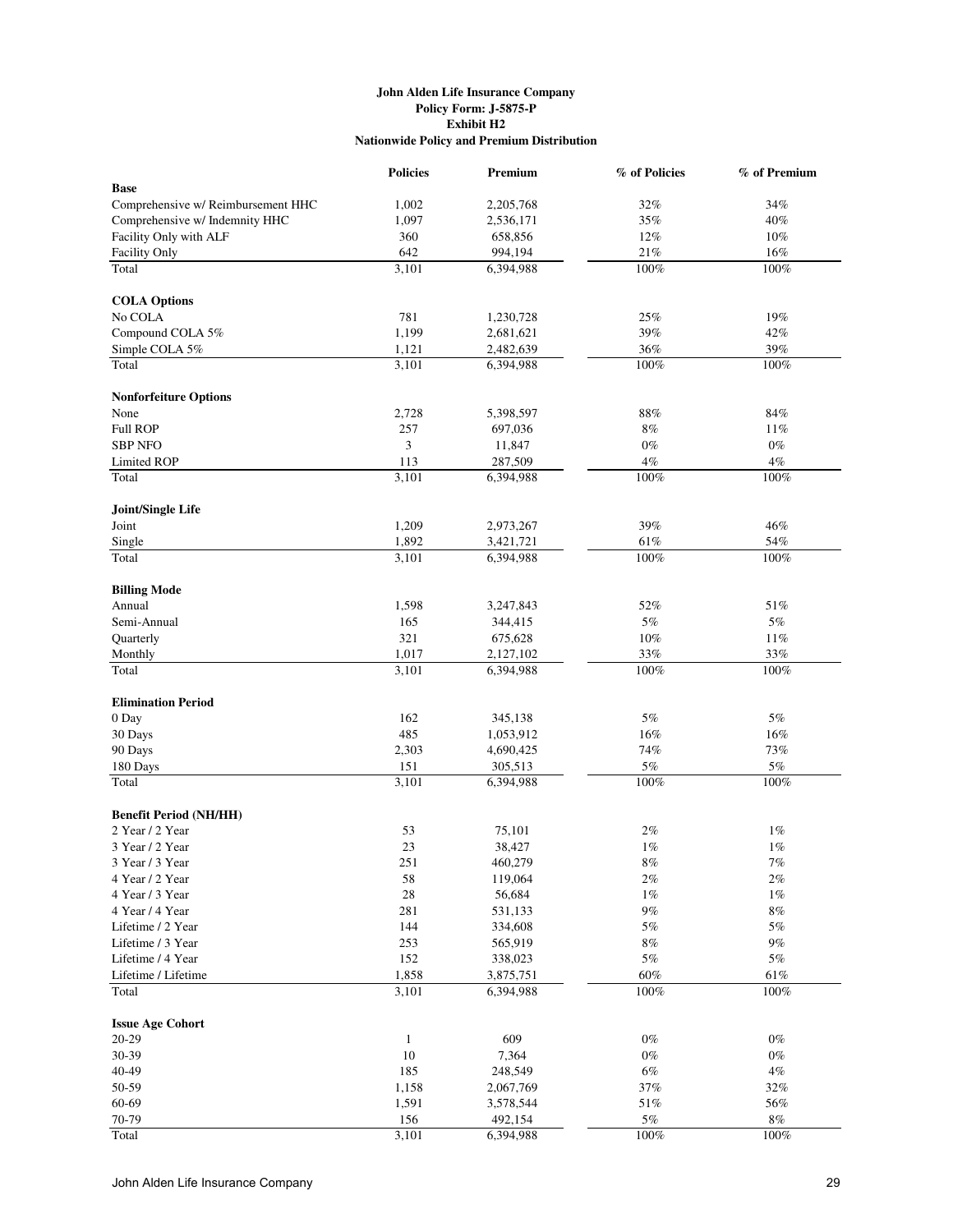**John Alden Life Insurance Company**
**Policy Form: J-5875-P**
**Exhibit H2**
**Nationwide Policy and Premium Distribution**

| | Policies | Premium | % of Policies | % of Premium |
|---|---|---|---|---|
| **Base** | | | | |
| Comprehensive w/ Reimbursement HHC | 1,002 | 2,205,768 | 32% | 34% |
| Comprehensive w/ Indemnity HHC | 1,097 | 2,536,171 | 35% | 40% |
| Facility Only with ALF | 360 | 658,856 | 12% | 10% |
| Facility Only | 642 | 994,194 | 21% | 16% |
| Total | 3,101 | 6,394,988 | 100% | 100% |
| | | | | |
| **COLA Options** | | | | |
| No COLA | 781 | 1,230,728 | 25% | 19% |
| Compound COLA 5% | 1,199 | 2,681,621 | 39% | 42% |
| Simple COLA 5% | 1,121 | 2,482,639 | 36% | 39% |
| Total | 3,101 | 6,394,988 | 100% | 100% |
| | | | | |
| **Nonforfeiture Options** | | | | |
| None | 2,728 | 5,398,597 | 88% | 84% |
| Full ROP | 257 | 697,036 | 8% | 11% |
| SBP NFO | 3 | 11,847 | 0% | 0% |
| Limited ROP | 113 | 287,509 | 4% | 4% |
| Total | 3,101 | 6,394,988 | 100% | 100% |
| | | | | |
| **Joint/Single Life** | | | | |
| Joint | 1,209 | 2,973,267 | 39% | 46% |
| Single | 1,892 | 3,421,721 | 61% | 54% |
| Total | 3,101 | 6,394,988 | 100% | 100% |
| | | | | |
| **Billing Mode** | | | | |
| Annual | 1,598 | 3,247,843 | 52% | 51% |
| Semi-Annual | 165 | 344,415 | 5% | 5% |
| Quarterly | 321 | 675,628 | 10% | 11% |
| Monthly | 1,017 | 2,127,102 | 33% | 33% |
| Total | 3,101 | 6,394,988 | 100% | 100% |
| | | | | |
| **Elimination Period** | | | | |
| 0 Day | 162 | 345,138 | 5% | 5% |
| 30 Days | 485 | 1,053,912 | 16% | 16% |
| 90 Days | 2,303 | 4,690,425 | 74% | 73% |
| 180 Days | 151 | 305,513 | 5% | 5% |
| Total | 3,101 | 6,394,988 | 100% | 100% |
| | | | | |
| **Benefit Period (NH/HH)** | | | | |
| 2 Year / 2 Year | 53 | 75,101 | 2% | 1% |
| 3 Year / 2 Year | 23 | 38,427 | 1% | 1% |
| 3 Year / 3 Year | 251 | 460,279 | 8% | 7% |
| 4 Year / 2 Year | 58 | 119,064 | 2% | 2% |
| 4 Year / 3 Year | 28 | 56,684 | 1% | 1% |
| 4 Year / 4 Year | 281 | 531,133 | 9% | 8% |
| Lifetime / 2 Year | 144 | 334,608 | 5% | 5% |
| Lifetime / 3 Year | 253 | 565,919 | 8% | 9% |
| Lifetime / 4 Year | 152 | 338,023 | 5% | 5% |
| Lifetime / Lifetime | 1,858 | 3,875,751 | 60% | 61% |
| Total | 3,101 | 6,394,988 | 100% | 100% |
| | | | | |
| **Issue Age Cohort** | | | | |
| 20-29 | 1 | 609 | 0% | 0% |
| 30-39 | 10 | 7,364 | 0% | 0% |
| 40-49 | 185 | 248,549 | 6% | 4% |
| 50-59 | 1,158 | 2,067,769 | 37% | 32% |
| 60-69 | 1,591 | 3,578,544 | 51% | 56% |
| 70-79 | 156 | 492,154 | 5% | 8% |
| Total | 3,101 | 6,394,988 | 100% | 100% |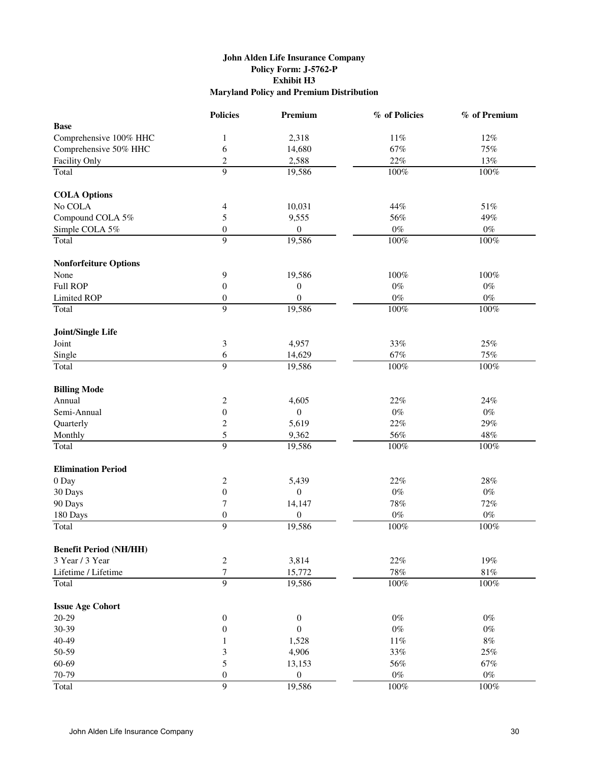**John Alden Life Insurance Company**
**Policy Form: J-5762-P**
**Exhibit H3**
**Maryland Policy and Premium Distribution**

| | Policies | Premium | % of Policies | % of Premium |
|---|---|---|---|---|
| **Base** | | | | |
| Comprehensive 100% HHC | 1 | 2,318 | 11% | 12% |
| Comprehensive 50% HHC | 6 | 14,680 | 67% | 75% |
| Facility Only | 2 | 2,588 | 22% | 13% |
| Total | 9 | 19,586 | 100% | 100% |
| **COLA Options** | | | | |
| No COLA | 4 | 10,031 | 44% | 51% |
| Compound COLA 5% | 5 | 9,555 | 56% | 49% |
| Simple COLA 5% | 0 | 0 | 0% | 0% |
| Total | 9 | 19,586 | 100% | 100% |
| **Nonforfeiture Options** | | | | |
| None | 9 | 19,586 | 100% | 100% |
| Full ROP | 0 | 0 | 0% | 0% |
| Limited ROP | 0 | 0 | 0% | 0% |
| Total | 9 | 19,586 | 100% | 100% |
| **Joint/Single Life** | | | | |
| Joint | 3 | 4,957 | 33% | 25% |
| Single | 6 | 14,629 | 67% | 75% |
| Total | 9 | 19,586 | 100% | 100% |
| **Billing Mode** | | | | |
| Annual | 2 | 4,605 | 22% | 24% |
| Semi-Annual | 0 | 0 | 0% | 0% |
| Quarterly | 2 | 5,619 | 22% | 29% |
| Monthly | 5 | 9,362 | 56% | 48% |
| Total | 9 | 19,586 | 100% | 100% |
| **Elimination Period** | | | | |
| 0 Day | 2 | 5,439 | 22% | 28% |
| 30 Days | 0 | 0 | 0% | 0% |
| 90 Days | 7 | 14,147 | 78% | 72% |
| 180 Days | 0 | 0 | 0% | 0% |
| Total | 9 | 19,586 | 100% | 100% |
| **Benefit Period (NH/HH)** | | | | |
| 3 Year / 3 Year | 2 | 3,814 | 22% | 19% |
| Lifetime / Lifetime | 7 | 15,772 | 78% | 81% |
| Total | 9 | 19,586 | 100% | 100% |
| **Issue Age Cohort** | | | | |
| 20-29 | 0 | 0 | 0% | 0% |
| 30-39 | 0 | 0 | 0% | 0% |
| 40-49 | 1 | 1,528 | 11% | 8% |
| 50-59 | 3 | 4,906 | 33% | 25% |
| 60-69 | 5 | 13,153 | 56% | 67% |
| 70-79 | 0 | 0 | 0% | 0% |
| Total | 9 | 19,586 | 100% | 100% |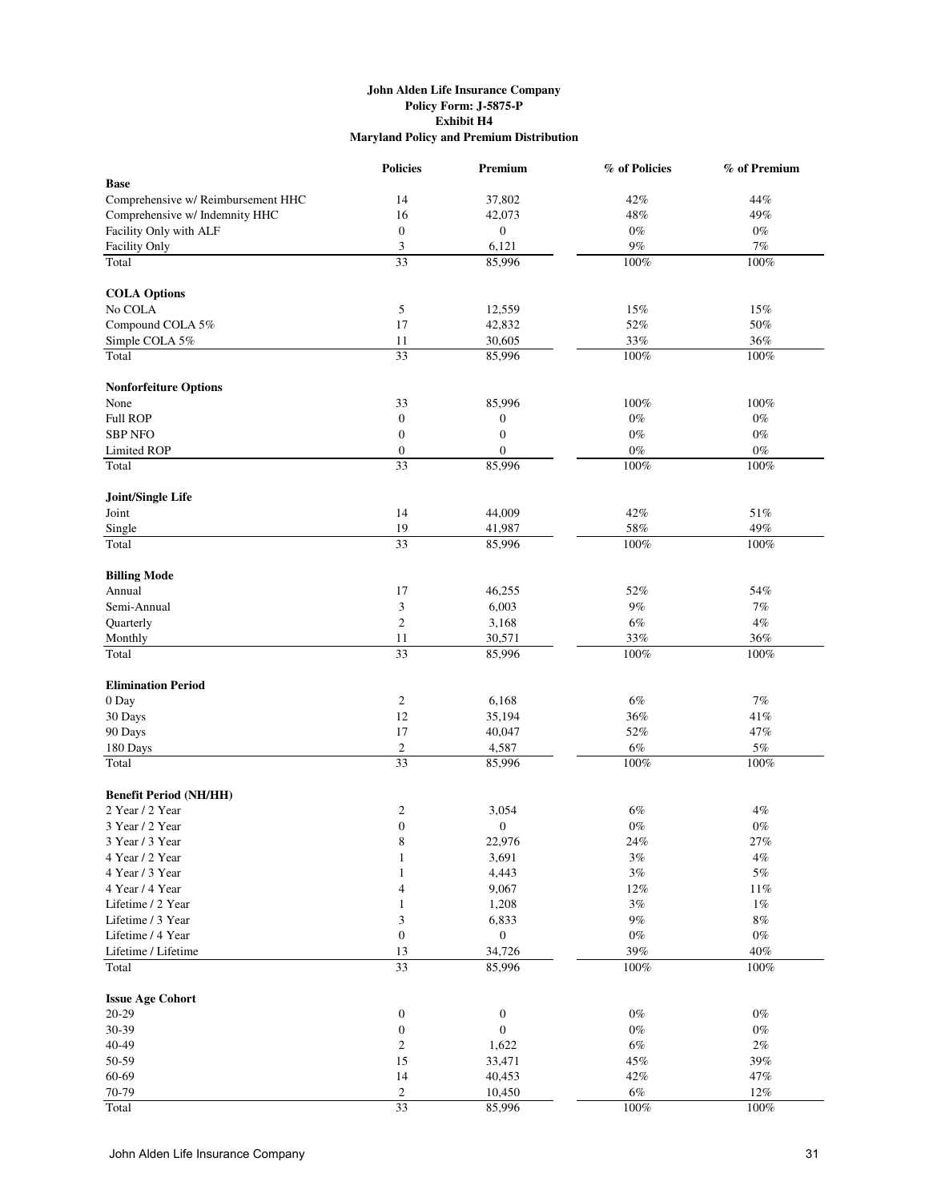**John Alden Life Insurance Company**
**Policy Form: J-5875-P**
**Exhibit H4**
**Maryland Policy and Premium Distribution**

| | Policies | Premium | % of Policies | % of Premium |
|---|---|---|---|---|
| **Base** | | | | |
| Comprehensive w/ Reimbursement HHC | 14 | 37,802 | 42% | 44% |
| Comprehensive w/ Indemnity HHC | 16 | 42,073 | 48% | 49% |
| Facility Only with ALF | 0 | 0 | 0% | 0% |
| Facility Only | 3 | 6,121 | 9% | 7% |
| Total | 33 | 85,996 | 100% | 100% |
| **COLA Options** | | | | |
| No COLA | 5 | 12,559 | 15% | 15% |
| Compound COLA 5% | 17 | 42,832 | 52% | 50% |
| Simple COLA 5% | 11 | 30,605 | 33% | 36% |
| Total | 33 | 85,996 | 100% | 100% |
| **Nonforfeiture Options** | | | | |
| None | 33 | 85,996 | 100% | 100% |
| Full ROP | 0 | 0 | 0% | 0% |
| SBP NFO | 0 | 0 | 0% | 0% |
| Limited ROP | 0 | 0 | 0% | 0% |
| Total | 33 | 85,996 | 100% | 100% |
| **Joint/Single Life** | | | | |
| Joint | 14 | 44,009 | 42% | 51% |
| Single | 19 | 41,987 | 58% | 49% |
| Total | 33 | 85,996 | 100% | 100% |
| **Billing Mode** | | | | |
| Annual | 17 | 46,255 | 52% | 54% |
| Semi-Annual | 3 | 6,003 | 9% | 7% |
| Quarterly | 2 | 3,168 | 6% | 4% |
| Monthly | 11 | 30,571 | 33% | 36% |
| Total | 33 | 85,996 | 100% | 100% |
| **Elimination Period** | | | | |
| 0 Day | 2 | 6,168 | 6% | 7% |
| 30 Days | 12 | 35,194 | 36% | 41% |
| 90 Days | 17 | 40,047 | 52% | 47% |
| 180 Days | 2 | 4,587 | 6% | 5% |
| Total | 33 | 85,996 | 100% | 100% |
| **Benefit Period (NH/HH)** | | | | |
| 2 Year / 2 Year | 2 | 3,054 | 6% | 4% |
| 3 Year / 2 Year | 0 | 0 | 0% | 0% |
| 3 Year / 3 Year | 8 | 22,976 | 24% | 27% |
| 4 Year / 2 Year | 1 | 3,691 | 3% | 4% |
| 4 Year / 3 Year | 1 | 4,443 | 3% | 5% |
| 4 Year / 4 Year | 4 | 9,067 | 12% | 11% |
| Lifetime / 2 Year | 1 | 1,208 | 3% | 1% |
| Lifetime / 3 Year | 3 | 6,833 | 9% | 8% |
| Lifetime / 4 Year | 0 | 0 | 0% | 0% |
| Lifetime / Lifetime | 13 | 34,726 | 39% | 40% |
| Total | 33 | 85,996 | 100% | 100% |
| **Issue Age Cohort** | | | | |
| 20-29 | 0 | 0 | 0% | 0% |
| 30-39 | 0 | 0 | 0% | 0% |
| 40-49 | 2 | 1,622 | 6% | 2% |
| 50-59 | 15 | 33,471 | 45% | 39% |
| 60-69 | 14 | 40,453 | 42% | 47% |
| 70-79 | 2 | 10,450 | 6% | 12% |
| Total | 33 | 85,996 | 100% | 100% |